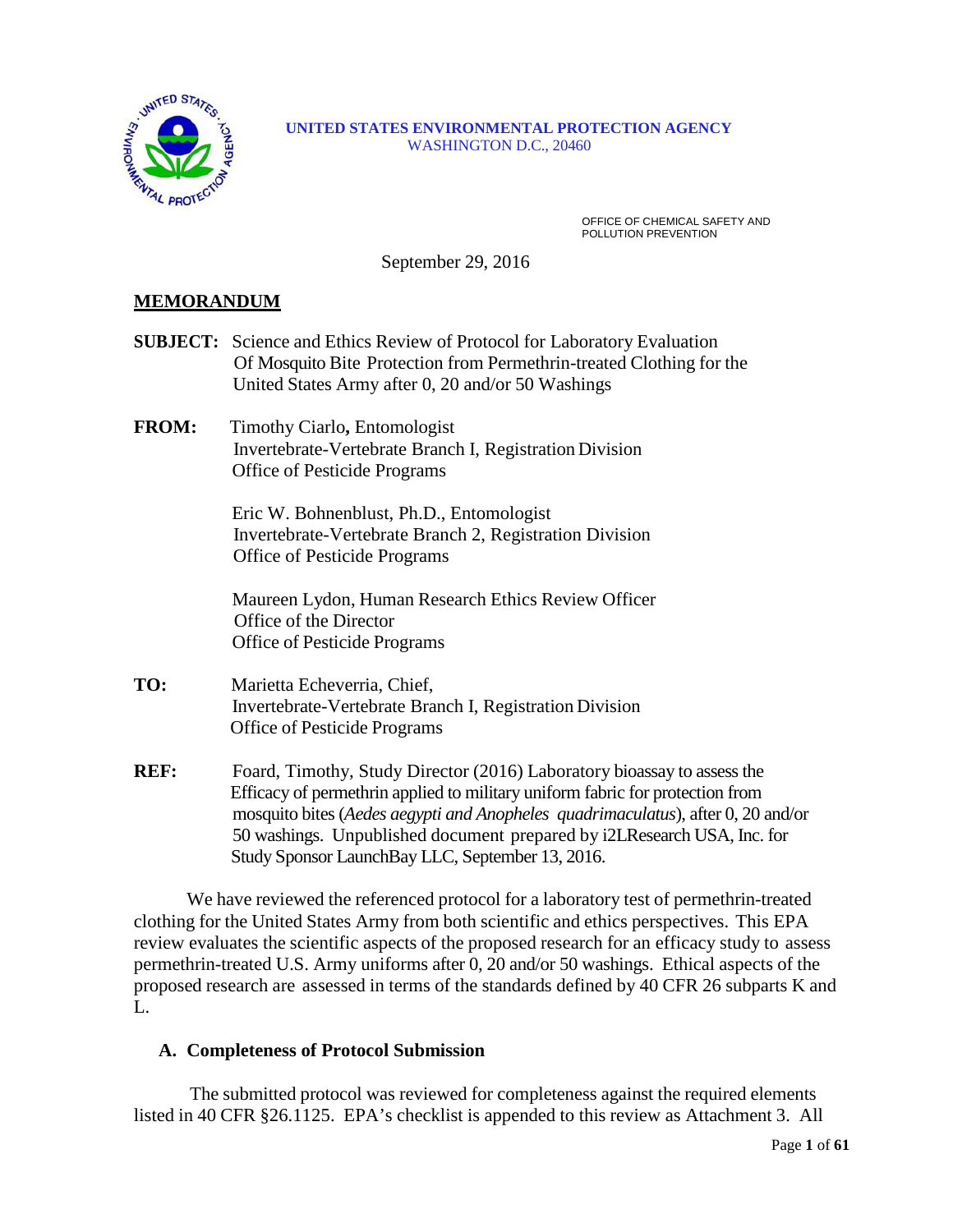**UNITED STATES ENVIRONMENTAL PROTECTION AGENCY**
WASHINGTON D.C., 20460

OFFICE OF CHEMICAL SAFETY AND POLLUTION PREVENTION

September 29, 2016

## MEMORANDUM

**SUBJECT:** Science and Ethics Review of Protocol for Laboratory Evaluation Of Mosquito Bite Protection from Permethrin-treated Clothing for the United States Army after 0, 20 and/or 50 Washings

**FROM:** Timothy Ciarlo**,** Entomologist
Invertebrate-Vertebrate Branch I, Registration Division
Office of Pesticide Programs

Eric W. Bohnenblust, Ph.D., Entomologist
Invertebrate-Vertebrate Branch 2, Registration Division
Office of Pesticide Programs

Maureen Lydon, Human Research Ethics Review Officer
Office of the Director
Office of Pesticide Programs

**TO:** Marietta Echeverria, Chief,
Invertebrate-Vertebrate Branch I, Registration Division
Office of Pesticide Programs

**REF:** Foard, Timothy, Study Director (2016) Laboratory bioassay to assess the Efficacy of permethrin applied to military uniform fabric for protection from mosquito bites (*Aedes aegypti and Anopheles quadrimaculatus*), after 0, 20 and/or 50 washings. Unpublished document prepared by i2LResearch USA, Inc. for Study Sponsor LaunchBay LLC, September 13, 2016.

We have reviewed the referenced protocol for a laboratory test of permethrin-treated clothing for the United States Army from both scientific and ethics perspectives. This EPA review evaluates the scientific aspects of the proposed research for an efficacy study to assess permethrin-treated U.S. Army uniforms after 0, 20 and/or 50 washings. Ethical aspects of the proposed research are assessed in terms of the standards defined by 40 CFR 26 subparts K and L.

### A. Completeness of Protocol Submission

The submitted protocol was reviewed for completeness against the required elements listed in 40 CFR §26.1125. EPA's checklist is appended to this review as Attachment 3. All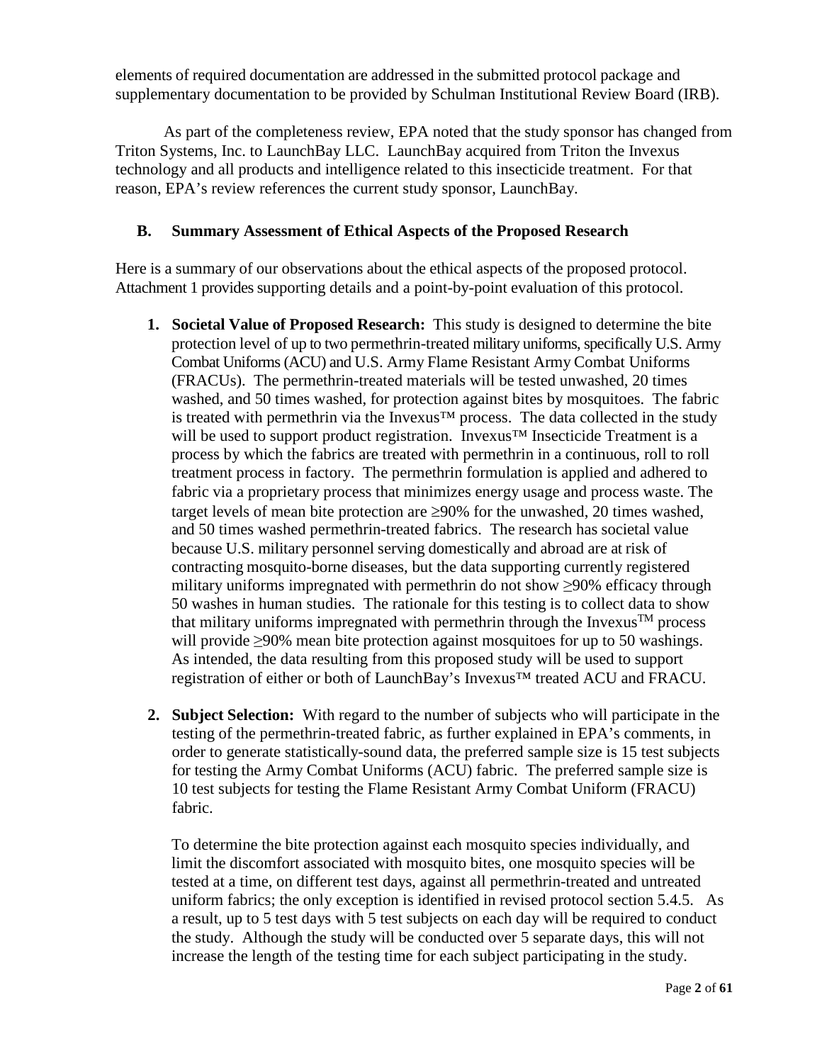elements of required documentation are addressed in the submitted protocol package and supplementary documentation to be provided by Schulman Institutional Review Board (IRB).

As part of the completeness review, EPA noted that the study sponsor has changed from Triton Systems, Inc. to LaunchBay LLC. LaunchBay acquired from Triton the Invexus technology and all products and intelligence related to this insecticide treatment. For that reason, EPA's review references the current study sponsor, LaunchBay.

## B. Summary Assessment of Ethical Aspects of the Proposed Research

Here is a summary of our observations about the ethical aspects of the proposed protocol. Attachment 1 provides supporting details and a point-by-point evaluation of this protocol.

1. **Societal Value of Proposed Research:** This study is designed to determine the bite protection level of up to two permethrin-treated military uniforms, specifically U.S. Army Combat Uniforms (ACU) and U.S. Army Flame Resistant Army Combat Uniforms (FRACUs). The permethrin-treated materials will be tested unwashed, 20 times washed, and 50 times washed, for protection against bites by mosquitoes. The fabric is treated with permethrin via the Invexus™ process. The data collected in the study will be used to support product registration. Invexus™ Insecticide Treatment is a process by which the fabrics are treated with permethrin in a continuous, roll to roll treatment process in factory. The permethrin formulation is applied and adhered to fabric via a proprietary process that minimizes energy usage and process waste. The target levels of mean bite protection are ≥90% for the unwashed, 20 times washed, and 50 times washed permethrin-treated fabrics. The research has societal value because U.S. military personnel serving domestically and abroad are at risk of contracting mosquito-borne diseases, but the data supporting currently registered military uniforms impregnated with permethrin do not show ≥90% efficacy through 50 washes in human studies. The rationale for this testing is to collect data to show that military uniforms impregnated with permethrin through the Invexus™ process will provide ≥90% mean bite protection against mosquitoes for up to 50 washings. As intended, the data resulting from this proposed study will be used to support registration of either or both of LaunchBay's Invexus™ treated ACU and FRACU.

2. **Subject Selection:** With regard to the number of subjects who will participate in the testing of the permethrin-treated fabric, as further explained in EPA's comments, in order to generate statistically-sound data, the preferred sample size is 15 test subjects for testing the Army Combat Uniforms (ACU) fabric. The preferred sample size is 10 test subjects for testing the Flame Resistant Army Combat Uniform (FRACU) fabric.

   To determine the bite protection against each mosquito species individually, and limit the discomfort associated with mosquito bites, one mosquito species will be tested at a time, on different test days, against all permethrin-treated and untreated uniform fabrics; the only exception is identified in revised protocol section 5.4.5. As a result, up to 5 test days with 5 test subjects on each day will be required to conduct the study. Although the study will be conducted over 5 separate days, this will not increase the length of the testing time for each subject participating in the study.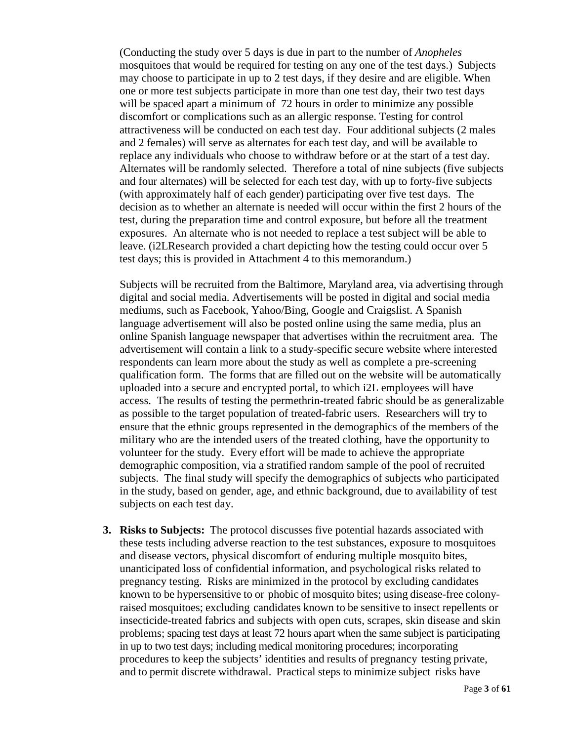(Conducting the study over 5 days is due in part to the number of *Anopheles* mosquitoes that would be required for testing on any one of the test days.) Subjects may choose to participate in up to 2 test days, if they desire and are eligible. When one or more test subjects participate in more than one test day, their two test days will be spaced apart a minimum of 72 hours in order to minimize any possible discomfort or complications such as an allergic response. Testing for control attractiveness will be conducted on each test day. Four additional subjects (2 males and 2 females) will serve as alternates for each test day, and will be available to replace any individuals who choose to withdraw before or at the start of a test day. Alternates will be randomly selected. Therefore a total of nine subjects (five subjects and four alternates) will be selected for each test day, with up to forty-five subjects (with approximately half of each gender) participating over five test days. The decision as to whether an alternate is needed will occur within the first 2 hours of the test, during the preparation time and control exposure, but before all the treatment exposures. An alternate who is not needed to replace a test subject will be able to leave. (i2LResearch provided a chart depicting how the testing could occur over 5 test days; this is provided in Attachment 4 to this memorandum.)

Subjects will be recruited from the Baltimore, Maryland area, via advertising through digital and social media. Advertisements will be posted in digital and social media mediums, such as Facebook, Yahoo/Bing, Google and Craigslist. A Spanish language advertisement will also be posted online using the same media, plus an online Spanish language newspaper that advertises within the recruitment area. The advertisement will contain a link to a study-specific secure website where interested respondents can learn more about the study as well as complete a pre-screening qualification form. The forms that are filled out on the website will be automatically uploaded into a secure and encrypted portal, to which i2L employees will have access. The results of testing the permethrin-treated fabric should be as generalizable as possible to the target population of treated-fabric users. Researchers will try to ensure that the ethnic groups represented in the demographics of the members of the military who are the intended users of the treated clothing, have the opportunity to volunteer for the study. Every effort will be made to achieve the appropriate demographic composition, via a stratified random sample of the pool of recruited subjects. The final study will specify the demographics of subjects who participated in the study, based on gender, age, and ethnic background, due to availability of test subjects on each test day.

3. **Risks to Subjects:** The protocol discusses five potential hazards associated with these tests including adverse reaction to the test substances, exposure to mosquitoes and disease vectors, physical discomfort of enduring multiple mosquito bites, unanticipated loss of confidential information, and psychological risks related to pregnancy testing. Risks are minimized in the protocol by excluding candidates known to be hypersensitive to or phobic of mosquito bites; using disease-free colony-raised mosquitoes; excluding candidates known to be sensitive to insect repellents or insecticide-treated fabrics and subjects with open cuts, scrapes, skin disease and skin problems; spacing test days at least 72 hours apart when the same subject is participating in up to two test days; including medical monitoring procedures; incorporating procedures to keep the subjects' identities and results of pregnancy testing private, and to permit discrete withdrawal. Practical steps to minimize subject risks have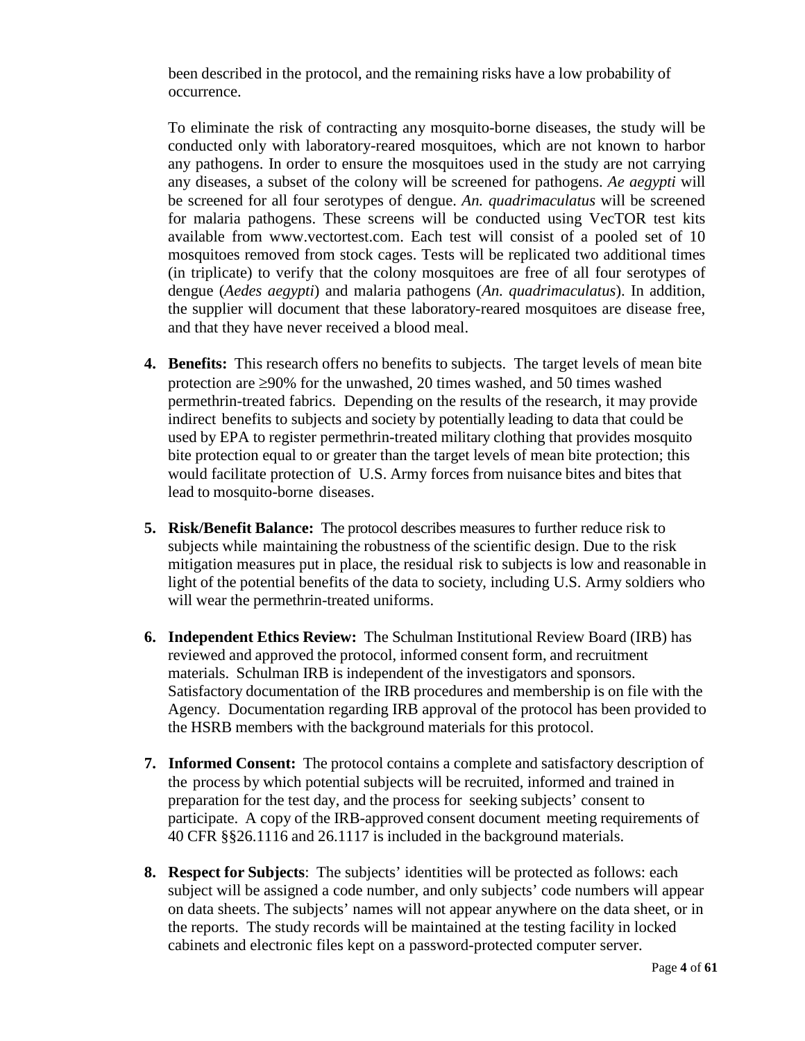been described in the protocol, and the remaining risks have a low probability of occurrence.

To eliminate the risk of contracting any mosquito-borne diseases, the study will be conducted only with laboratory-reared mosquitoes, which are not known to harbor any pathogens. In order to ensure the mosquitoes used in the study are not carrying any diseases, a subset of the colony will be screened for pathogens. *Ae aegypti* will be screened for all four serotypes of dengue. *An. quadrimaculatus* will be screened for malaria pathogens. These screens will be conducted using VecTOR test kits available from www.vectortest.com. Each test will consist of a pooled set of 10 mosquitoes removed from stock cages. Tests will be replicated two additional times (in triplicate) to verify that the colony mosquitoes are free of all four serotypes of dengue (*Aedes aegypti*) and malaria pathogens (*An. quadrimaculatus*). In addition, the supplier will document that these laboratory-reared mosquitoes are disease free, and that they have never received a blood meal.

4. **Benefits:** This research offers no benefits to subjects. The target levels of mean bite protection are ≥90% for the unwashed, 20 times washed, and 50 times washed permethrin-treated fabrics. Depending on the results of the research, it may provide indirect benefits to subjects and society by potentially leading to data that could be used by EPA to register permethrin-treated military clothing that provides mosquito bite protection equal to or greater than the target levels of mean bite protection; this would facilitate protection of U.S. Army forces from nuisance bites and bites that lead to mosquito-borne diseases.

5. **Risk/Benefit Balance:** The protocol describes measures to further reduce risk to subjects while maintaining the robustness of the scientific design. Due to the risk mitigation measures put in place, the residual risk to subjects is low and reasonable in light of the potential benefits of the data to society, including U.S. Army soldiers who will wear the permethrin-treated uniforms.

6. **Independent Ethics Review:** The Schulman Institutional Review Board (IRB) has reviewed and approved the protocol, informed consent form, and recruitment materials. Schulman IRB is independent of the investigators and sponsors. Satisfactory documentation of the IRB procedures and membership is on file with the Agency. Documentation regarding IRB approval of the protocol has been provided to the HSRB members with the background materials for this protocol.

7. **Informed Consent:** The protocol contains a complete and satisfactory description of the process by which potential subjects will be recruited, informed and trained in preparation for the test day, and the process for seeking subjects' consent to participate. A copy of the IRB-approved consent document meeting requirements of 40 CFR §§26.1116 and 26.1117 is included in the background materials.

8. **Respect for Subjects**: The subjects' identities will be protected as follows: each subject will be assigned a code number, and only subjects' code numbers will appear on data sheets. The subjects' names will not appear anywhere on the data sheet, or in the reports. The study records will be maintained at the testing facility in locked cabinets and electronic files kept on a password-protected computer server.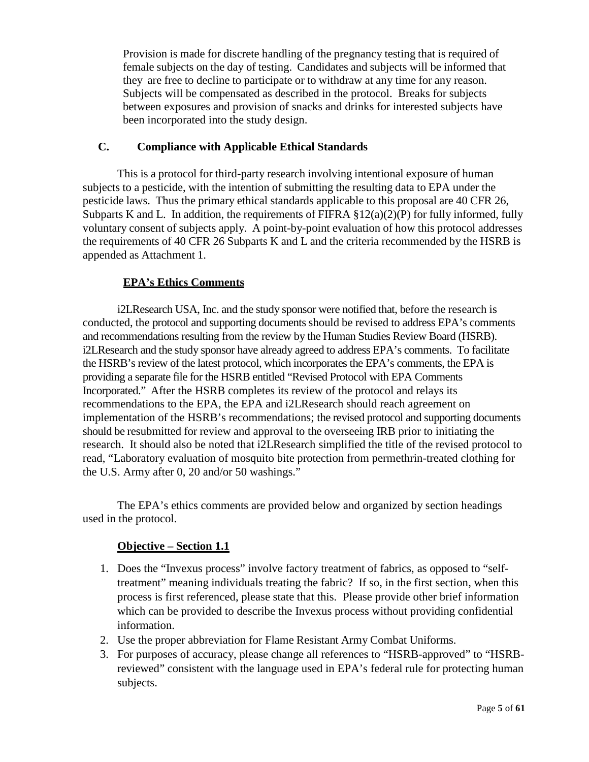Provision is made for discrete handling of the pregnancy testing that is required of female subjects on the day of testing. Candidates and subjects will be informed that they are free to decline to participate or to withdraw at any time for any reason. Subjects will be compensated as described in the protocol. Breaks for subjects between exposures and provision of snacks and drinks for interested subjects have been incorporated into the study design.

## C. Compliance with Applicable Ethical Standards

This is a protocol for third-party research involving intentional exposure of human subjects to a pesticide, with the intention of submitting the resulting data to EPA under the pesticide laws. Thus the primary ethical standards applicable to this proposal are 40 CFR 26, Subparts K and L. In addition, the requirements of FIFRA §12(a)(2)(P) for fully informed, fully voluntary consent of subjects apply. A point-by-point evaluation of how this protocol addresses the requirements of 40 CFR 26 Subparts K and L and the criteria recommended by the HSRB is appended as Attachment 1.

### EPA's Ethics Comments

i2LResearch USA, Inc. and the study sponsor were notified that, before the research is conducted, the protocol and supporting documents should be revised to address EPA's comments and recommendations resulting from the review by the Human Studies Review Board (HSRB). i2LResearch and the study sponsor have already agreed to address EPA's comments. To facilitate the HSRB's review of the latest protocol, which incorporates the EPA's comments, the EPA is providing a separate file for the HSRB entitled "Revised Protocol with EPA Comments Incorporated." After the HSRB completes its review of the protocol and relays its recommendations to the EPA, the EPA and i2LResearch should reach agreement on implementation of the HSRB's recommendations; the revised protocol and supporting documents should be resubmitted for review and approval to the overseeing IRB prior to initiating the research. It should also be noted that i2LResearch simplified the title of the revised protocol to read, "Laboratory evaluation of mosquito bite protection from permethrin-treated clothing for the U.S. Army after 0, 20 and/or 50 washings."

The EPA's ethics comments are provided below and organized by section headings used in the protocol.

### Objective – Section 1.1

1. Does the "Invexus process" involve factory treatment of fabrics, as opposed to "self-treatment" meaning individuals treating the fabric? If so, in the first section, when this process is first referenced, please state that this. Please provide other brief information which can be provided to describe the Invexus process without providing confidential information.
2. Use the proper abbreviation for Flame Resistant Army Combat Uniforms.
3. For purposes of accuracy, please change all references to "HSRB-approved" to "HSRB-reviewed" consistent with the language used in EPA's federal rule for protecting human subjects.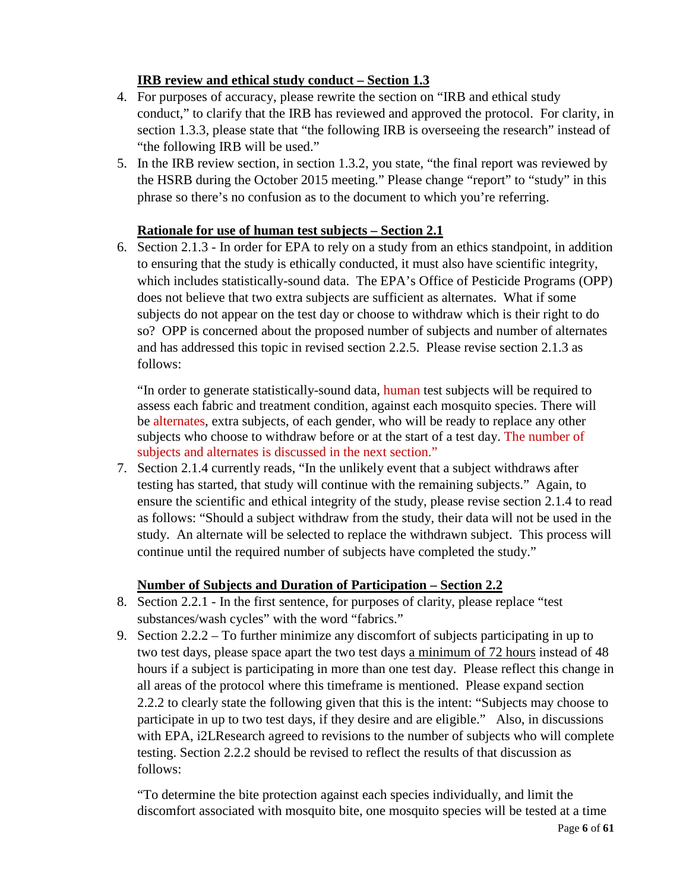**IRB review and ethical study conduct – Section 1.3**

4. For purposes of accuracy, please rewrite the section on "IRB and ethical study conduct," to clarify that the IRB has reviewed and approved the protocol. For clarity, in section 1.3.3, please state that "the following IRB is overseeing the research" instead of "the following IRB will be used."
5. In the IRB review section, in section 1.3.2, you state, "the final report was reviewed by the HSRB during the October 2015 meeting." Please change "report" to "study" in this phrase so there's no confusion as to the document to which you're referring.

**Rationale for use of human test subjects – Section 2.1**

6. Section 2.1.3 - In order for EPA to rely on a study from an ethics standpoint, in addition to ensuring that the study is ethically conducted, it must also have scientific integrity, which includes statistically-sound data. The EPA's Office of Pesticide Programs (OPP) does not believe that two extra subjects are sufficient as alternates. What if some subjects do not appear on the test day or choose to withdraw which is their right to do so? OPP is concerned about the proposed number of subjects and number of alternates and has addressed this topic in revised section 2.2.5. Please revise section 2.1.3 as follows:

   "In order to generate statistically-sound data, human test subjects will be required to assess each fabric and treatment condition, against each mosquito species. There will be alternates, extra subjects, of each gender, who will be ready to replace any other subjects who choose to withdraw before or at the start of a test day. The number of subjects and alternates is discussed in the next section."

7. Section 2.1.4 currently reads, "In the unlikely event that a subject withdraws after testing has started, that study will continue with the remaining subjects." Again, to ensure the scientific and ethical integrity of the study, please revise section 2.1.4 to read as follows: "Should a subject withdraw from the study, their data will not be used in the study. An alternate will be selected to replace the withdrawn subject. This process will continue until the required number of subjects have completed the study."

**Number of Subjects and Duration of Participation – Section 2.2**

8. Section 2.2.1 - In the first sentence, for purposes of clarity, please replace "test substances/wash cycles" with the word "fabrics."
9. Section 2.2.2 – To further minimize any discomfort of subjects participating in up to two test days, please space apart the two test days a minimum of 72 hours instead of 48 hours if a subject is participating in more than one test day. Please reflect this change in all areas of the protocol where this timeframe is mentioned. Please expand section 2.2.2 to clearly state the following given that this is the intent: "Subjects may choose to participate in up to two test days, if they desire and are eligible." Also, in discussions with EPA, i2LResearch agreed to revisions to the number of subjects who will complete testing. Section 2.2.2 should be revised to reflect the results of that discussion as follows:

   "To determine the bite protection against each species individually, and limit the discomfort associated with mosquito bite, one mosquito species will be tested at a time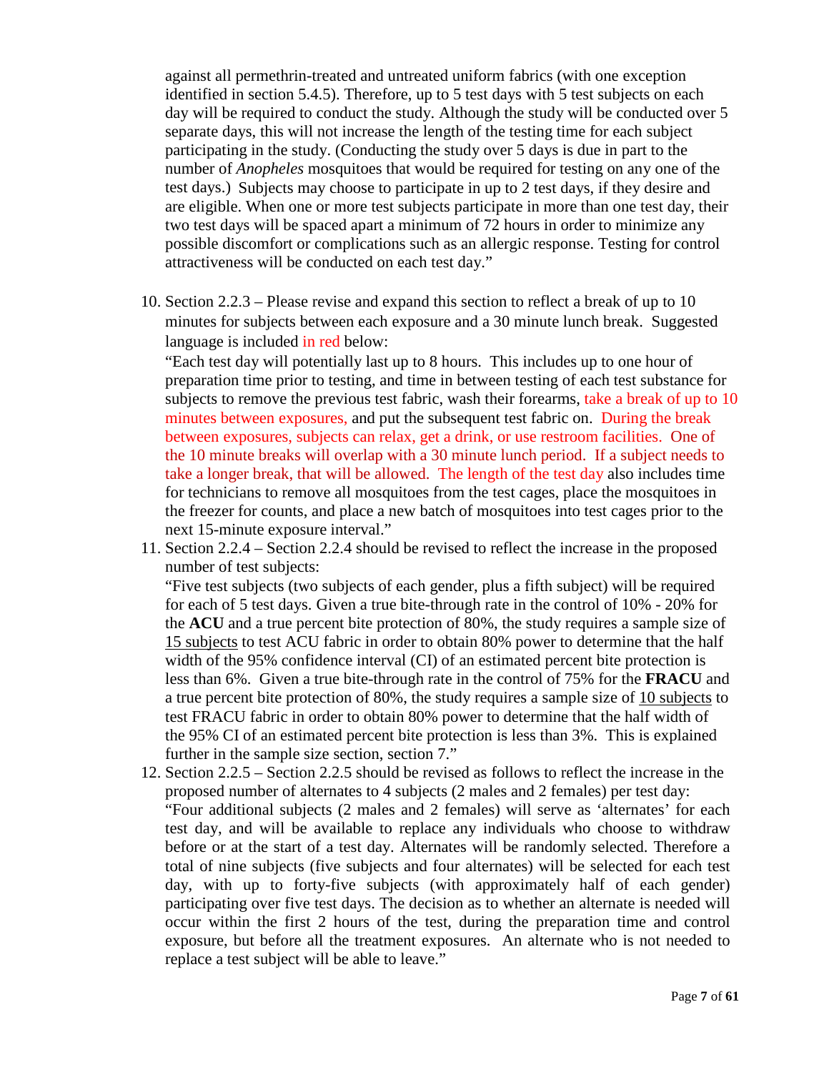against all permethrin-treated and untreated uniform fabrics (with one exception identified in section 5.4.5). Therefore, up to 5 test days with 5 test subjects on each day will be required to conduct the study. Although the study will be conducted over 5 separate days, this will not increase the length of the testing time for each subject participating in the study. (Conducting the study over 5 days is due in part to the number of *Anopheles* mosquitoes that would be required for testing on any one of the test days.)  Subjects may choose to participate in up to 2 test days, if they desire and are eligible. When one or more test subjects participate in more than one test day, their two test days will be spaced apart a minimum of 72 hours in order to minimize any possible discomfort or complications such as an allergic response. Testing for control attractiveness will be conducted on each test day."

10. Section 2.2.3 – Please revise and expand this section to reflect a break of up to 10 minutes for subjects between each exposure and a 30 minute lunch break.  Suggested language is included in red below:
    "Each test day will potentially last up to 8 hours.  This includes up to one hour of preparation time prior to testing, and time in between testing of each test substance for subjects to remove the previous test fabric, wash their forearms, take a break of up to 10 minutes between exposures, and put the subsequent test fabric on.  During the break between exposures, subjects can relax, get a drink, or use restroom facilities.  One of the 10 minute breaks will overlap with a 30 minute lunch period.  If a subject needs to take a longer break, that will be allowed.  The length of the test day also includes time for technicians to remove all mosquitoes from the test cages, place the mosquitoes in the freezer for counts, and place a new batch of mosquitoes into test cages prior to the next 15-minute exposure interval."
11. Section 2.2.4 – Section 2.2.4 should be revised to reflect the increase in the proposed number of test subjects:
    "Five test subjects (two subjects of each gender, plus a fifth subject) will be required for each of 5 test days. Given a true bite-through rate in the control of 10% - 20% for the **ACU** and a true percent bite protection of 80%, the study requires a sample size of 15 subjects to test ACU fabric in order to obtain 80% power to determine that the half width of the 95% confidence interval (CI) of an estimated percent bite protection is less than 6%.  Given a true bite-through rate in the control of 75% for the **FRACU** and a true percent bite protection of 80%, the study requires a sample size of 10 subjects to test FRACU fabric in order to obtain 80% power to determine that the half width of the 95% CI of an estimated percent bite protection is less than 3%.  This is explained further in the sample size section, section 7."
12. Section 2.2.5 – Section 2.2.5 should be revised as follows to reflect the increase in the proposed number of alternates to 4 subjects (2 males and 2 females) per test day:
    "Four additional subjects (2 males and 2 females) will serve as 'alternates' for each test day, and will be available to replace any individuals who choose to withdraw before or at the start of a test day. Alternates will be randomly selected. Therefore a total of nine subjects (five subjects and four alternates) will be selected for each test day, with up to forty-five subjects (with approximately half of each gender) participating over five test days. The decision as to whether an alternate is needed will occur within the first 2 hours of the test, during the preparation time and control exposure, but before all the treatment exposures.  An alternate who is not needed to replace a test subject will be able to leave."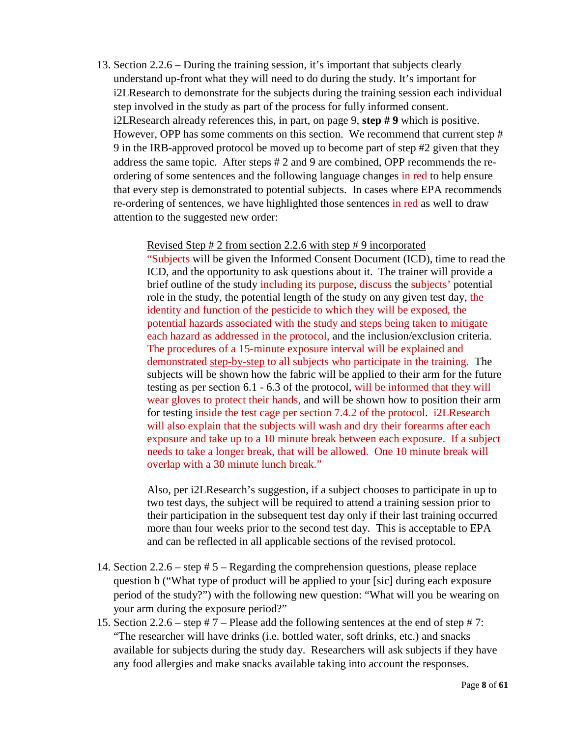13. Section 2.2.6 – During the training session, it's important that subjects clearly understand up-front what they will need to do during the study. It's important for i2LResearch to demonstrate for the subjects during the training session each individual step involved in the study as part of the process for fully informed consent. i2LResearch already references this, in part, on page 9, **step # 9** which is positive. However, OPP has some comments on this section. We recommend that current step # 9 in the IRB-approved protocol be moved up to become part of step #2 given that they address the same topic. After steps # 2 and 9 are combined, OPP recommends the re-ordering of some sentences and the following language changes in red to help ensure that every step is demonstrated to potential subjects. In cases where EPA recommends re-ordering of sentences, we have highlighted those sentences in red as well to draw attention to the suggested new order:

    Revised Step # 2 from section 2.2.6 with step # 9 incorporated

    "Subjects will be given the Informed Consent Document (ICD), time to read the ICD, and the opportunity to ask questions about it. The trainer will provide a brief outline of the study including its purpose, discuss the subjects' potential role in the study, the potential length of the study on any given test day, the identity and function of the pesticide to which they will be exposed, the potential hazards associated with the study and steps being taken to mitigate each hazard as addressed in the protocol, and the inclusion/exclusion criteria. The procedures of a 15-minute exposure interval will be explained and demonstrated step-by-step to all subjects who participate in the training. The subjects will be shown how the fabric will be applied to their arm for the future testing as per section 6.1 - 6.3 of the protocol, will be informed that they will wear gloves to protect their hands, and will be shown how to position their arm for testing inside the test cage per section 7.4.2 of the protocol. i2LResearch will also explain that the subjects will wash and dry their forearms after each exposure and take up to a 10 minute break between each exposure. If a subject needs to take a longer break, that will be allowed. One 10 minute break will overlap with a 30 minute lunch break."

    Also, per i2LResearch's suggestion, if a subject chooses to participate in up to two test days, the subject will be required to attend a training session prior to their participation in the subsequent test day only if their last training occurred more than four weeks prior to the second test day. This is acceptable to EPA and can be reflected in all applicable sections of the revised protocol.

14. Section 2.2.6 – step # 5 – Regarding the comprehension questions, please replace question b ("What type of product will be applied to your [sic] during each exposure period of the study?") with the following new question: "What will you be wearing on your arm during the exposure period?"
15. Section 2.2.6 – step # 7 – Please add the following sentences at the end of step # 7: "The researcher will have drinks (i.e. bottled water, soft drinks, etc.) and snacks available for subjects during the study day. Researchers will ask subjects if they have any food allergies and make snacks available taking into account the responses.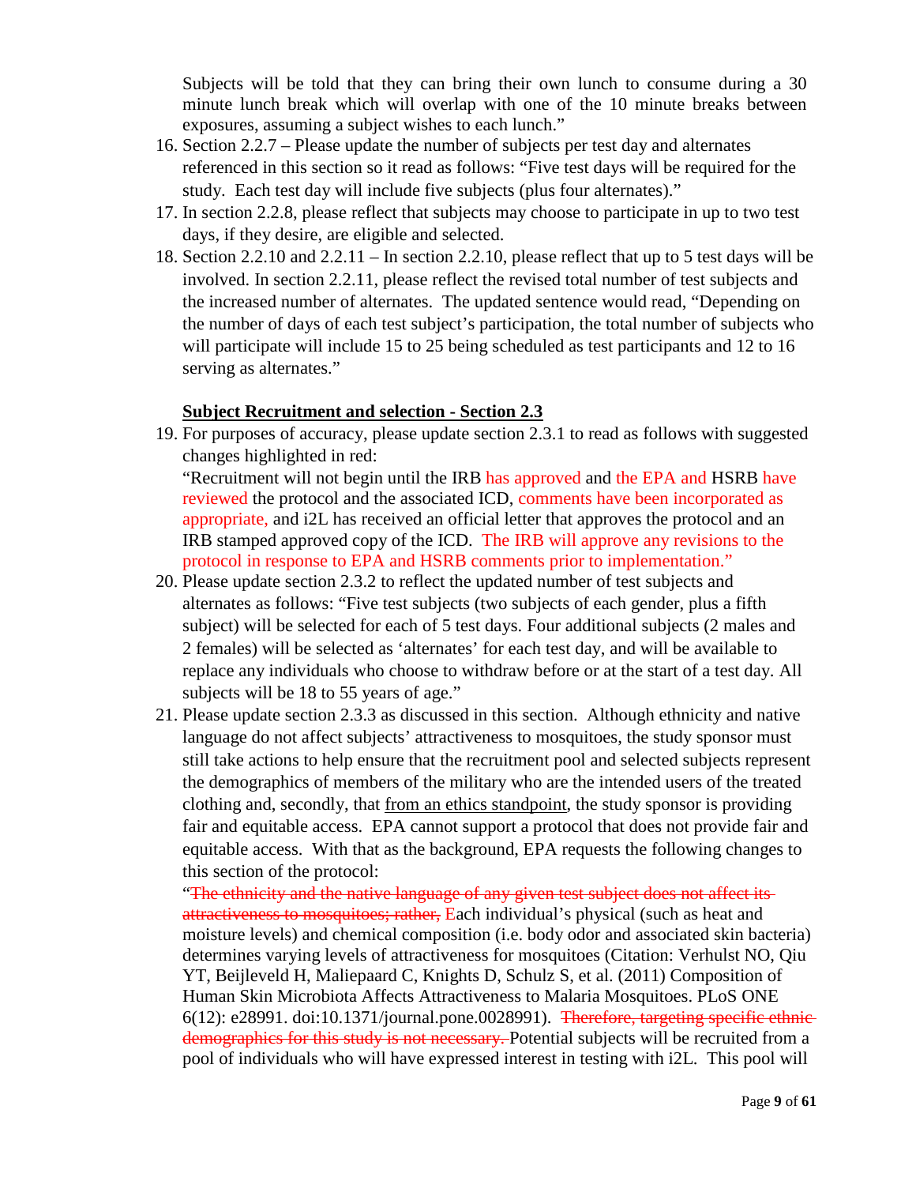Subjects will be told that they can bring their own lunch to consume during a 30 minute lunch break which will overlap with one of the 10 minute breaks between exposures, assuming a subject wishes to each lunch."

16. Section 2.2.7 – Please update the number of subjects per test day and alternates referenced in this section so it read as follows: "Five test days will be required for the study. Each test day will include five subjects (plus four alternates)."
17. In section 2.2.8, please reflect that subjects may choose to participate in up to two test days, if they desire, are eligible and selected.
18. Section 2.2.10 and 2.2.11 – In section 2.2.10, please reflect that up to 5 test days will be involved. In section 2.2.11, please reflect the revised total number of test subjects and the increased number of alternates. The updated sentence would read, "Depending on the number of days of each test subject's participation, the total number of subjects who will participate will include 15 to 25 being scheduled as test participants and 12 to 16 serving as alternates."

**Subject Recruitment and selection - Section 2.3**

19. For purposes of accuracy, please update section 2.3.1 to read as follows with suggested changes highlighted in red:
    "Recruitment will not begin until the IRB has approved and the EPA and HSRB have reviewed the protocol and the associated ICD, comments have been incorporated as appropriate, and i2L has received an official letter that approves the protocol and an IRB stamped approved copy of the ICD. The IRB will approve any revisions to the protocol in response to EPA and HSRB comments prior to implementation."
20. Please update section 2.3.2 to reflect the updated number of test subjects and alternates as follows: "Five test subjects (two subjects of each gender, plus a fifth subject) will be selected for each of 5 test days. Four additional subjects (2 males and 2 females) will be selected as 'alternates' for each test day, and will be available to replace any individuals who choose to withdraw before or at the start of a test day. All subjects will be 18 to 55 years of age."
21. Please update section 2.3.3 as discussed in this section. Although ethnicity and native language do not affect subjects' attractiveness to mosquitoes, the study sponsor must still take actions to help ensure that the recruitment pool and selected subjects represent the demographics of members of the military who are the intended users of the treated clothing and, secondly, that from an ethics standpoint, the study sponsor is providing fair and equitable access. EPA cannot support a protocol that does not provide fair and equitable access. With that as the background, EPA requests the following changes to this section of the protocol:
    "~~The ethnicity and the native language of any given test subject does not affect its attractiveness to mosquitoes; rather,~~ Each individual's physical (such as heat and moisture levels) and chemical composition (i.e. body odor and associated skin bacteria) determines varying levels of attractiveness for mosquitoes (Citation: Verhulst NO, Qiu YT, Beijleveld H, Maliepaard C, Knights D, Schulz S, et al. (2011) Composition of Human Skin Microbiota Affects Attractiveness to Malaria Mosquitoes. PLoS ONE 6(12): e28991. doi:10.1371/journal.pone.0028991). ~~Therefore, targeting specific ethnic demographics for this study is not necessary.~~ Potential subjects will be recruited from a pool of individuals who will have expressed interest in testing with i2L. This pool will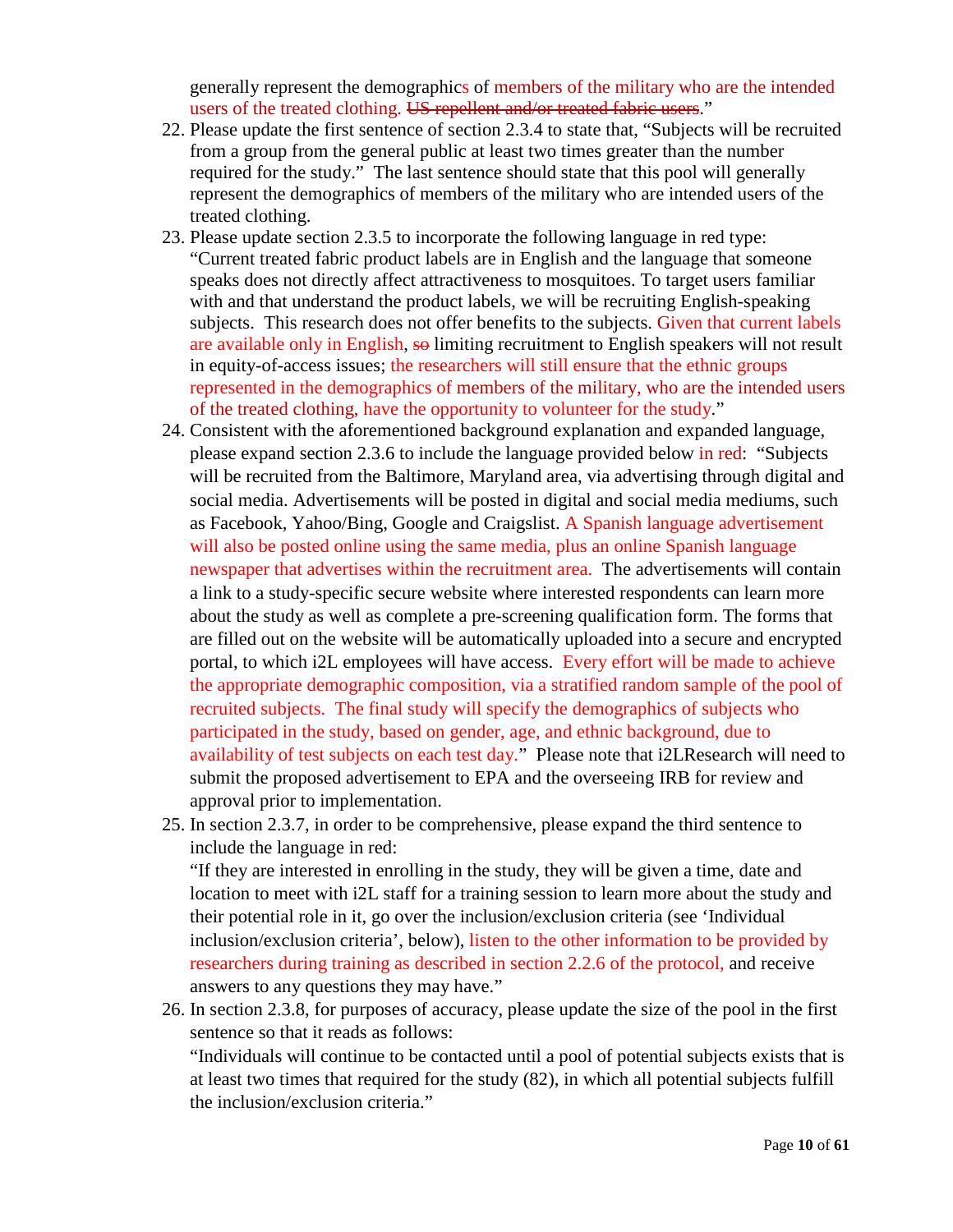generally represent the demographics of members of the military who are the intended users of the treated clothing. ~~US repellent and/or treated fabric users~~."

22. Please update the first sentence of section 2.3.4 to state that, "Subjects will be recruited from a group from the general public at least two times greater than the number required for the study." The last sentence should state that this pool will generally represent the demographics of members of the military who are intended users of the treated clothing.
23. Please update section 2.3.5 to incorporate the following language in red type: "Current treated fabric product labels are in English and the language that someone speaks does not directly affect attractiveness to mosquitoes. To target users familiar with and that understand the product labels, we will be recruiting English-speaking subjects. This research does not offer benefits to the subjects. Given that current labels are available only in English, ~~so~~ limiting recruitment to English speakers will not result in equity-of-access issues; the researchers will still ensure that the ethnic groups represented in the demographics of members of the military, who are the intended users of the treated clothing, have the opportunity to volunteer for the study."
24. Consistent with the aforementioned background explanation and expanded language, please expand section 2.3.6 to include the language provided below in red: "Subjects will be recruited from the Baltimore, Maryland area, via advertising through digital and social media. Advertisements will be posted in digital and social media mediums, such as Facebook, Yahoo/Bing, Google and Craigslist. A Spanish language advertisement will also be posted online using the same media, plus an online Spanish language newspaper that advertises within the recruitment area. The advertisements will contain a link to a study-specific secure website where interested respondents can learn more about the study as well as complete a pre-screening qualification form. The forms that are filled out on the website will be automatically uploaded into a secure and encrypted portal, to which i2L employees will have access. Every effort will be made to achieve the appropriate demographic composition, via a stratified random sample of the pool of recruited subjects. The final study will specify the demographics of subjects who participated in the study, based on gender, age, and ethnic background, due to availability of test subjects on each test day." Please note that i2LResearch will need to submit the proposed advertisement to EPA and the overseeing IRB for review and approval prior to implementation.
25. In section 2.3.7, in order to be comprehensive, please expand the third sentence to include the language in red:
   "If they are interested in enrolling in the study, they will be given a time, date and location to meet with i2L staff for a training session to learn more about the study and their potential role in it, go over the inclusion/exclusion criteria (see 'Individual inclusion/exclusion criteria', below), listen to the other information to be provided by researchers during training as described in section 2.2.6 of the protocol, and receive answers to any questions they may have."
26. In section 2.3.8, for purposes of accuracy, please update the size of the pool in the first sentence so that it reads as follows:
   "Individuals will continue to be contacted until a pool of potential subjects exists that is at least two times that required for the study (82), in which all potential subjects fulfill the inclusion/exclusion criteria."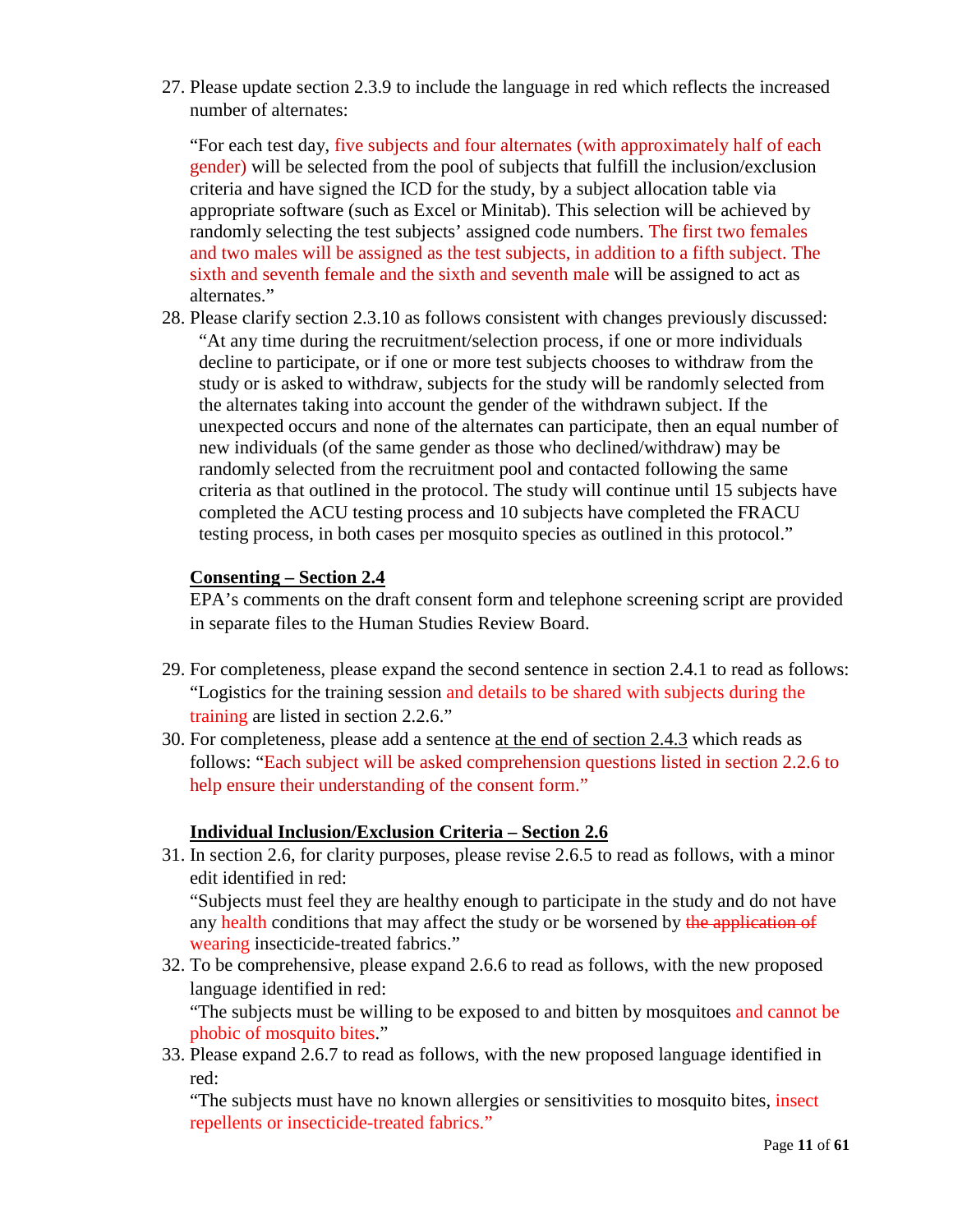27. Please update section 2.3.9 to include the language in red which reflects the increased number of alternates:

    "For each test day, five subjects and four alternates (with approximately half of each gender) will be selected from the pool of subjects that fulfill the inclusion/exclusion criteria and have signed the ICD for the study, by a subject allocation table via appropriate software (such as Excel or Minitab). This selection will be achieved by randomly selecting the test subjects' assigned code numbers. The first two females and two males will be assigned as the test subjects, in addition to a fifth subject. The sixth and seventh female and the sixth and seventh male will be assigned to act as alternates."

28. Please clarify section 2.3.10 as follows consistent with changes previously discussed:

    "At any time during the recruitment/selection process, if one or more individuals decline to participate, or if one or more test subjects chooses to withdraw from the study or is asked to withdraw, subjects for the study will be randomly selected from the alternates taking into account the gender of the withdrawn subject. If the unexpected occurs and none of the alternates can participate, then an equal number of new individuals (of the same gender as those who declined/withdraw) may be randomly selected from the recruitment pool and contacted following the same criteria as that outlined in the protocol. The study will continue until 15 subjects have completed the ACU testing process and 10 subjects have completed the FRACU testing process, in both cases per mosquito species as outlined in this protocol."

**Consenting – Section 2.4**

EPA's comments on the draft consent form and telephone screening script are provided in separate files to the Human Studies Review Board.

29. For completeness, please expand the second sentence in section 2.4.1 to read as follows: "Logistics for the training session and details to be shared with subjects during the training are listed in section 2.2.6."

30. For completeness, please add a sentence at the end of section 2.4.3 which reads as follows: "Each subject will be asked comprehension questions listed in section 2.2.6 to help ensure their understanding of the consent form."

**Individual Inclusion/Exclusion Criteria – Section 2.6**

31. In section 2.6, for clarity purposes, please revise 2.6.5 to read as follows, with a minor edit identified in red:

    "Subjects must feel they are healthy enough to participate in the study and do not have any health conditions that may affect the study or be worsened by ~~the application of~~ wearing insecticide-treated fabrics."

32. To be comprehensive, please expand 2.6.6 to read as follows, with the new proposed language identified in red:

    "The subjects must be willing to be exposed to and bitten by mosquitoes and cannot be phobic of mosquito bites."

33. Please expand 2.6.7 to read as follows, with the new proposed language identified in red:

    "The subjects must have no known allergies or sensitivities to mosquito bites, insect repellents or insecticide-treated fabrics."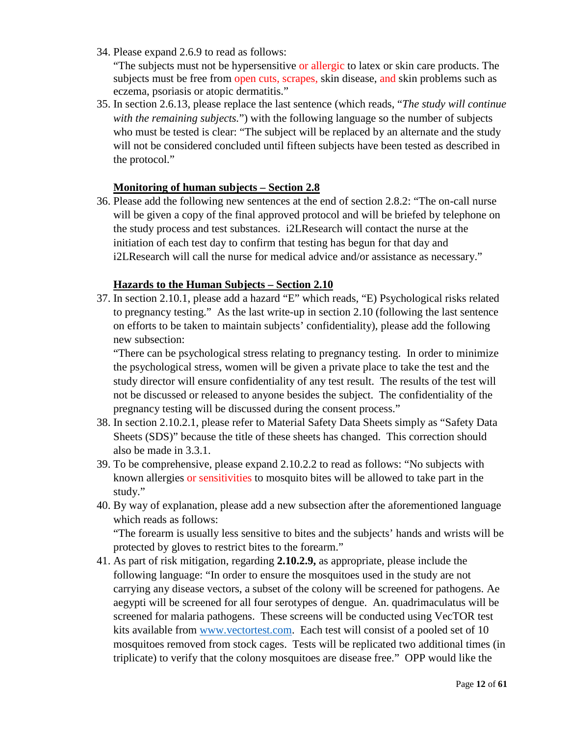34. Please expand 2.6.9 to read as follows:
"The subjects must not be hypersensitive or allergic to latex or skin care products. The subjects must be free from open cuts, scrapes, skin disease, and skin problems such as eczema, psoriasis or atopic dermatitis."
35. In section 2.6.13, please replace the last sentence (which reads, "*The study will continue with the remaining subjects.*") with the following language so the number of subjects who must be tested is clear: "The subject will be replaced by an alternate and the study will not be considered concluded until fifteen subjects have been tested as described in the protocol."

**Monitoring of human subjects – Section 2.8**

36. Please add the following new sentences at the end of section 2.8.2: "The on-call nurse will be given a copy of the final approved protocol and will be briefed by telephone on the study process and test substances. i2LResearch will contact the nurse at the initiation of each test day to confirm that testing has begun for that day and i2LResearch will call the nurse for medical advice and/or assistance as necessary."

**Hazards to the Human Subjects – Section 2.10**

37. In section 2.10.1, please add a hazard "E" which reads, "E) Psychological risks related to pregnancy testing." As the last write-up in section 2.10 (following the last sentence on efforts to be taken to maintain subjects' confidentiality), please add the following new subsection:
"There can be psychological stress relating to pregnancy testing. In order to minimize the psychological stress, women will be given a private place to take the test and the study director will ensure confidentiality of any test result. The results of the test will not be discussed or released to anyone besides the subject. The confidentiality of the pregnancy testing will be discussed during the consent process."
38. In section 2.10.2.1, please refer to Material Safety Data Sheets simply as "Safety Data Sheets (SDS)" because the title of these sheets has changed. This correction should also be made in 3.3.1.
39. To be comprehensive, please expand 2.10.2.2 to read as follows: "No subjects with known allergies or sensitivities to mosquito bites will be allowed to take part in the study."
40. By way of explanation, please add a new subsection after the aforementioned language which reads as follows:
"The forearm is usually less sensitive to bites and the subjects' hands and wrists will be protected by gloves to restrict bites to the forearm."
41. As part of risk mitigation, regarding **2.10.2.9,** as appropriate, please include the following language: "In order to ensure the mosquitoes used in the study are not carrying any disease vectors, a subset of the colony will be screened for pathogens. Ae aegypti will be screened for all four serotypes of dengue. An. quadrimaculatus will be screened for malaria pathogens. These screens will be conducted using VecTOR test kits available from www.vectortest.com. Each test will consist of a pooled set of 10 mosquitoes removed from stock cages. Tests will be replicated two additional times (in triplicate) to verify that the colony mosquitoes are disease free." OPP would like the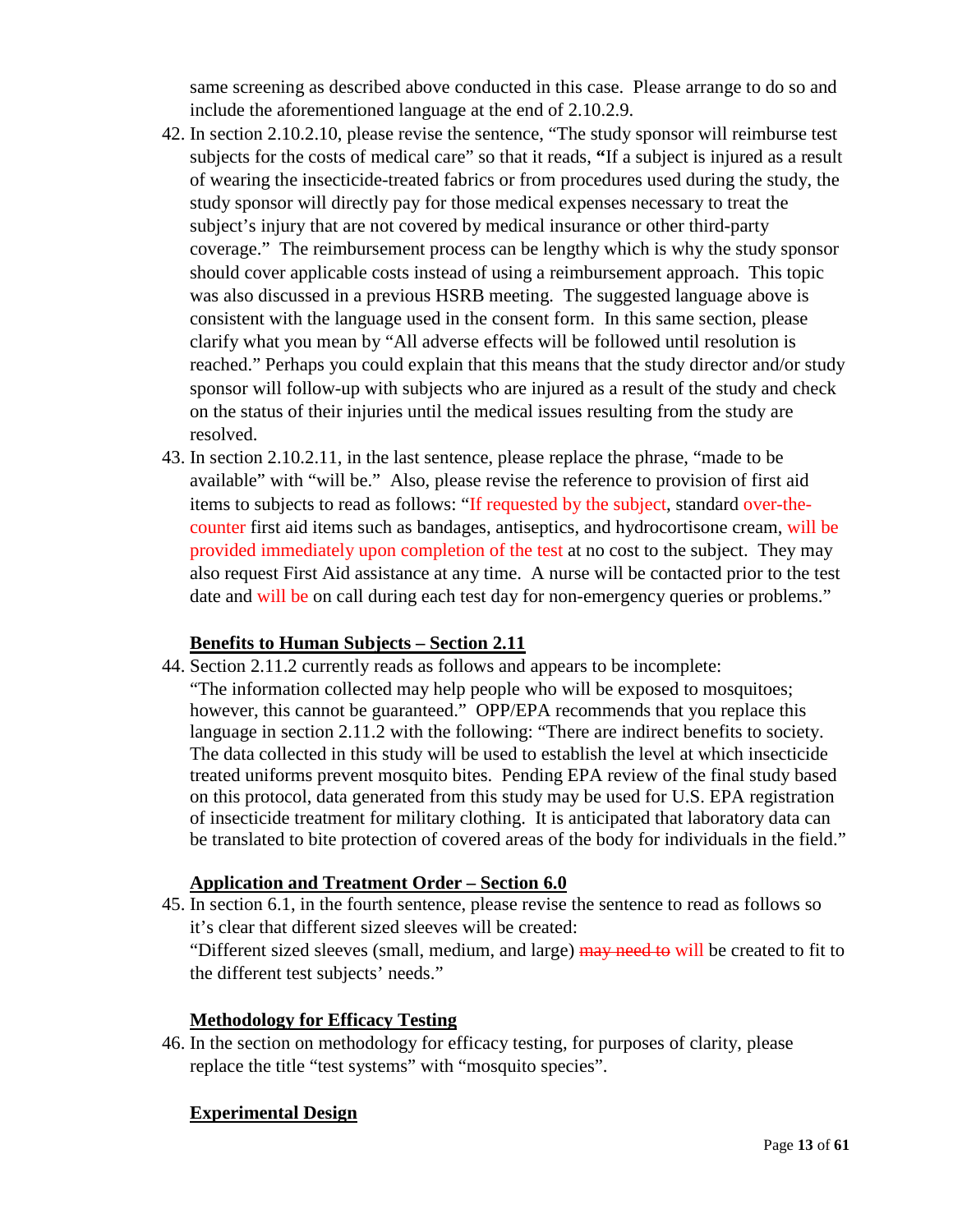same screening as described above conducted in this case. Please arrange to do so and include the aforementioned language at the end of 2.10.2.9.

42. In section 2.10.2.10, please revise the sentence, "The study sponsor will reimburse test subjects for the costs of medical care" so that it reads, **"**If a subject is injured as a result of wearing the insecticide-treated fabrics or from procedures used during the study, the study sponsor will directly pay for those medical expenses necessary to treat the subject's injury that are not covered by medical insurance or other third-party coverage." The reimbursement process can be lengthy which is why the study sponsor should cover applicable costs instead of using a reimbursement approach. This topic was also discussed in a previous HSRB meeting. The suggested language above is consistent with the language used in the consent form. In this same section, please clarify what you mean by "All adverse effects will be followed until resolution is reached." Perhaps you could explain that this means that the study director and/or study sponsor will follow-up with subjects who are injured as a result of the study and check on the status of their injuries until the medical issues resulting from the study are resolved.
43. In section 2.10.2.11, in the last sentence, please replace the phrase, "made to be available" with "will be." Also, please revise the reference to provision of first aid items to subjects to read as follows: "If requested by the subject, standard over-the-counter first aid items such as bandages, antiseptics, and hydrocortisone cream, will be provided immediately upon completion of the test at no cost to the subject. They may also request First Aid assistance at any time. A nurse will be contacted prior to the test date and will be on call during each test day for non-emergency queries or problems."

**<u>Benefits to Human Subjects – Section 2.11</u>**

44. Section 2.11.2 currently reads as follows and appears to be incomplete: "The information collected may help people who will be exposed to mosquitoes; however, this cannot be guaranteed." OPP/EPA recommends that you replace this language in section 2.11.2 with the following: "There are indirect benefits to society. The data collected in this study will be used to establish the level at which insecticide treated uniforms prevent mosquito bites. Pending EPA review of the final study based on this protocol, data generated from this study may be used for U.S. EPA registration of insecticide treatment for military clothing. It is anticipated that laboratory data can be translated to bite protection of covered areas of the body for individuals in the field."

**<u>Application and Treatment Order – Section 6.0</u>**

45. In section 6.1, in the fourth sentence, please revise the sentence to read as follows so it's clear that different sized sleeves will be created: "Different sized sleeves (small, medium, and large) ~~may need to~~ will be created to fit to the different test subjects' needs."

**<u>Methodology for Efficacy Testing</u>**

46. In the section on methodology for efficacy testing, for purposes of clarity, please replace the title "test systems" with "mosquito species".

**<u>Experimental Design</u>**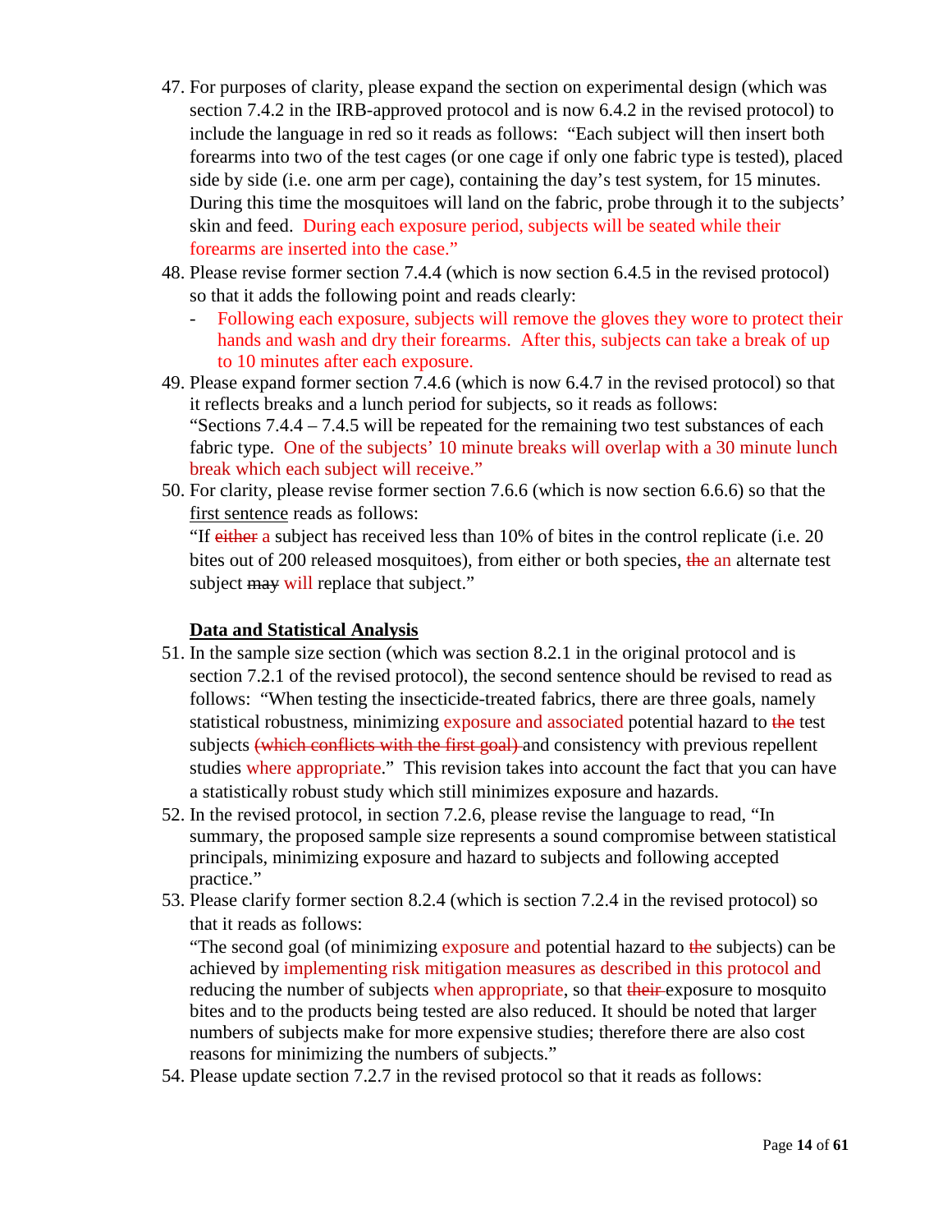47. For purposes of clarity, please expand the section on experimental design (which was section 7.4.2 in the IRB-approved protocol and is now 6.4.2 in the revised protocol) to include the language in red so it reads as follows: "Each subject will then insert both forearms into two of the test cages (or one cage if only one fabric type is tested), placed side by side (i.e. one arm per cage), containing the day's test system, for 15 minutes. During this time the mosquitoes will land on the fabric, probe through it to the subjects' skin and feed. During each exposure period, subjects will be seated while their forearms are inserted into the case."
48. Please revise former section 7.4.4 (which is now section 6.4.5 in the revised protocol) so that it adds the following point and reads clearly:
    - Following each exposure, subjects will remove the gloves they wore to protect their hands and wash and dry their forearms. After this, subjects can take a break of up to 10 minutes after each exposure.
49. Please expand former section 7.4.6 (which is now 6.4.7 in the revised protocol) so that it reflects breaks and a lunch period for subjects, so it reads as follows:
    "Sections 7.4.4 – 7.4.5 will be repeated for the remaining two test substances of each fabric type. One of the subjects' 10 minute breaks will overlap with a 30 minute lunch break which each subject will receive."
50. For clarity, please revise former section 7.6.6 (which is now section 6.6.6) so that the <u>first sentence</u> reads as follows:
    "If ~~either~~ a subject has received less than 10% of bites in the control replicate (i.e. 20 bites out of 200 released mosquitoes), from either or both species, ~~the~~ an alternate test subject ~~may~~ will replace that subject."

**<u>Data and Statistical Analysis</u>**

51. In the sample size section (which was section 8.2.1 in the original protocol and is section 7.2.1 of the revised protocol), the second sentence should be revised to read as follows: "When testing the insecticide-treated fabrics, there are three goals, namely statistical robustness, minimizing exposure and associated potential hazard to ~~the~~ test subjects ~~(which conflicts with the first goal)~~ and consistency with previous repellent studies where appropriate." This revision takes into account the fact that you can have a statistically robust study which still minimizes exposure and hazards.
52. In the revised protocol, in section 7.2.6, please revise the language to read, "In summary, the proposed sample size represents a sound compromise between statistical principals, minimizing exposure and hazard to subjects and following accepted practice."
53. Please clarify former section 8.2.4 (which is section 7.2.4 in the revised protocol) so that it reads as follows:
    "The second goal (of minimizing exposure and potential hazard to ~~the~~ subjects) can be achieved by implementing risk mitigation measures as described in this protocol and reducing the number of subjects when appropriate, so that ~~their~~ exposure to mosquito bites and to the products being tested are also reduced. It should be noted that larger numbers of subjects make for more expensive studies; therefore there are also cost reasons for minimizing the numbers of subjects."
54. Please update section 7.2.7 in the revised protocol so that it reads as follows: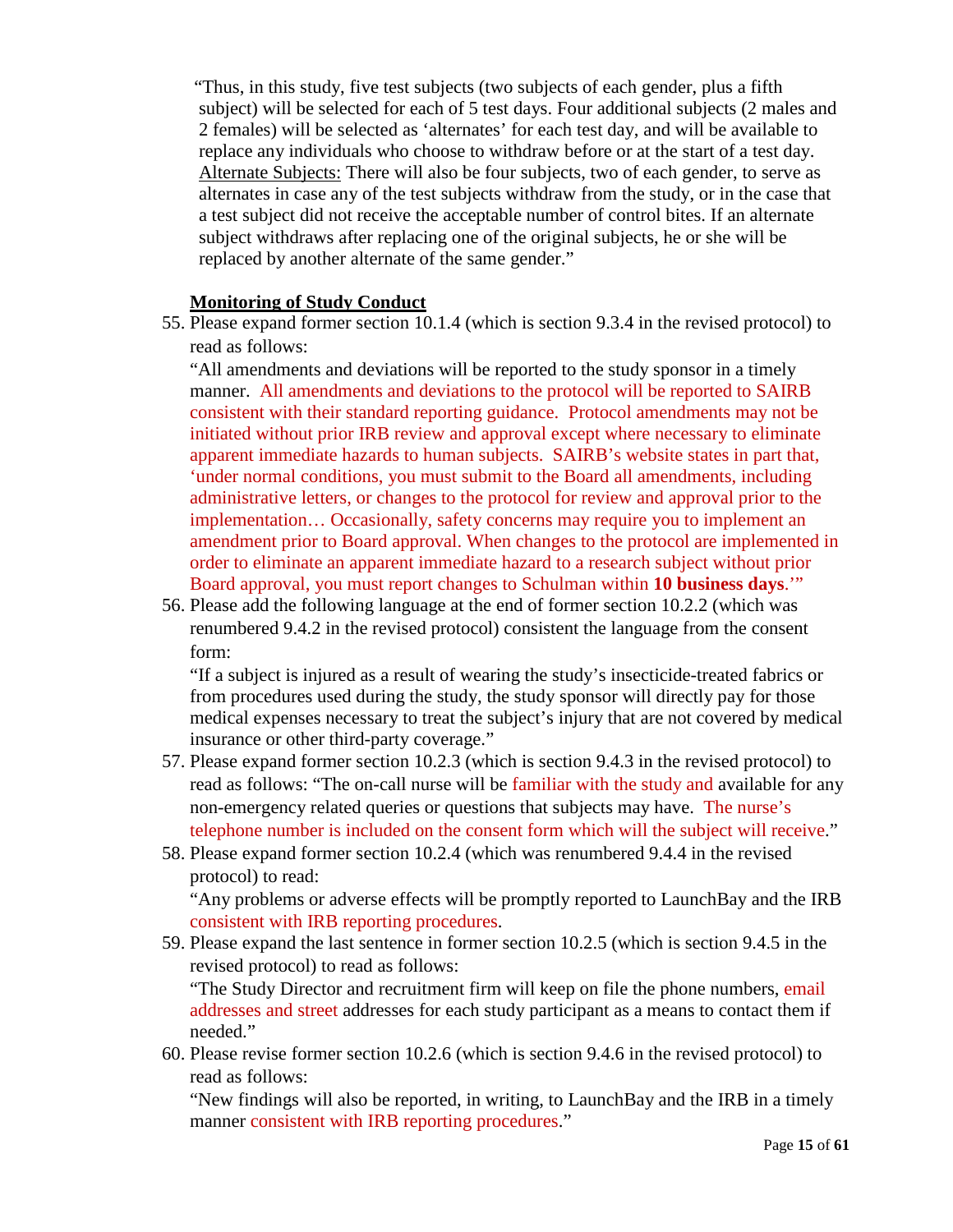"Thus, in this study, five test subjects (two subjects of each gender, plus a fifth subject) will be selected for each of 5 test days. Four additional subjects (2 males and 2 females) will be selected as 'alternates' for each test day, and will be available to replace any individuals who choose to withdraw before or at the start of a test day. Alternate Subjects: There will also be four subjects, two of each gender, to serve as alternates in case any of the test subjects withdraw from the study, or in the case that a test subject did not receive the acceptable number of control bites. If an alternate subject withdraws after replacing one of the original subjects, he or she will be replaced by another alternate of the same gender."

**Monitoring of Study Conduct**

55. Please expand former section 10.1.4 (which is section 9.3.4 in the revised protocol) to read as follows:
"All amendments and deviations will be reported to the study sponsor in a timely manner. All amendments and deviations to the protocol will be reported to SAIRB consistent with their standard reporting guidance. Protocol amendments may not be initiated without prior IRB review and approval except where necessary to eliminate apparent immediate hazards to human subjects. SAIRB's website states in part that, 'under normal conditions, you must submit to the Board all amendments, including administrative letters, or changes to the protocol for review and approval prior to the implementation… Occasionally, safety concerns may require you to implement an amendment prior to Board approval. When changes to the protocol are implemented in order to eliminate an apparent immediate hazard to a research subject without prior Board approval, you must report changes to Schulman within **10 business days**.'"
56. Please add the following language at the end of former section 10.2.2 (which was renumbered 9.4.2 in the revised protocol) consistent the language from the consent form:
"If a subject is injured as a result of wearing the study's insecticide-treated fabrics or from procedures used during the study, the study sponsor will directly pay for those medical expenses necessary to treat the subject's injury that are not covered by medical insurance or other third-party coverage."
57. Please expand former section 10.2.3 (which is section 9.4.3 in the revised protocol) to read as follows: "The on-call nurse will be familiar with the study and available for any non-emergency related queries or questions that subjects may have. The nurse's telephone number is included on the consent form which will the subject will receive."
58. Please expand former section 10.2.4 (which was renumbered 9.4.4 in the revised protocol) to read:
"Any problems or adverse effects will be promptly reported to LaunchBay and the IRB consistent with IRB reporting procedures.
59. Please expand the last sentence in former section 10.2.5 (which is section 9.4.5 in the revised protocol) to read as follows:
"The Study Director and recruitment firm will keep on file the phone numbers, email addresses and street addresses for each study participant as a means to contact them if needed."
60. Please revise former section 10.2.6 (which is section 9.4.6 in the revised protocol) to read as follows:
"New findings will also be reported, in writing, to LaunchBay and the IRB in a timely manner consistent with IRB reporting procedures."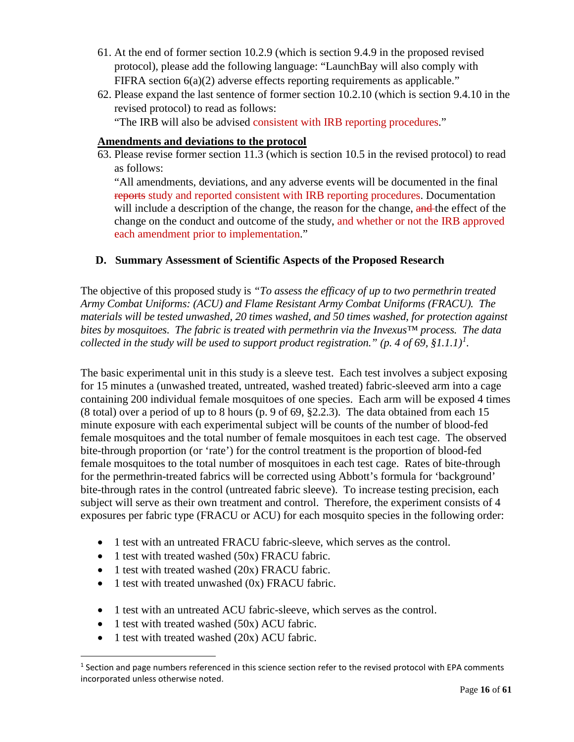61. At the end of former section 10.2.9 (which is section 9.4.9 in the proposed revised protocol), please add the following language: "LaunchBay will also comply with FIFRA section 6(a)(2) adverse effects reporting requirements as applicable."
62. Please expand the last sentence of former section 10.2.10 (which is section 9.4.10 in the revised protocol) to read as follows:
"The IRB will also be advised consistent with IRB reporting procedures."

**Amendments and deviations to the protocol**

63. Please revise former section 11.3 (which is section 10.5 in the revised protocol) to read as follows:
"All amendments, deviations, and any adverse events will be documented in the final ~~reports~~ study and reported consistent with IRB reporting procedures. Documentation will include a description of the change, the reason for the change, ~~and~~ the effect of the change on the conduct and outcome of the study, and whether or not the IRB approved each amendment prior to implementation."

## D. Summary Assessment of Scientific Aspects of the Proposed Research

The objective of this proposed study is *"To assess the efficacy of up to two permethrin treated Army Combat Uniforms: (ACU) and Flame Resistant Army Combat Uniforms (FRACU). The materials will be tested unwashed, 20 times washed, and 50 times washed, for protection against bites by mosquitoes. The fabric is treated with permethrin via the Invexus™ process. The data collected in the study will be used to support product registration." (p. 4 of 69, §1.1.1)*[1].

The basic experimental unit in this study is a sleeve test. Each test involves a subject exposing for 15 minutes a (unwashed treated, untreated, washed treated) fabric-sleeved arm into a cage containing 200 individual female mosquitoes of one species. Each arm will be exposed 4 times (8 total) over a period of up to 8 hours (p. 9 of 69, §2.2.3). The data obtained from each 15 minute exposure with each experimental subject will be counts of the number of blood-fed female mosquitoes and the total number of female mosquitoes in each test cage. The observed bite-through proportion (or 'rate') for the control treatment is the proportion of blood-fed female mosquitoes to the total number of mosquitoes in each test cage. Rates of bite-through for the permethrin-treated fabrics will be corrected using Abbott's formula for 'background' bite-through rates in the control (untreated fabric sleeve). To increase testing precision, each subject will serve as their own treatment and control. Therefore, the experiment consists of 4 exposures per fabric type (FRACU or ACU) for each mosquito species in the following order:

- 1 test with an untreated FRACU fabric-sleeve, which serves as the control.
- 1 test with treated washed (50x) FRACU fabric.
- 1 test with treated washed (20x) FRACU fabric.
- 1 test with treated unwashed (0x) FRACU fabric.

- 1 test with an untreated ACU fabric-sleeve, which serves as the control.
- 1 test with treated washed (50x) ACU fabric.
- 1 test with treated washed (20x) ACU fabric.

[1] Section and page numbers referenced in this science section refer to the revised protocol with EPA comments incorporated unless otherwise noted.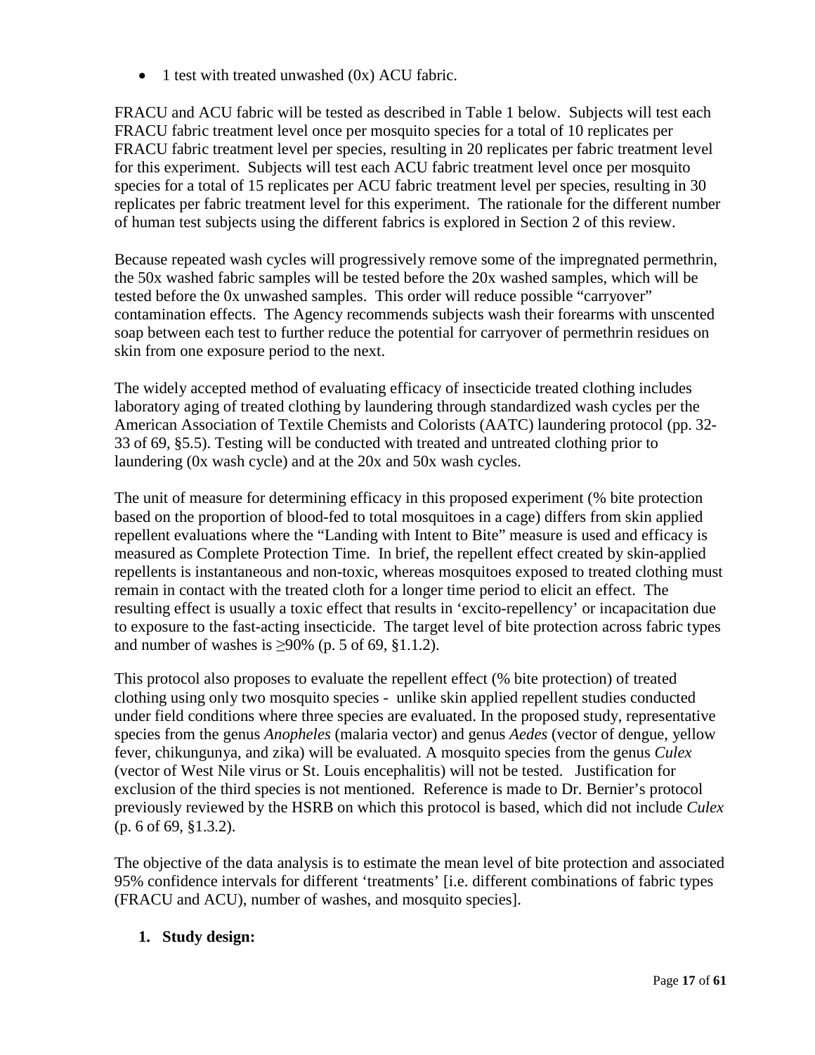- 1 test with treated unwashed (0x) ACU fabric.

FRACU and ACU fabric will be tested as described in Table 1 below. Subjects will test each FRACU fabric treatment level once per mosquito species for a total of 10 replicates per FRACU fabric treatment level per species, resulting in 20 replicates per fabric treatment level for this experiment. Subjects will test each ACU fabric treatment level once per mosquito species for a total of 15 replicates per ACU fabric treatment level per species, resulting in 30 replicates per fabric treatment level for this experiment. The rationale for the different number of human test subjects using the different fabrics is explored in Section 2 of this review.

Because repeated wash cycles will progressively remove some of the impregnated permethrin, the 50x washed fabric samples will be tested before the 20x washed samples, which will be tested before the 0x unwashed samples. This order will reduce possible "carryover" contamination effects. The Agency recommends subjects wash their forearms with unscented soap between each test to further reduce the potential for carryover of permethrin residues on skin from one exposure period to the next.

The widely accepted method of evaluating efficacy of insecticide treated clothing includes laboratory aging of treated clothing by laundering through standardized wash cycles per the American Association of Textile Chemists and Colorists (AATC) laundering protocol (pp. 32-33 of 69, §5.5). Testing will be conducted with treated and untreated clothing prior to laundering (0x wash cycle) and at the 20x and 50x wash cycles.

The unit of measure for determining efficacy in this proposed experiment (% bite protection based on the proportion of blood-fed to total mosquitoes in a cage) differs from skin applied repellent evaluations where the "Landing with Intent to Bite" measure is used and efficacy is measured as Complete Protection Time. In brief, the repellent effect created by skin-applied repellents is instantaneous and non-toxic, whereas mosquitoes exposed to treated clothing must remain in contact with the treated cloth for a longer time period to elicit an effect. The resulting effect is usually a toxic effect that results in 'excito-repellency' or incapacitation due to exposure to the fast-acting insecticide. The target level of bite protection across fabric types and number of washes is ≥90% (p. 5 of 69, §1.1.2).

This protocol also proposes to evaluate the repellent effect (% bite protection) of treated clothing using only two mosquito species - unlike skin applied repellent studies conducted under field conditions where three species are evaluated. In the proposed study, representative species from the genus *Anopheles* (malaria vector) and genus *Aedes* (vector of dengue, yellow fever, chikungunya, and zika) will be evaluated. A mosquito species from the genus *Culex* (vector of West Nile virus or St. Louis encephalitis) will not be tested. Justification for exclusion of the third species is not mentioned. Reference is made to Dr. Bernier's protocol previously reviewed by the HSRB on which this protocol is based, which did not include *Culex* (p. 6 of 69, §1.3.2).

The objective of the data analysis is to estimate the mean level of bite protection and associated 95% confidence intervals for different 'treatments' [i.e. different combinations of fabric types (FRACU and ACU), number of washes, and mosquito species].

1. **Study design:**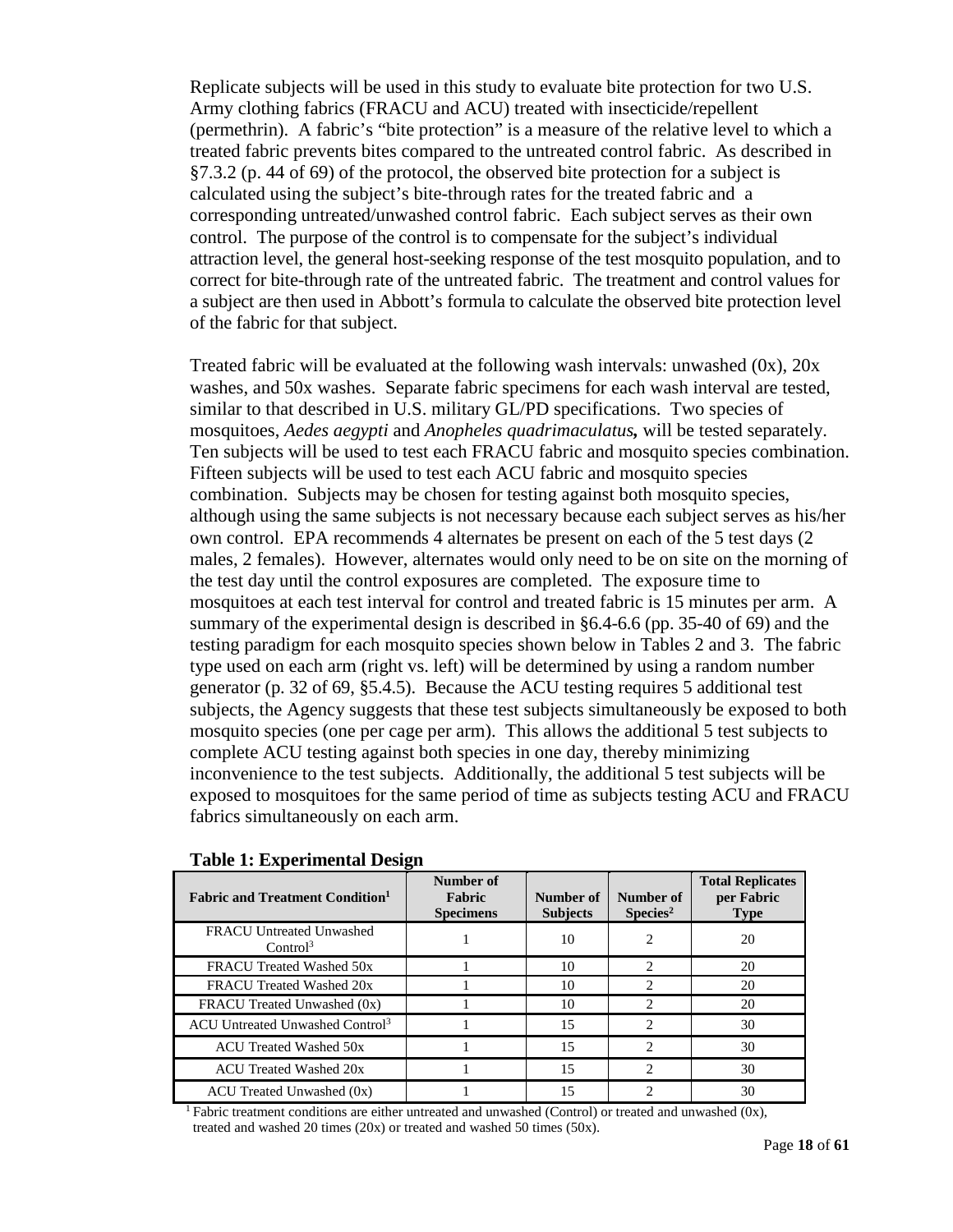Replicate subjects will be used in this study to evaluate bite protection for two U.S. Army clothing fabrics (FRACU and ACU) treated with insecticide/repellent (permethrin). A fabric's "bite protection" is a measure of the relative level to which a treated fabric prevents bites compared to the untreated control fabric. As described in §7.3.2 (p. 44 of 69) of the protocol, the observed bite protection for a subject is calculated using the subject's bite-through rates for the treated fabric and a corresponding untreated/unwashed control fabric. Each subject serves as their own control. The purpose of the control is to compensate for the subject's individual attraction level, the general host-seeking response of the test mosquito population, and to correct for bite-through rate of the untreated fabric. The treatment and control values for a subject are then used in Abbott's formula to calculate the observed bite protection level of the fabric for that subject.

Treated fabric will be evaluated at the following wash intervals: unwashed (0x), 20x washes, and 50x washes. Separate fabric specimens for each wash interval are tested, similar to that described in U.S. military GL/PD specifications. Two species of mosquitoes, *Aedes aegypti* and *Anopheles quadrimaculatus***,** will be tested separately. Ten subjects will be used to test each FRACU fabric and mosquito species combination. Fifteen subjects will be used to test each ACU fabric and mosquito species combination. Subjects may be chosen for testing against both mosquito species, although using the same subjects is not necessary because each subject serves as his/her own control. EPA recommends 4 alternates be present on each of the 5 test days (2 males, 2 females). However, alternates would only need to be on site on the morning of the test day until the control exposures are completed. The exposure time to mosquitoes at each test interval for control and treated fabric is 15 minutes per arm. A summary of the experimental design is described in §6.4-6.6 (pp. 35-40 of 69) and the testing paradigm for each mosquito species shown below in Tables 2 and 3. The fabric type used on each arm (right vs. left) will be determined by using a random number generator (p. 32 of 69, §5.4.5). Because the ACU testing requires 5 additional test subjects, the Agency suggests that these test subjects simultaneously be exposed to both mosquito species (one per cage per arm). This allows the additional 5 test subjects to complete ACU testing against both species in one day, thereby minimizing inconvenience to the test subjects. Additionally, the additional 5 test subjects will be exposed to mosquitoes for the same period of time as subjects testing ACU and FRACU fabrics simultaneously on each arm.

**Table 1: Experimental Design**

| Fabric and Treatment Condition[1] | Number of Fabric Specimens | Number of Subjects | Number of Species[2] | Total Replicates per Fabric Type |
|---|---|---|---|---|
| FRACU Untreated Unwashed Control[3] | 1 | 10 | 2 | 20 |
| FRACU Treated Washed 50x | 1 | 10 | 2 | 20 |
| FRACU Treated Washed 20x | 1 | 10 | 2 | 20 |
| FRACU Treated Unwashed (0x) | 1 | 10 | 2 | 20 |
| ACU Untreated Unwashed Control[3] | 1 | 15 | 2 | 30 |
| ACU Treated Washed 50x | 1 | 15 | 2 | 30 |
| ACU Treated Washed 20x | 1 | 15 | 2 | 30 |
| ACU Treated Unwashed (0x) | 1 | 15 | 2 | 30 |

[1] Fabric treatment conditions are either untreated and unwashed (Control) or treated and unwashed (0x), treated and washed 20 times (20x) or treated and washed 50 times (50x).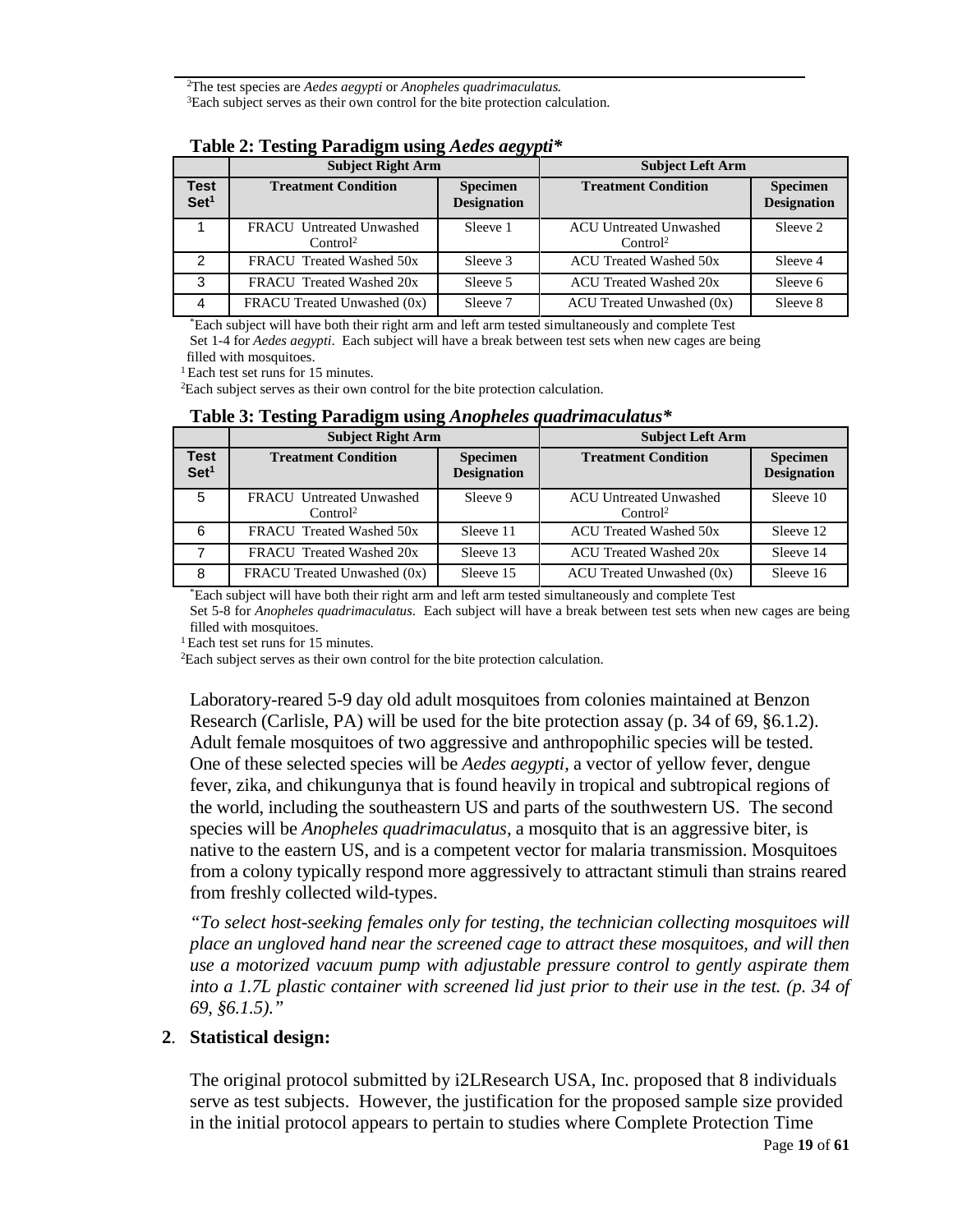[2]The test species are *Aedes aegypti* or *Anopheles quadrimaculatus.*
[3]Each subject serves as their own control for the bite protection calculation.

**Table 2: Testing Paradigm using *Aedes aegypti****

| | Subject Right Arm | | Subject Left Arm | |
|---|---|---|---|---|
| **Test Set[1]** | **Treatment Condition** | **Specimen Designation** | **Treatment Condition** | **Specimen Designation** |
| 1 | FRACU Untreated Unwashed Control[2] | Sleeve 1 | ACU Untreated Unwashed Control[2] | Sleeve 2 |
| 2 | FRACU Treated Washed 50x | Sleeve 3 | ACU Treated Washed 50x | Sleeve 4 |
| 3 | FRACU Treated Washed 20x | Sleeve 5 | ACU Treated Washed 20x | Sleeve 6 |
| 4 | FRACU Treated Unwashed (0x) | Sleeve 7 | ACU Treated Unwashed (0x) | Sleeve 8 |

*Each subject will have both their right arm and left arm tested simultaneously and complete Test Set 1-4 for *Aedes aegypti*. Each subject will have a break between test sets when new cages are being filled with mosquitoes.
[1] Each test set runs for 15 minutes.
[2]Each subject serves as their own control for the bite protection calculation.

**Table 3: Testing Paradigm using *Anopheles quadrimaculatus****

| | Subject Right Arm | | Subject Left Arm | |
|---|---|---|---|---|
| **Test Set[1]** | **Treatment Condition** | **Specimen Designation** | **Treatment Condition** | **Specimen Designation** |
| 5 | FRACU Untreated Unwashed Control[2] | Sleeve 9 | ACU Untreated Unwashed Control[2] | Sleeve 10 |
| 6 | FRACU Treated Washed 50x | Sleeve 11 | ACU Treated Washed 50x | Sleeve 12 |
| 7 | FRACU Treated Washed 20x | Sleeve 13 | ACU Treated Washed 20x | Sleeve 14 |
| 8 | FRACU Treated Unwashed (0x) | Sleeve 15 | ACU Treated Unwashed (0x) | Sleeve 16 |

*Each subject will have both their right arm and left arm tested simultaneously and complete Test Set 5-8 for *Anopheles quadrimaculatus*. Each subject will have a break between test sets when new cages are being filled with mosquitoes.
[1] Each test set runs for 15 minutes.
[2]Each subject serves as their own control for the bite protection calculation.

Laboratory-reared 5-9 day old adult mosquitoes from colonies maintained at Benzon Research (Carlisle, PA) will be used for the bite protection assay (p. 34 of 69, §6.1.2). Adult female mosquitoes of two aggressive and anthropophilic species will be tested. One of these selected species will be *Aedes aegypti*, a vector of yellow fever, dengue fever, zika, and chikungunya that is found heavily in tropical and subtropical regions of the world, including the southeastern US and parts of the southwestern US. The second species will be *Anopheles quadrimaculatus*, a mosquito that is an aggressive biter, is native to the eastern US, and is a competent vector for malaria transmission. Mosquitoes from a colony typically respond more aggressively to attractant stimuli than strains reared from freshly collected wild-types.

*"To select host-seeking females only for testing, the technician collecting mosquitoes will place an ungloved hand near the screened cage to attract these mosquitoes, and will then use a motorized vacuum pump with adjustable pressure control to gently aspirate them into a 1.7L plastic container with screened lid just prior to their use in the test. (p. 34 of 69, §6.1.5)."*

**2**. **Statistical design:**

The original protocol submitted by i2LResearch USA, Inc. proposed that 8 individuals serve as test subjects. However, the justification for the proposed sample size provided in the initial protocol appears to pertain to studies where Complete Protection Time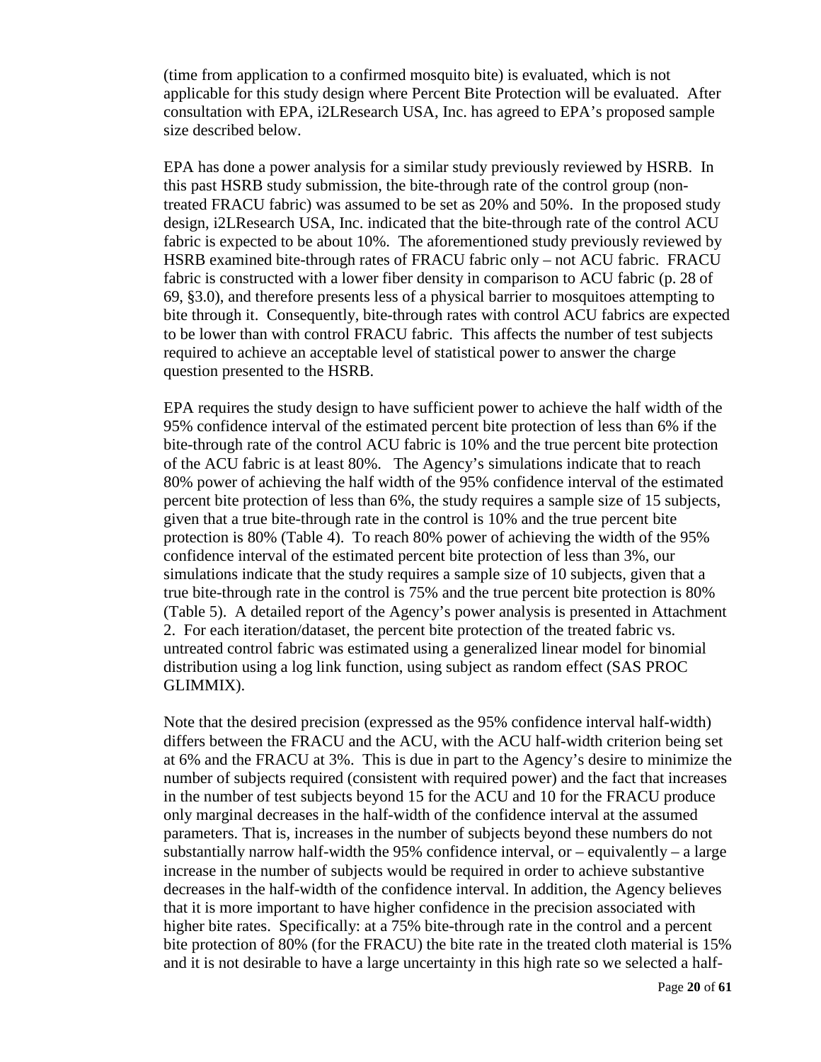(time from application to a confirmed mosquito bite) is evaluated, which is not applicable for this study design where Percent Bite Protection will be evaluated. After consultation with EPA, i2LResearch USA, Inc. has agreed to EPA's proposed sample size described below.

EPA has done a power analysis for a similar study previously reviewed by HSRB. In this past HSRB study submission, the bite-through rate of the control group (non-treated FRACU fabric) was assumed to be set as 20% and 50%. In the proposed study design, i2LResearch USA, Inc. indicated that the bite-through rate of the control ACU fabric is expected to be about 10%. The aforementioned study previously reviewed by HSRB examined bite-through rates of FRACU fabric only – not ACU fabric. FRACU fabric is constructed with a lower fiber density in comparison to ACU fabric (p. 28 of 69, §3.0), and therefore presents less of a physical barrier to mosquitoes attempting to bite through it. Consequently, bite-through rates with control ACU fabrics are expected to be lower than with control FRACU fabric. This affects the number of test subjects required to achieve an acceptable level of statistical power to answer the charge question presented to the HSRB.

EPA requires the study design to have sufficient power to achieve the half width of the 95% confidence interval of the estimated percent bite protection of less than 6% if the bite-through rate of the control ACU fabric is 10% and the true percent bite protection of the ACU fabric is at least 80%. The Agency's simulations indicate that to reach 80% power of achieving the half width of the 95% confidence interval of the estimated percent bite protection of less than 6%, the study requires a sample size of 15 subjects, given that a true bite-through rate in the control is 10% and the true percent bite protection is 80% (Table 4). To reach 80% power of achieving the width of the 95% confidence interval of the estimated percent bite protection of less than 3%, our simulations indicate that the study requires a sample size of 10 subjects, given that a true bite-through rate in the control is 75% and the true percent bite protection is 80% (Table 5). A detailed report of the Agency's power analysis is presented in Attachment 2. For each iteration/dataset, the percent bite protection of the treated fabric vs. untreated control fabric was estimated using a generalized linear model for binomial distribution using a log link function, using subject as random effect (SAS PROC GLIMMIX).

Note that the desired precision (expressed as the 95% confidence interval half-width) differs between the FRACU and the ACU, with the ACU half-width criterion being set at 6% and the FRACU at 3%. This is due in part to the Agency's desire to minimize the number of subjects required (consistent with required power) and the fact that increases in the number of test subjects beyond 15 for the ACU and 10 for the FRACU produce only marginal decreases in the half-width of the confidence interval at the assumed parameters. That is, increases in the number of subjects beyond these numbers do not substantially narrow half-width the 95% confidence interval, or – equivalently – a large increase in the number of subjects would be required in order to achieve substantive decreases in the half-width of the confidence interval. In addition, the Agency believes that it is more important to have higher confidence in the precision associated with higher bite rates. Specifically: at a 75% bite-through rate in the control and a percent bite protection of 80% (for the FRACU) the bite rate in the treated cloth material is 15% and it is not desirable to have a large uncertainty in this high rate so we selected a half-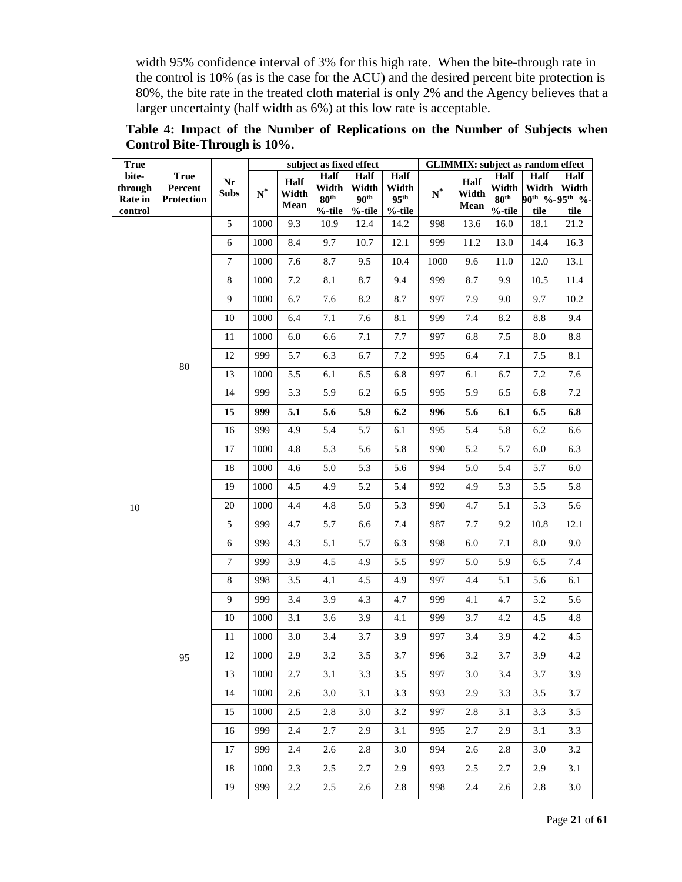width 95% confidence interval of 3% for this high rate. When the bite-through rate in the control is 10% (as is the case for the ACU) and the desired percent bite protection is 80%, the bite rate in the treated cloth material is only 2% and the Agency believes that a larger uncertainty (half width as 6%) at this low rate is acceptable.

**Table 4: Impact of the Number of Replications on the Number of Subjects when Control Bite-Through is 10%.**

| True bite-through Rate in control | True Percent Protection | Nr Subs | subject as fixed effect | | | | | GLIMMIX: subject as random effect | | | | |
|---|---|---|---|---|---|---|---|---|---|---|---|---|
| | | | N* | Half Width Mean | Half Width 80th %-tile | Half Width 90th %-tile | Half Width 95th %-tile | N* | Half Width Mean | Half Width 80th %-tile | Half Width 90th %-tile | Half Width 95th %-tile |
| 10 | 80 | 5 | 1000 | 9.3 | 10.9 | 12.4 | 14.2 | 998 | 13.6 | 16.0 | 18.1 | 21.2 |
| | | 6 | 1000 | 8.4 | 9.7 | 10.7 | 12.1 | 999 | 11.2 | 13.0 | 14.4 | 16.3 |
| | | 7 | 1000 | 7.6 | 8.7 | 9.5 | 10.4 | 1000 | 9.6 | 11.0 | 12.0 | 13.1 |
| | | 8 | 1000 | 7.2 | 8.1 | 8.7 | 9.4 | 999 | 8.7 | 9.9 | 10.5 | 11.4 |
| | | 9 | 1000 | 6.7 | 7.6 | 8.2 | 8.7 | 997 | 7.9 | 9.0 | 9.7 | 10.2 |
| | | 10 | 1000 | 6.4 | 7.1 | 7.6 | 8.1 | 999 | 7.4 | 8.2 | 8.8 | 9.4 |
| | | 11 | 1000 | 6.0 | 6.6 | 7.1 | 7.7 | 997 | 6.8 | 7.5 | 8.0 | 8.8 |
| | | 12 | 999 | 5.7 | 6.3 | 6.7 | 7.2 | 995 | 6.4 | 7.1 | 7.5 | 8.1 |
| | | 13 | 1000 | 5.5 | 6.1 | 6.5 | 6.8 | 997 | 6.1 | 6.7 | 7.2 | 7.6 |
| | | 14 | 999 | 5.3 | 5.9 | 6.2 | 6.5 | 995 | 5.9 | 6.5 | 6.8 | 7.2 |
| | | **15** | **999** | **5.1** | **5.6** | **5.9** | **6.2** | **996** | **5.6** | **6.1** | **6.5** | **6.8** |
| | | 16 | 999 | 4.9 | 5.4 | 5.7 | 6.1 | 995 | 5.4 | 5.8 | 6.2 | 6.6 |
| | | 17 | 1000 | 4.8 | 5.3 | 5.6 | 5.8 | 990 | 5.2 | 5.7 | 6.0 | 6.3 |
| | | 18 | 1000 | 4.6 | 5.0 | 5.3 | 5.6 | 994 | 5.0 | 5.4 | 5.7 | 6.0 |
| | | 19 | 1000 | 4.5 | 4.9 | 5.2 | 5.4 | 992 | 4.9 | 5.3 | 5.5 | 5.8 |
| | | 20 | 1000 | 4.4 | 4.8 | 5.0 | 5.3 | 990 | 4.7 | 5.1 | 5.3 | 5.6 |
| | 95 | 5 | 999 | 4.7 | 5.7 | 6.6 | 7.4 | 987 | 7.7 | 9.2 | 10.8 | 12.1 |
| | | 6 | 999 | 4.3 | 5.1 | 5.7 | 6.3 | 998 | 6.0 | 7.1 | 8.0 | 9.0 |
| | | 7 | 999 | 3.9 | 4.5 | 4.9 | 5.5 | 997 | 5.0 | 5.9 | 6.5 | 7.4 |
| | | 8 | 998 | 3.5 | 4.1 | 4.5 | 4.9 | 997 | 4.4 | 5.1 | 5.6 | 6.1 |
| | | 9 | 999 | 3.4 | 3.9 | 4.3 | 4.7 | 999 | 4.1 | 4.7 | 5.2 | 5.6 |
| | | 10 | 1000 | 3.1 | 3.6 | 3.9 | 4.1 | 999 | 3.7 | 4.2 | 4.5 | 4.8 |
| | | 11 | 1000 | 3.0 | 3.4 | 3.7 | 3.9 | 997 | 3.4 | 3.9 | 4.2 | 4.5 |
| | | 12 | 1000 | 2.9 | 3.2 | 3.5 | 3.7 | 996 | 3.2 | 3.7 | 3.9 | 4.2 |
| | | 13 | 1000 | 2.7 | 3.1 | 3.3 | 3.5 | 997 | 3.0 | 3.4 | 3.7 | 3.9 |
| | | 14 | 1000 | 2.6 | 3.0 | 3.1 | 3.3 | 993 | 2.9 | 3.3 | 3.5 | 3.7 |
| | | 15 | 1000 | 2.5 | 2.8 | 3.0 | 3.2 | 997 | 2.8 | 3.1 | 3.3 | 3.5 |
| | | 16 | 999 | 2.4 | 2.7 | 2.9 | 3.1 | 995 | 2.7 | 2.9 | 3.1 | 3.3 |
| | | 17 | 999 | 2.4 | 2.6 | 2.8 | 3.0 | 994 | 2.6 | 2.8 | 3.0 | 3.2 |
| | | 18 | 1000 | 2.3 | 2.5 | 2.7 | 2.9 | 993 | 2.5 | 2.7 | 2.9 | 3.1 |
| | | 19 | 999 | 2.2 | 2.5 | 2.6 | 2.8 | 998 | 2.4 | 2.6 | 2.8 | 3.0 |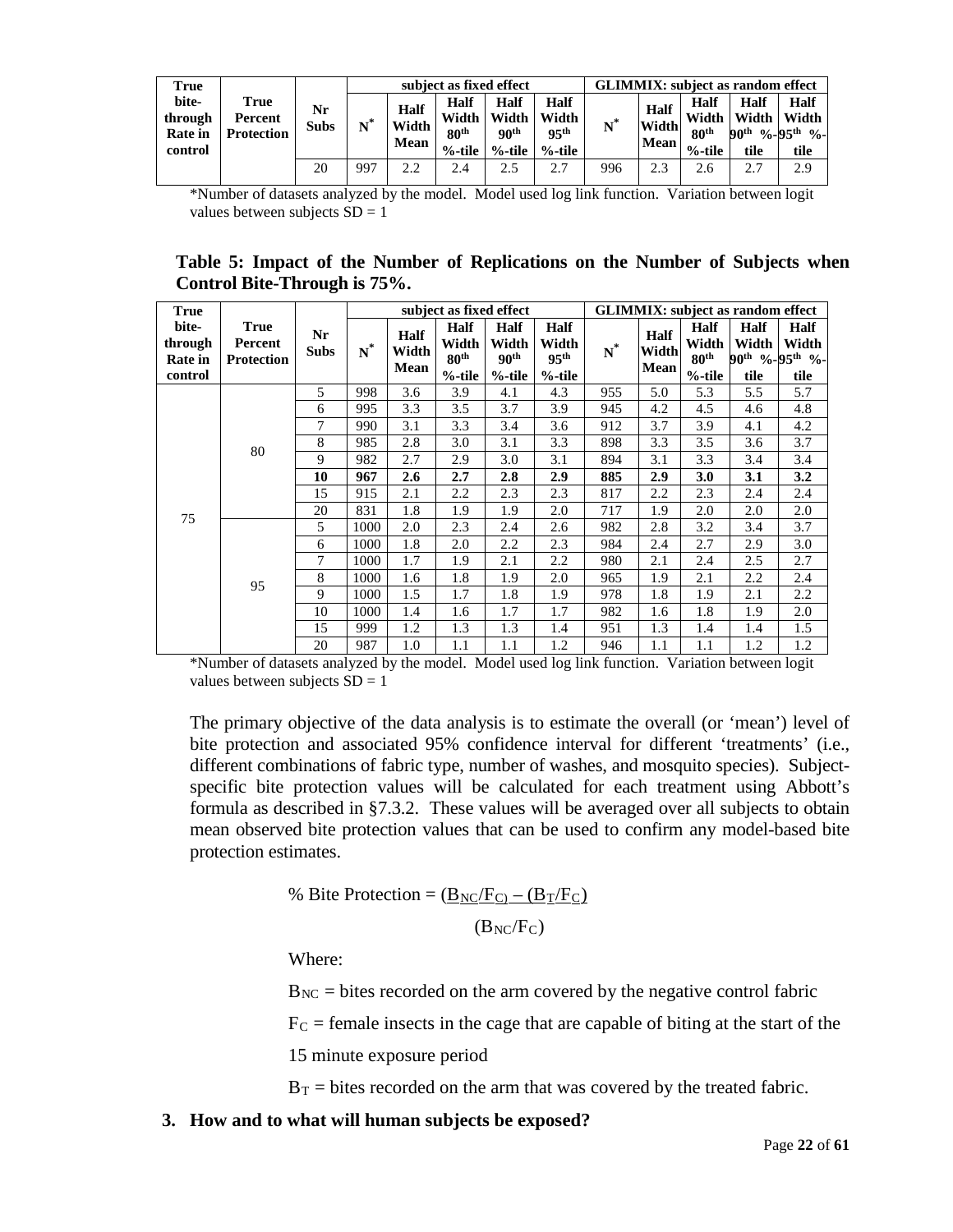| True bite-through Rate in control | True Percent Protection | Nr Subs | subject as fixed effect | | | | | GLIMMIX: subject as random effect | | | | |
|---|---|---|---|---|---|---|---|---|---|---|---|---|
| | | | $N^*$ | Half Width Mean | Half Width 80th %-tile | Half Width 90th %-tile | Half Width 95th %-tile | $N^*$ | Half Width Mean | Half Width 80th %-tile | Half Width 90th %-tile | Half Width 95th %-tile |
| | | 20 | 997 | 2.2 | 2.4 | 2.5 | 2.7 | 996 | 2.3 | 2.6 | 2.7 | 2.9 |

*Number of datasets analyzed by the model. Model used log link function. Variation between logit values between subjects SD = 1

**Table 5: Impact of the Number of Replications on the Number of Subjects when Control Bite-Through is 75%.**

| True bite-through Rate in control | True Percent Protection | Nr Subs | subject as fixed effect | | | | | GLIMMIX: subject as random effect | | | | |
|---|---|---|---|---|---|---|---|---|---|---|---|---|
| | | | $N^*$ | Half Width Mean | Half Width 80th %-tile | Half Width 90th %-tile | Half Width 95th %-tile | $N^*$ | Half Width Mean | Half Width 80th %-tile | Half Width 90th %-tile | Half Width 95th %-tile |
| 75 | 80 | 5 | 998 | 3.6 | 3.9 | 4.1 | 4.3 | 955 | 5.0 | 5.3 | 5.5 | 5.7 |
| | | 6 | 995 | 3.3 | 3.5 | 3.7 | 3.9 | 945 | 4.2 | 4.5 | 4.6 | 4.8 |
| | | 7 | 990 | 3.1 | 3.3 | 3.4 | 3.6 | 912 | 3.7 | 3.9 | 4.1 | 4.2 |
| | | 8 | 985 | 2.8 | 3.0 | 3.1 | 3.3 | 898 | 3.3 | 3.5 | 3.6 | 3.7 |
| | | 9 | 982 | 2.7 | 2.9 | 3.0 | 3.1 | 894 | 3.1 | 3.3 | 3.4 | 3.4 |
| | | **10** | **967** | **2.6** | **2.7** | **2.8** | **2.9** | **885** | **2.9** | **3.0** | **3.1** | **3.2** |
| | | 15 | 915 | 2.1 | 2.2 | 2.3 | 2.3 | 817 | 2.2 | 2.3 | 2.4 | 2.4 |
| | | 20 | 831 | 1.8 | 1.9 | 1.9 | 2.0 | 717 | 1.9 | 2.0 | 2.0 | 2.0 |
| | 95 | 5 | 1000 | 2.0 | 2.3 | 2.4 | 2.6 | 982 | 2.8 | 3.2 | 3.4 | 3.7 |
| | | 6 | 1000 | 1.8 | 2.0 | 2.2 | 2.3 | 984 | 2.4 | 2.7 | 2.9 | 3.0 |
| | | 7 | 1000 | 1.7 | 1.9 | 2.1 | 2.2 | 980 | 2.1 | 2.4 | 2.5 | 2.7 |
| | | 8 | 1000 | 1.6 | 1.8 | 1.9 | 2.0 | 965 | 1.9 | 2.1 | 2.2 | 2.4 |
| | | 9 | 1000 | 1.5 | 1.7 | 1.8 | 1.9 | 978 | 1.8 | 1.9 | 2.1 | 2.2 |
| | | 10 | 1000 | 1.4 | 1.6 | 1.7 | 1.7 | 982 | 1.6 | 1.8 | 1.9 | 2.0 |
| | | 15 | 999 | 1.2 | 1.3 | 1.3 | 1.4 | 951 | 1.3 | 1.4 | 1.4 | 1.5 |
| | | 20 | 987 | 1.0 | 1.1 | 1.1 | 1.2 | 946 | 1.1 | 1.1 | 1.2 | 1.2 |

*Number of datasets analyzed by the model. Model used log link function. Variation between logit values between subjects SD = 1

The primary objective of the data analysis is to estimate the overall (or 'mean') level of bite protection and associated 95% confidence interval for different 'treatments' (i.e., different combinations of fabric type, number of washes, and mosquito species). Subject-specific bite protection values will be calculated for each treatment using Abbott's formula as described in §7.3.2. These values will be averaged over all subjects to obtain mean observed bite protection values that can be used to confirm any model-based bite protection estimates.

$$\% \text{ Bite Protection} = \frac{(B_{NC}/F_C) - (B_T/F_C)}{(B_{NC}/F_C)}$$

Where:

$B_{NC}$ = bites recorded on the arm covered by the negative control fabric

$F_C$ = female insects in the cage that are capable of biting at the start of the 15 minute exposure period

$B_T$ = bites recorded on the arm that was covered by the treated fabric.

**3. How and to what will human subjects be exposed?**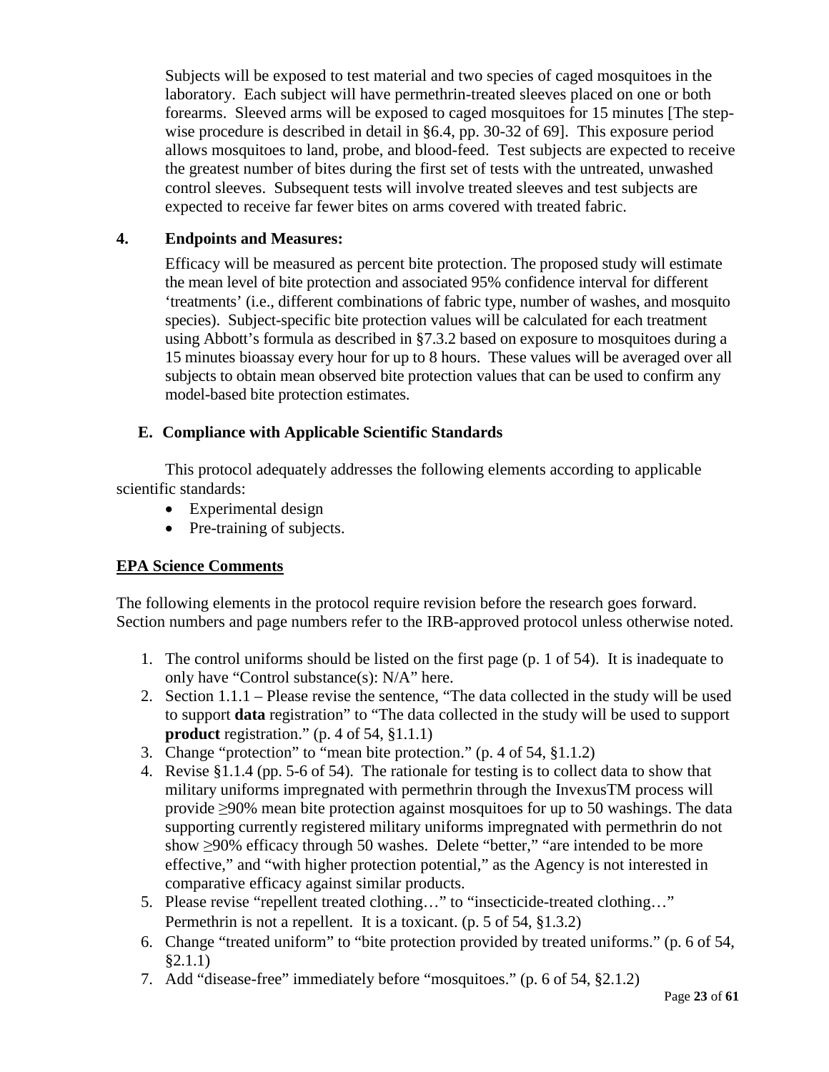Subjects will be exposed to test material and two species of caged mosquitoes in the laboratory. Each subject will have permethrin-treated sleeves placed on one or both forearms. Sleeved arms will be exposed to caged mosquitoes for 15 minutes [The step-wise procedure is described in detail in §6.4, pp. 30-32 of 69]. This exposure period allows mosquitoes to land, probe, and blood-feed. Test subjects are expected to receive the greatest number of bites during the first set of tests with the untreated, unwashed control sleeves. Subsequent tests will involve treated sleeves and test subjects are expected to receive far fewer bites on arms covered with treated fabric.

### 4. Endpoints and Measures:

Efficacy will be measured as percent bite protection. The proposed study will estimate the mean level of bite protection and associated 95% confidence interval for different 'treatments' (i.e., different combinations of fabric type, number of washes, and mosquito species). Subject-specific bite protection values will be calculated for each treatment using Abbott's formula as described in §7.3.2 based on exposure to mosquitoes during a 15 minutes bioassay every hour for up to 8 hours. These values will be averaged over all subjects to obtain mean observed bite protection values that can be used to confirm any model-based bite protection estimates.

## E. Compliance with Applicable Scientific Standards

This protocol adequately addresses the following elements according to applicable scientific standards:

- Experimental design
- Pre-training of subjects.

**EPA Science Comments**

The following elements in the protocol require revision before the research goes forward. Section numbers and page numbers refer to the IRB-approved protocol unless otherwise noted.

1. The control uniforms should be listed on the first page (p. 1 of 54). It is inadequate to only have "Control substance(s): N/A" here.
2. Section 1.1.1 – Please revise the sentence, "The data collected in the study will be used to support **data** registration" to "The data collected in the study will be used to support **product** registration." (p. 4 of 54, §1.1.1)
3. Change "protection" to "mean bite protection." (p. 4 of 54, §1.1.2)
4. Revise §1.1.4 (pp. 5-6 of 54). The rationale for testing is to collect data to show that military uniforms impregnated with permethrin through the InvexusTM process will provide ≥90% mean bite protection against mosquitoes for up to 50 washings. The data supporting currently registered military uniforms impregnated with permethrin do not show ≥90% efficacy through 50 washes. Delete "better," "are intended to be more effective," and "with higher protection potential," as the Agency is not interested in comparative efficacy against similar products.
5. Please revise "repellent treated clothing…" to "insecticide-treated clothing…" Permethrin is not a repellent. It is a toxicant. (p. 5 of 54, §1.3.2)
6. Change "treated uniform" to "bite protection provided by treated uniforms." (p. 6 of 54, §2.1.1)
7. Add "disease-free" immediately before "mosquitoes." (p. 6 of 54, §2.1.2)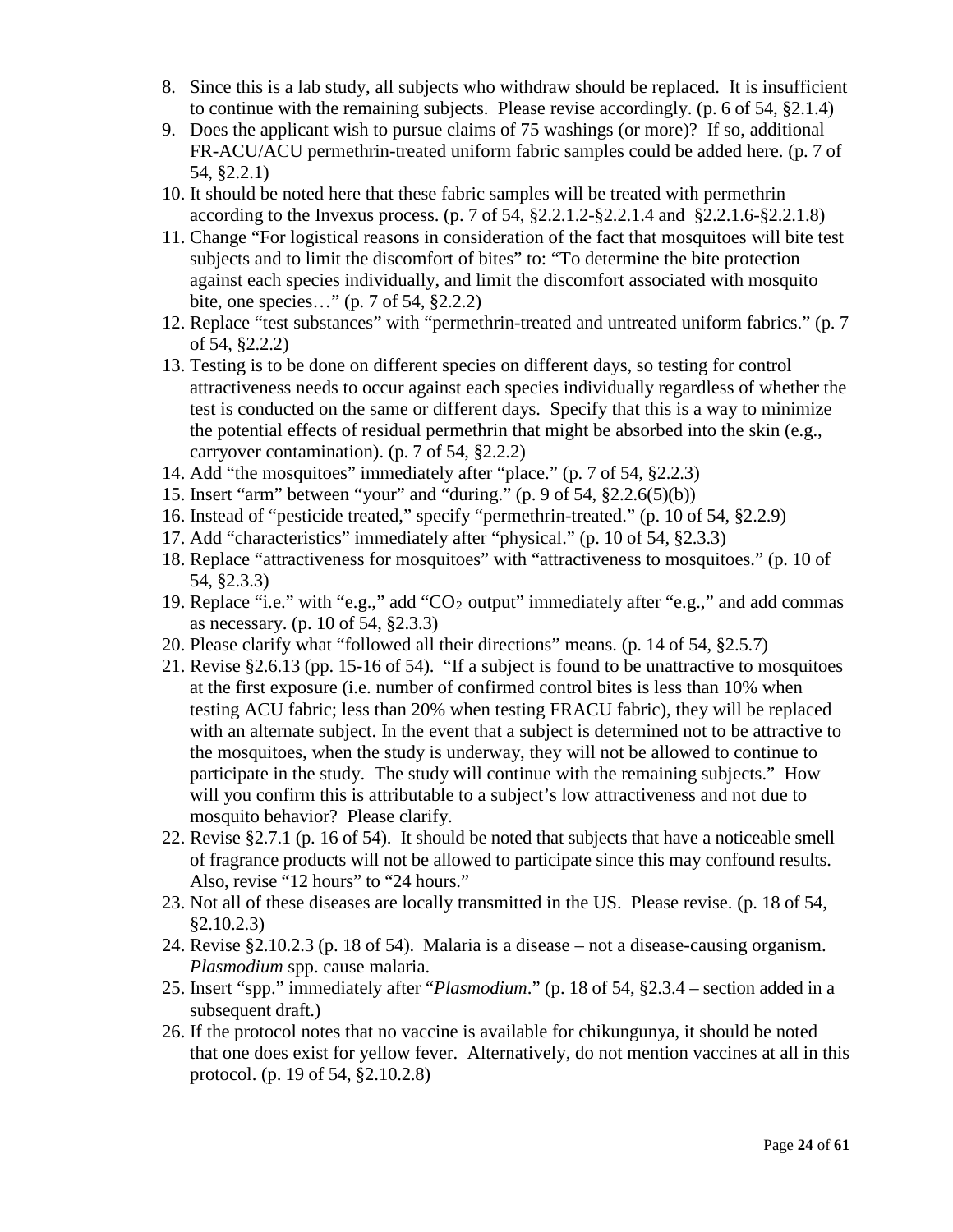8. Since this is a lab study, all subjects who withdraw should be replaced. It is insufficient to continue with the remaining subjects. Please revise accordingly. (p. 6 of 54, §2.1.4)
9. Does the applicant wish to pursue claims of 75 washings (or more)? If so, additional FR-ACU/ACU permethrin-treated uniform fabric samples could be added here. (p. 7 of 54, §2.2.1)
10. It should be noted here that these fabric samples will be treated with permethrin according to the Invexus process. (p. 7 of 54, §2.2.1.2-§2.2.1.4 and §2.2.1.6-§2.2.1.8)
11. Change "For logistical reasons in consideration of the fact that mosquitoes will bite test subjects and to limit the discomfort of bites" to: "To determine the bite protection against each species individually, and limit the discomfort associated with mosquito bite, one species…" (p. 7 of 54, §2.2.2)
12. Replace "test substances" with "permethrin-treated and untreated uniform fabrics." (p. 7 of 54, §2.2.2)
13. Testing is to be done on different species on different days, so testing for control attractiveness needs to occur against each species individually regardless of whether the test is conducted on the same or different days. Specify that this is a way to minimize the potential effects of residual permethrin that might be absorbed into the skin (e.g., carryover contamination). (p. 7 of 54, §2.2.2)
14. Add "the mosquitoes" immediately after "place." (p. 7 of 54, §2.2.3)
15. Insert "arm" between "your" and "during." (p. 9 of 54, §2.2.6(5)(b))
16. Instead of "pesticide treated," specify "permethrin-treated." (p. 10 of 54, §2.2.9)
17. Add "characteristics" immediately after "physical." (p. 10 of 54, §2.3.3)
18. Replace "attractiveness for mosquitoes" with "attractiveness to mosquitoes." (p. 10 of 54, §2.3.3)
19. Replace "i.e." with "e.g.," add "$CO_2$ output" immediately after "e.g.," and add commas as necessary. (p. 10 of 54, §2.3.3)
20. Please clarify what "followed all their directions" means. (p. 14 of 54, §2.5.7)
21. Revise §2.6.13 (pp. 15-16 of 54). "If a subject is found to be unattractive to mosquitoes at the first exposure (i.e. number of confirmed control bites is less than 10% when testing ACU fabric; less than 20% when testing FRACU fabric), they will be replaced with an alternate subject. In the event that a subject is determined not to be attractive to the mosquitoes, when the study is underway, they will not be allowed to continue to participate in the study. The study will continue with the remaining subjects." How will you confirm this is attributable to a subject's low attractiveness and not due to mosquito behavior? Please clarify.
22. Revise §2.7.1 (p. 16 of 54). It should be noted that subjects that have a noticeable smell of fragrance products will not be allowed to participate since this may confound results. Also, revise "12 hours" to "24 hours."
23. Not all of these diseases are locally transmitted in the US. Please revise. (p. 18 of 54, §2.10.2.3)
24. Revise §2.10.2.3 (p. 18 of 54). Malaria is a disease – not a disease-causing organism. *Plasmodium* spp. cause malaria.
25. Insert "spp." immediately after "*Plasmodium*." (p. 18 of 54, §2.3.4 – section added in a subsequent draft.)
26. If the protocol notes that no vaccine is available for chikungunya, it should be noted that one does exist for yellow fever. Alternatively, do not mention vaccines at all in this protocol. (p. 19 of 54, §2.10.2.8)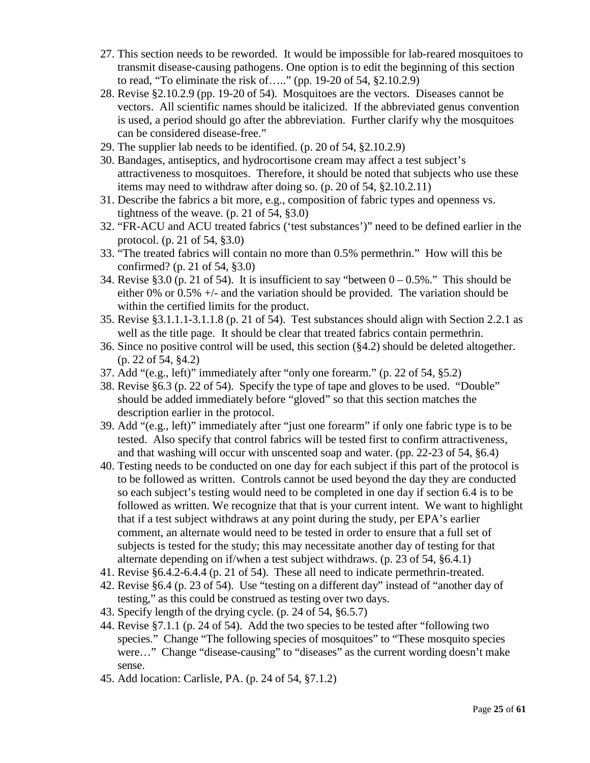27. This section needs to be reworded. It would be impossible for lab-reared mosquitoes to transmit disease-causing pathogens. One option is to edit the beginning of this section to read, "To eliminate the risk of….." (pp. 19-20 of 54, §2.10.2.9)
28. Revise §2.10.2.9 (pp. 19-20 of 54). Mosquitoes are the vectors. Diseases cannot be vectors. All scientific names should be italicized. If the abbreviated genus convention is used, a period should go after the abbreviation. Further clarify why the mosquitoes can be considered disease-free."
29. The supplier lab needs to be identified. (p. 20 of 54, §2.10.2.9)
30. Bandages, antiseptics, and hydrocortisone cream may affect a test subject's attractiveness to mosquitoes. Therefore, it should be noted that subjects who use these items may need to withdraw after doing so. (p. 20 of 54, §2.10.2.11)
31. Describe the fabrics a bit more, e.g., composition of fabric types and openness vs. tightness of the weave. (p. 21 of 54, §3.0)
32. "FR-ACU and ACU treated fabrics ('test substances')" need to be defined earlier in the protocol. (p. 21 of 54, §3.0)
33. "The treated fabrics will contain no more than 0.5% permethrin." How will this be confirmed? (p. 21 of 54, §3.0)
34. Revise §3.0 (p. 21 of 54). It is insufficient to say "between 0 – 0.5%." This should be either 0% or 0.5% +/- and the variation should be provided. The variation should be within the certified limits for the product.
35. Revise §3.1.1.1-3.1.1.8 (p. 21 of 54). Test substances should align with Section 2.2.1 as well as the title page. It should be clear that treated fabrics contain permethrin.
36. Since no positive control will be used, this section (§4.2) should be deleted altogether. (p. 22 of 54, §4.2)
37. Add "(e.g., left)" immediately after "only one forearm." (p. 22 of 54, §5.2)
38. Revise §6.3 (p. 22 of 54). Specify the type of tape and gloves to be used. "Double" should be added immediately before "gloved" so that this section matches the description earlier in the protocol.
39. Add "(e.g., left)" immediately after "just one forearm" if only one fabric type is to be tested. Also specify that control fabrics will be tested first to confirm attractiveness, and that washing will occur with unscented soap and water. (pp. 22-23 of 54, §6.4)
40. Testing needs to be conducted on one day for each subject if this part of the protocol is to be followed as written. Controls cannot be used beyond the day they are conducted so each subject's testing would need to be completed in one day if section 6.4 is to be followed as written. We recognize that that is your current intent. We want to highlight that if a test subject withdraws at any point during the study, per EPA's earlier comment, an alternate would need to be tested in order to ensure that a full set of subjects is tested for the study; this may necessitate another day of testing for that alternate depending on if/when a test subject withdraws. (p. 23 of 54, §6.4.1)
41. Revise §6.4.2-6.4.4 (p. 21 of 54). These all need to indicate permethrin-treated.
42. Revise §6.4 (p. 23 of 54). Use "testing on a different day" instead of "another day of testing," as this could be construed as testing over two days.
43. Specify length of the drying cycle. (p. 24 of 54, §6.5.7)
44. Revise §7.1.1 (p. 24 of 54). Add the two species to be tested after "following two species." Change "The following species of mosquitoes" to "These mosquito species were…" Change "disease-causing" to "diseases" as the current wording doesn't make sense.
45. Add location: Carlisle, PA. (p. 24 of 54, §7.1.2)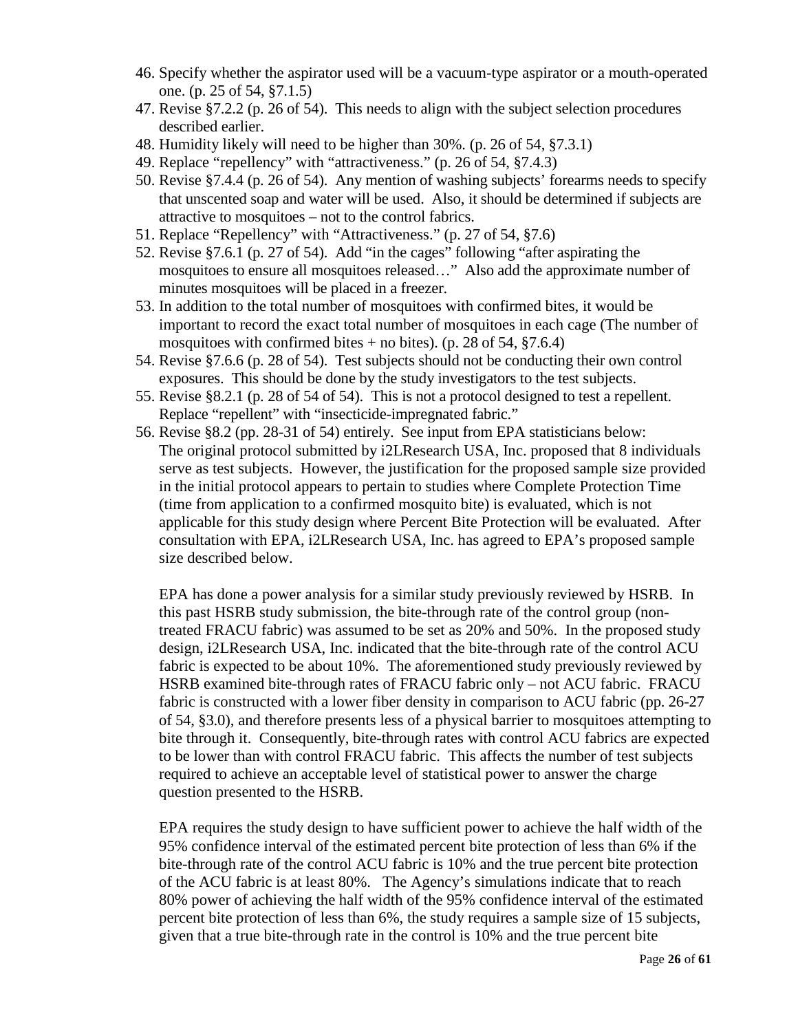46. Specify whether the aspirator used will be a vacuum-type aspirator or a mouth-operated one. (p. 25 of 54, §7.1.5)
47. Revise §7.2.2 (p. 26 of 54). This needs to align with the subject selection procedures described earlier.
48. Humidity likely will need to be higher than 30%. (p. 26 of 54, §7.3.1)
49. Replace "repellency" with "attractiveness." (p. 26 of 54, §7.4.3)
50. Revise §7.4.4 (p. 26 of 54). Any mention of washing subjects' forearms needs to specify that unscented soap and water will be used. Also, it should be determined if subjects are attractive to mosquitoes – not to the control fabrics.
51. Replace "Repellency" with "Attractiveness." (p. 27 of 54, §7.6)
52. Revise §7.6.1 (p. 27 of 54). Add "in the cages" following "after aspirating the mosquitoes to ensure all mosquitoes released…" Also add the approximate number of minutes mosquitoes will be placed in a freezer.
53. In addition to the total number of mosquitoes with confirmed bites, it would be important to record the exact total number of mosquitoes in each cage (The number of mosquitoes with confirmed bites + no bites). (p. 28 of 54, §7.6.4)
54. Revise §7.6.6 (p. 28 of 54). Test subjects should not be conducting their own control exposures. This should be done by the study investigators to the test subjects.
55. Revise §8.2.1 (p. 28 of 54 of 54). This is not a protocol designed to test a repellent. Replace "repellent" with "insecticide-impregnated fabric."
56. Revise §8.2 (pp. 28-31 of 54) entirely. See input from EPA statisticians below:
    The original protocol submitted by i2LResearch USA, Inc. proposed that 8 individuals serve as test subjects. However, the justification for the proposed sample size provided in the initial protocol appears to pertain to studies where Complete Protection Time (time from application to a confirmed mosquito bite) is evaluated, which is not applicable for this study design where Percent Bite Protection will be evaluated. After consultation with EPA, i2LResearch USA, Inc. has agreed to EPA's proposed sample size described below.

    EPA has done a power analysis for a similar study previously reviewed by HSRB. In this past HSRB study submission, the bite-through rate of the control group (non-treated FRACU fabric) was assumed to be set as 20% and 50%. In the proposed study design, i2LResearch USA, Inc. indicated that the bite-through rate of the control ACU fabric is expected to be about 10%. The aforementioned study previously reviewed by HSRB examined bite-through rates of FRACU fabric only – not ACU fabric. FRACU fabric is constructed with a lower fiber density in comparison to ACU fabric (pp. 26-27 of 54, §3.0), and therefore presents less of a physical barrier to mosquitoes attempting to bite through it. Consequently, bite-through rates with control ACU fabrics are expected to be lower than with control FRACU fabric. This affects the number of test subjects required to achieve an acceptable level of statistical power to answer the charge question presented to the HSRB.

    EPA requires the study design to have sufficient power to achieve the half width of the 95% confidence interval of the estimated percent bite protection of less than 6% if the bite-through rate of the control ACU fabric is 10% and the true percent bite protection of the ACU fabric is at least 80%. The Agency's simulations indicate that to reach 80% power of achieving the half width of the 95% confidence interval of the estimated percent bite protection of less than 6%, the study requires a sample size of 15 subjects, given that a true bite-through rate in the control is 10% and the true percent bite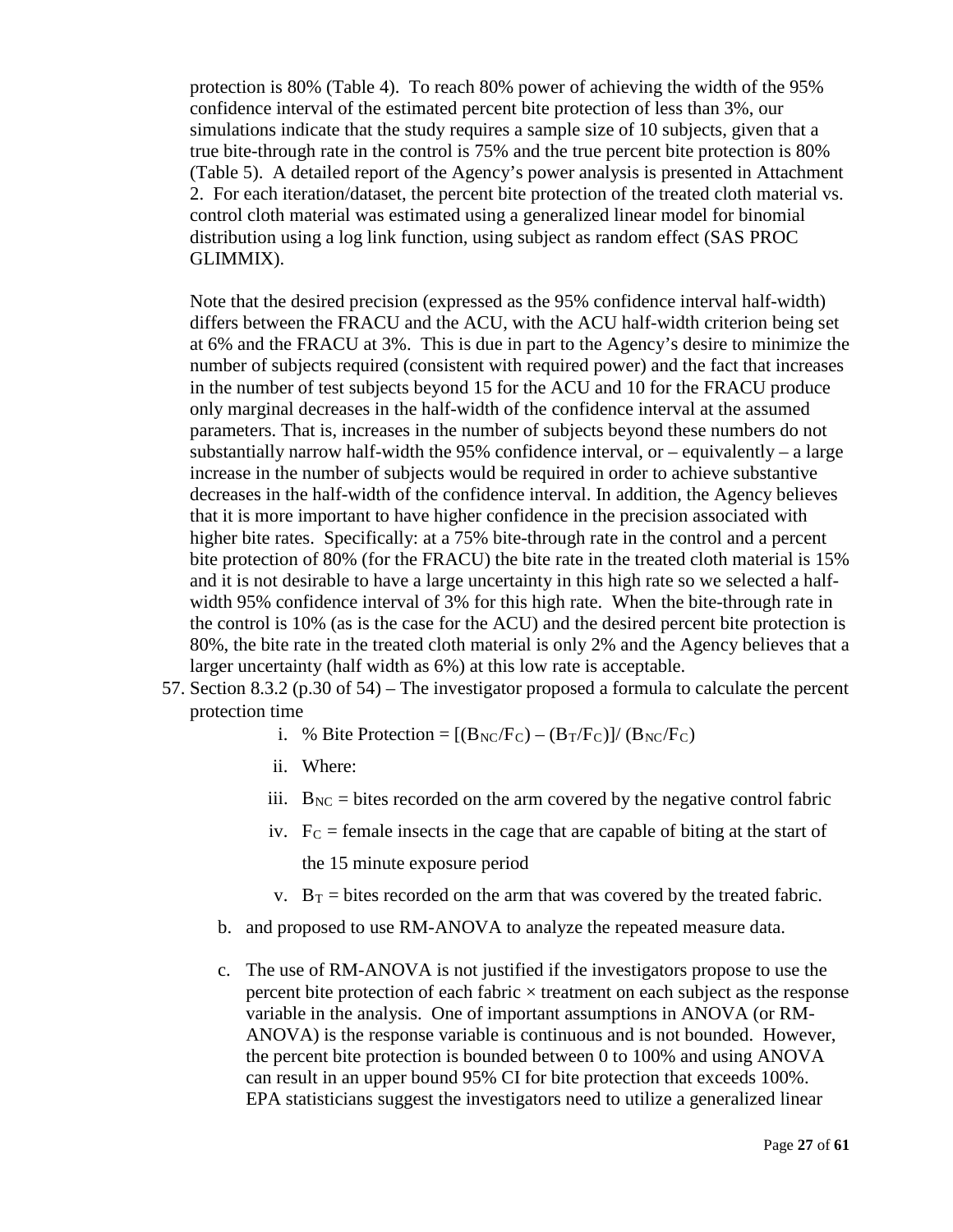protection is 80% (Table 4). To reach 80% power of achieving the width of the 95% confidence interval of the estimated percent bite protection of less than 3%, our simulations indicate that the study requires a sample size of 10 subjects, given that a true bite-through rate in the control is 75% and the true percent bite protection is 80% (Table 5). A detailed report of the Agency's power analysis is presented in Attachment 2. For each iteration/dataset, the percent bite protection of the treated cloth material vs. control cloth material was estimated using a generalized linear model for binomial distribution using a log link function, using subject as random effect (SAS PROC GLIMMIX).

Note that the desired precision (expressed as the 95% confidence interval half-width) differs between the FRACU and the ACU, with the ACU half-width criterion being set at 6% and the FRACU at 3%. This is due in part to the Agency's desire to minimize the number of subjects required (consistent with required power) and the fact that increases in the number of test subjects beyond 15 for the ACU and 10 for the FRACU produce only marginal decreases in the half-width of the confidence interval at the assumed parameters. That is, increases in the number of subjects beyond these numbers do not substantially narrow half-width the 95% confidence interval, or – equivalently – a large increase in the number of subjects would be required in order to achieve substantive decreases in the half-width of the confidence interval. In addition, the Agency believes that it is more important to have higher confidence in the precision associated with higher bite rates. Specifically: at a 75% bite-through rate in the control and a percent bite protection of 80% (for the FRACU) the bite rate in the treated cloth material is 15% and it is not desirable to have a large uncertainty in this high rate so we selected a half-width 95% confidence interval of 3% for this high rate. When the bite-through rate in the control is 10% (as is the case for the ACU) and the desired percent bite protection is 80%, the bite rate in the treated cloth material is only 2% and the Agency believes that a larger uncertainty (half width as 6%) at this low rate is acceptable.

57. Section 8.3.2 (p.30 of 54) – The investigator proposed a formula to calculate the percent protection time

    i. % Bite Protection = $[(B_{NC}/F_C) - (B_T/F_C)]/(B_{NC}/F_C)$

    ii. Where:

    iii. $B_{NC}$ = bites recorded on the arm covered by the negative control fabric

    iv. $F_C$ = female insects in the cage that are capable of biting at the start of the 15 minute exposure period

    v. $B_T$ = bites recorded on the arm that was covered by the treated fabric.

    b. and proposed to use RM-ANOVA to analyze the repeated measure data.

    c. The use of RM-ANOVA is not justified if the investigators propose to use the percent bite protection of each fabric × treatment on each subject as the response variable in the analysis. One of important assumptions in ANOVA (or RM-ANOVA) is the response variable is continuous and is not bounded. However, the percent bite protection is bounded between 0 to 100% and using ANOVA can result in an upper bound 95% CI for bite protection that exceeds 100%. EPA statisticians suggest the investigators need to utilize a generalized linear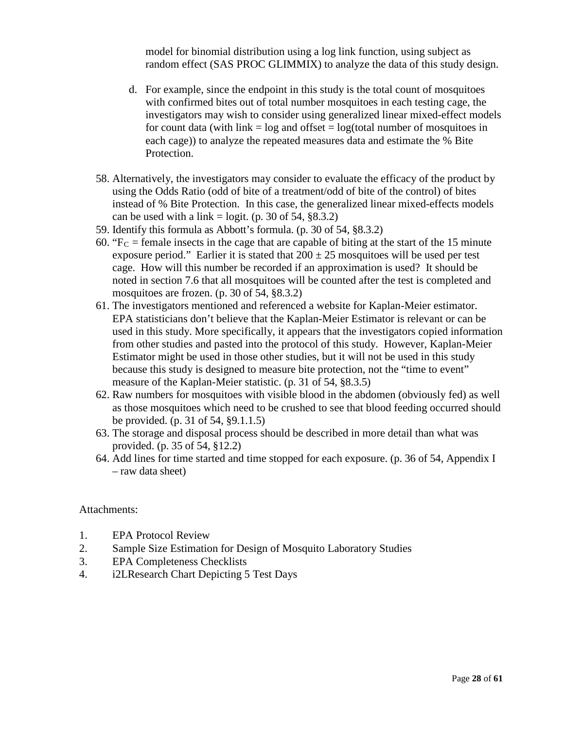model for binomial distribution using a log link function, using subject as random effect (SAS PROC GLIMMIX) to analyze the data of this study design.

   d. For example, since the endpoint in this study is the total count of mosquitoes with confirmed bites out of total number mosquitoes in each testing cage, the investigators may wish to consider using generalized linear mixed-effect models for count data (with link = log and offset = log(total number of mosquitoes in each cage)) to analyze the repeated measures data and estimate the % Bite Protection.

58. Alternatively, the investigators may consider to evaluate the efficacy of the product by using the Odds Ratio (odd of bite of a treatment/odd of bite of the control) of bites instead of % Bite Protection. In this case, the generalized linear mixed-effects models can be used with a link = logit. (p. 30 of 54, §8.3.2)
59. Identify this formula as Abbott's formula. (p. 30 of 54, §8.3.2)
60. "$F_C$ = female insects in the cage that are capable of biting at the start of the 15 minute exposure period." Earlier it is stated that $200 \pm 25$ mosquitoes will be used per test cage. How will this number be recorded if an approximation is used? It should be noted in section 7.6 that all mosquitoes will be counted after the test is completed and mosquitoes are frozen. (p. 30 of 54, §8.3.2)
61. The investigators mentioned and referenced a website for Kaplan-Meier estimator. EPA statisticians don't believe that the Kaplan-Meier Estimator is relevant or can be used in this study. More specifically, it appears that the investigators copied information from other studies and pasted into the protocol of this study. However, Kaplan-Meier Estimator might be used in those other studies, but it will not be used in this study because this study is designed to measure bite protection, not the "time to event" measure of the Kaplan-Meier statistic. (p. 31 of 54, §8.3.5)
62. Raw numbers for mosquitoes with visible blood in the abdomen (obviously fed) as well as those mosquitoes which need to be crushed to see that blood feeding occurred should be provided. (p. 31 of 54, §9.1.1.5)
63. The storage and disposal process should be described in more detail than what was provided. (p. 35 of 54, §12.2)
64. Add lines for time started and time stopped for each exposure. (p. 36 of 54, Appendix I – raw data sheet)

Attachments:

1. EPA Protocol Review
2. Sample Size Estimation for Design of Mosquito Laboratory Studies
3. EPA Completeness Checklists
4. i2LResearch Chart Depicting 5 Test Days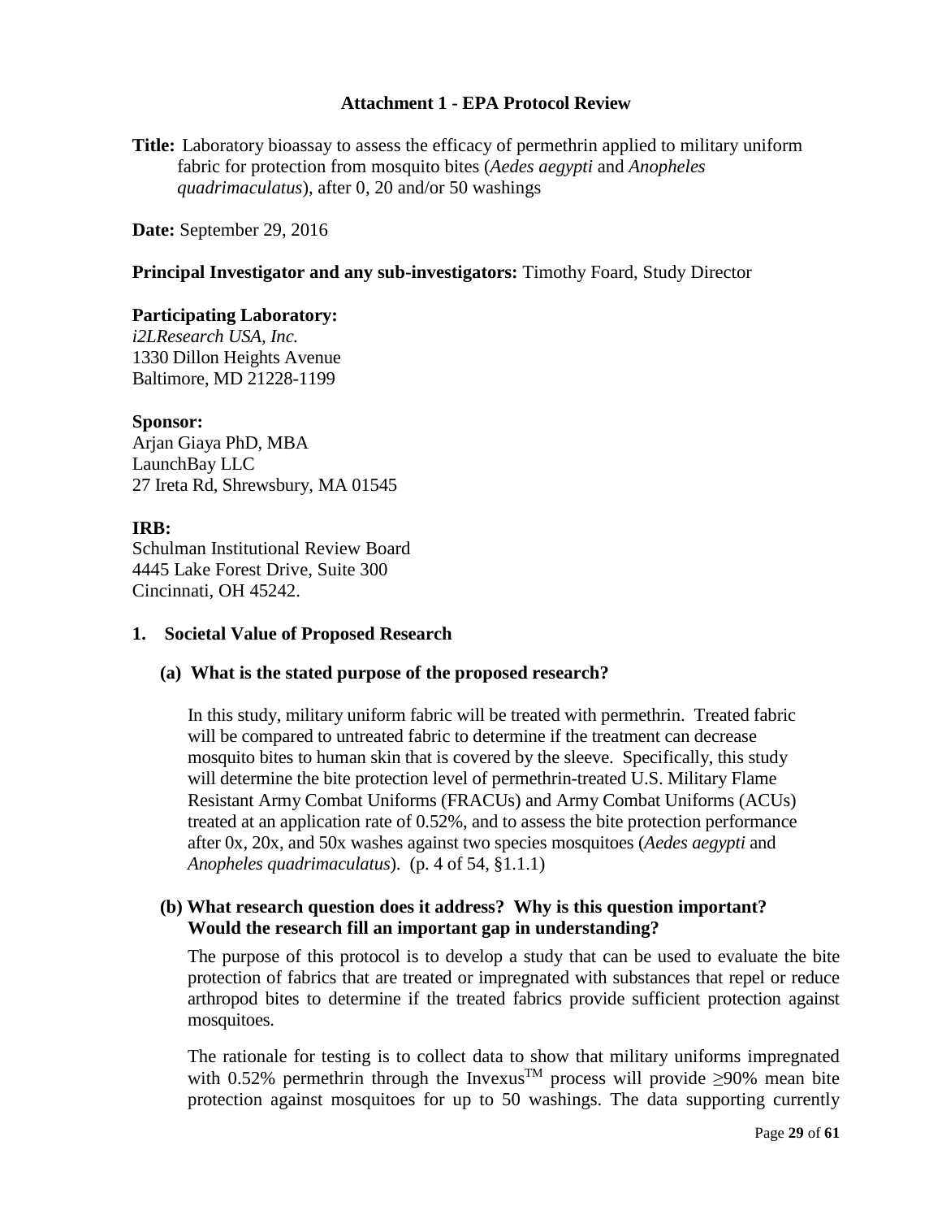**Attachment 1 - EPA Protocol Review**

**Title:** Laboratory bioassay to assess the efficacy of permethrin applied to military uniform fabric for protection from mosquito bites (*Aedes aegypti* and *Anopheles quadrimaculatus*), after 0, 20 and/or 50 washings

**Date:** September 29, 2016

**Principal Investigator and any sub-investigators:** Timothy Foard, Study Director

**Participating Laboratory:**
*i2LResearch USA, Inc.*
1330 Dillon Heights Avenue
Baltimore, MD 21228-1199

**Sponsor:**
Arjan Giaya PhD, MBA
LaunchBay LLC
27 Ireta Rd, Shrewsbury, MA 01545

**IRB:**
Schulman Institutional Review Board
4445 Lake Forest Drive, Suite 300
Cincinnati, OH 45242.

## 1. Societal Value of Proposed Research

### (a) What is the stated purpose of the proposed research?

In this study, military uniform fabric will be treated with permethrin. Treated fabric will be compared to untreated fabric to determine if the treatment can decrease mosquito bites to human skin that is covered by the sleeve. Specifically, this study will determine the bite protection level of permethrin-treated U.S. Military Flame Resistant Army Combat Uniforms (FRACUs) and Army Combat Uniforms (ACUs) treated at an application rate of 0.52%, and to assess the bite protection performance after 0x, 20x, and 50x washes against two species mosquitoes (*Aedes aegypti* and *Anopheles quadrimaculatus*). (p. 4 of 54, §1.1.1)

### (b) What research question does it address? Why is this question important? Would the research fill an important gap in understanding?

The purpose of this protocol is to develop a study that can be used to evaluate the bite protection of fabrics that are treated or impregnated with substances that repel or reduce arthropod bites to determine if the treated fabrics provide sufficient protection against mosquitoes.

The rationale for testing is to collect data to show that military uniforms impregnated with 0.52% permethrin through the Invexus™ process will provide ≥90% mean bite protection against mosquitoes for up to 50 washings. The data supporting currently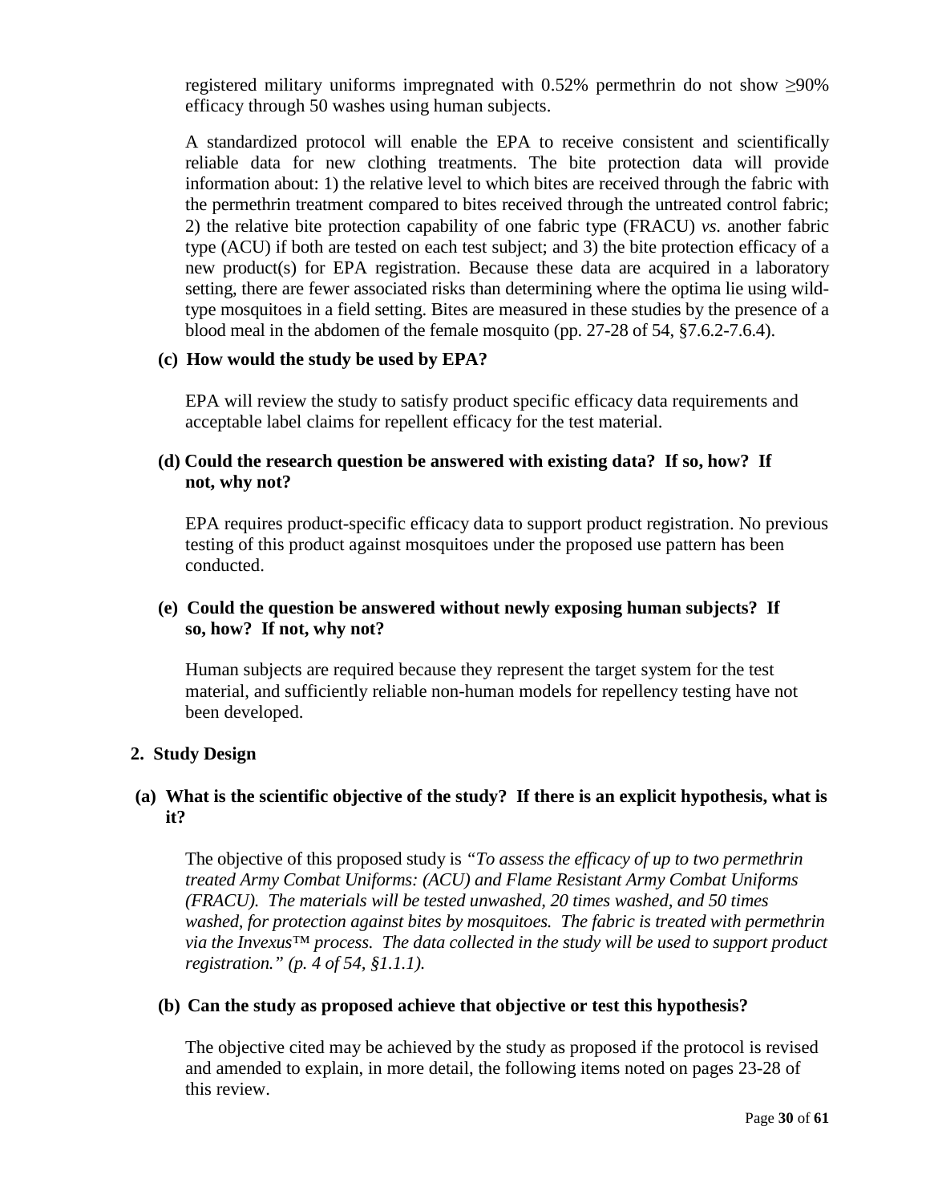registered military uniforms impregnated with 0.52% permethrin do not show ≥90% efficacy through 50 washes using human subjects.

A standardized protocol will enable the EPA to receive consistent and scientifically reliable data for new clothing treatments. The bite protection data will provide information about: 1) the relative level to which bites are received through the fabric with the permethrin treatment compared to bites received through the untreated control fabric; 2) the relative bite protection capability of one fabric type (FRACU) *vs.* another fabric type (ACU) if both are tested on each test subject; and 3) the bite protection efficacy of a new product(s) for EPA registration. Because these data are acquired in a laboratory setting, there are fewer associated risks than determining where the optima lie using wild-type mosquitoes in a field setting. Bites are measured in these studies by the presence of a blood meal in the abdomen of the female mosquito (pp. 27-28 of 54, §7.6.2-7.6.4).

**(c) How would the study be used by EPA?**

EPA will review the study to satisfy product specific efficacy data requirements and acceptable label claims for repellent efficacy for the test material.

**(d) Could the research question be answered with existing data? If so, how? If not, why not?**

EPA requires product-specific efficacy data to support product registration. No previous testing of this product against mosquitoes under the proposed use pattern has been conducted.

**(e) Could the question be answered without newly exposing human subjects? If so, how? If not, why not?**

Human subjects are required because they represent the target system for the test material, and sufficiently reliable non-human models for repellency testing have not been developed.

**2. Study Design**

**(a) What is the scientific objective of the study? If there is an explicit hypothesis, what is it?**

The objective of this proposed study is *"To assess the efficacy of up to two permethrin treated Army Combat Uniforms: (ACU) and Flame Resistant Army Combat Uniforms (FRACU). The materials will be tested unwashed, 20 times washed, and 50 times washed, for protection against bites by mosquitoes. The fabric is treated with permethrin via the Invexus™ process. The data collected in the study will be used to support product registration." (p. 4 of 54, §1.1.1).*

**(b) Can the study as proposed achieve that objective or test this hypothesis?**

The objective cited may be achieved by the study as proposed if the protocol is revised and amended to explain, in more detail, the following items noted on pages 23-28 of this review.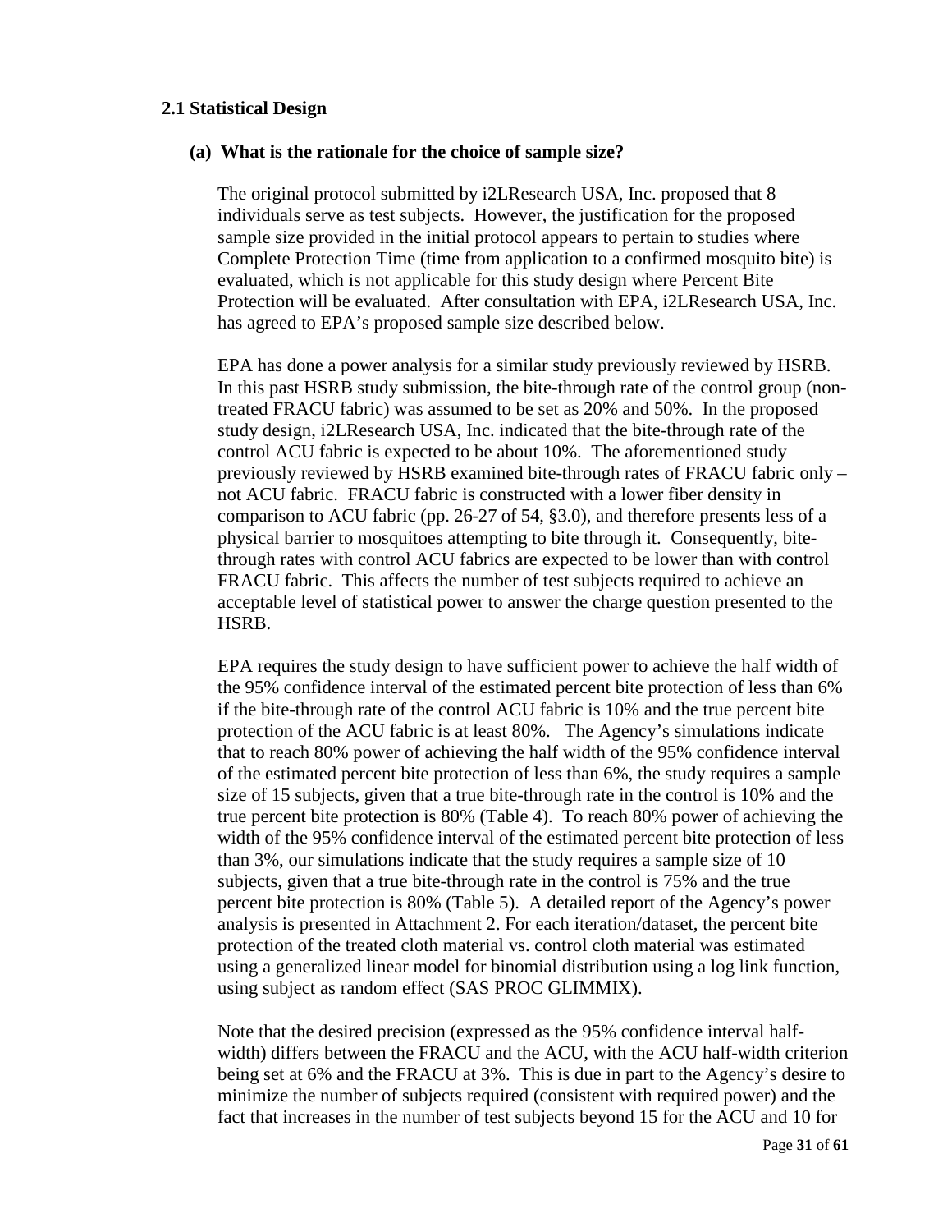### 2.1 Statistical Design

#### (a) What is the rationale for the choice of sample size?

The original protocol submitted by i2LResearch USA, Inc. proposed that 8 individuals serve as test subjects. However, the justification for the proposed sample size provided in the initial protocol appears to pertain to studies where Complete Protection Time (time from application to a confirmed mosquito bite) is evaluated, which is not applicable for this study design where Percent Bite Protection will be evaluated. After consultation with EPA, i2LResearch USA, Inc. has agreed to EPA's proposed sample size described below.

EPA has done a power analysis for a similar study previously reviewed by HSRB. In this past HSRB study submission, the bite-through rate of the control group (non-treated FRACU fabric) was assumed to be set as 20% and 50%. In the proposed study design, i2LResearch USA, Inc. indicated that the bite-through rate of the control ACU fabric is expected to be about 10%. The aforementioned study previously reviewed by HSRB examined bite-through rates of FRACU fabric only – not ACU fabric. FRACU fabric is constructed with a lower fiber density in comparison to ACU fabric (pp. 26-27 of 54, §3.0), and therefore presents less of a physical barrier to mosquitoes attempting to bite through it. Consequently, bite-through rates with control ACU fabrics are expected to be lower than with control FRACU fabric. This affects the number of test subjects required to achieve an acceptable level of statistical power to answer the charge question presented to the HSRB.

EPA requires the study design to have sufficient power to achieve the half width of the 95% confidence interval of the estimated percent bite protection of less than 6% if the bite-through rate of the control ACU fabric is 10% and the true percent bite protection of the ACU fabric is at least 80%. The Agency's simulations indicate that to reach 80% power of achieving the half width of the 95% confidence interval of the estimated percent bite protection of less than 6%, the study requires a sample size of 15 subjects, given that a true bite-through rate in the control is 10% and the true percent bite protection is 80% (Table 4). To reach 80% power of achieving the width of the 95% confidence interval of the estimated percent bite protection of less than 3%, our simulations indicate that the study requires a sample size of 10 subjects, given that a true bite-through rate in the control is 75% and the true percent bite protection is 80% (Table 5). A detailed report of the Agency's power analysis is presented in Attachment 2. For each iteration/dataset, the percent bite protection of the treated cloth material vs. control cloth material was estimated using a generalized linear model for binomial distribution using a log link function, using subject as random effect (SAS PROC GLIMMIX).

Note that the desired precision (expressed as the 95% confidence interval half-width) differs between the FRACU and the ACU, with the ACU half-width criterion being set at 6% and the FRACU at 3%. This is due in part to the Agency's desire to minimize the number of subjects required (consistent with required power) and the fact that increases in the number of test subjects beyond 15 for the ACU and 10 for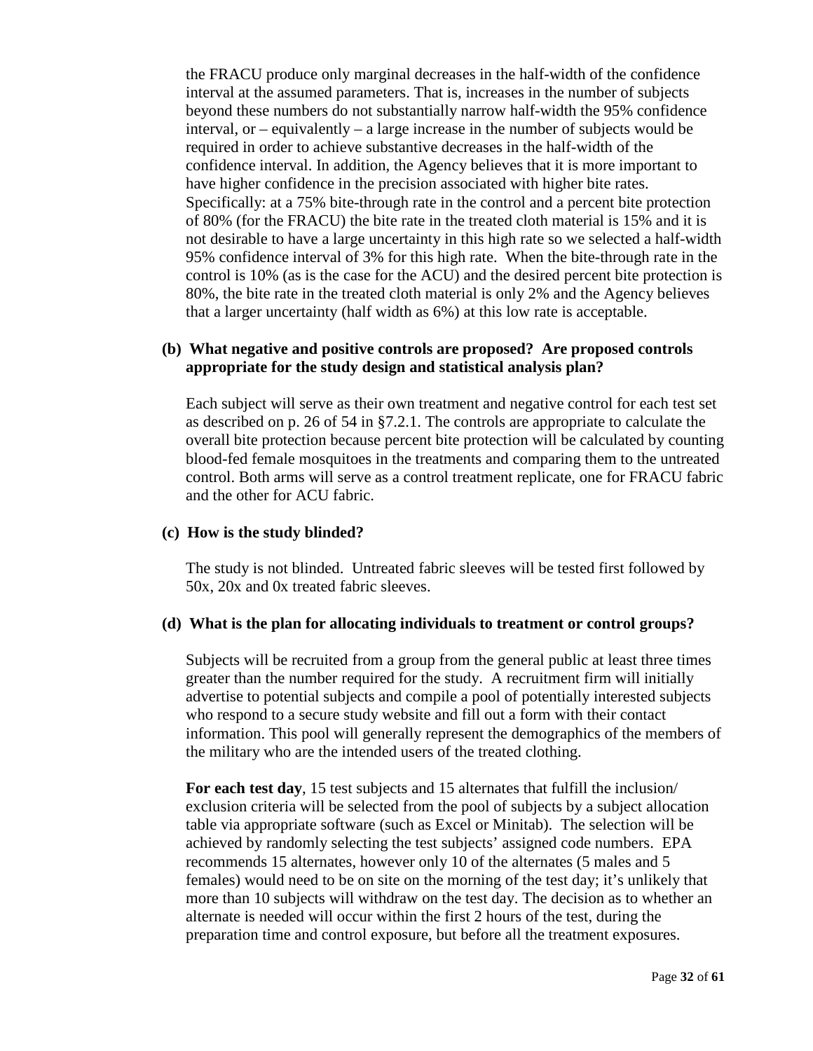the FRACU produce only marginal decreases in the half-width of the confidence interval at the assumed parameters. That is, increases in the number of subjects beyond these numbers do not substantially narrow half-width the 95% confidence interval, or – equivalently – a large increase in the number of subjects would be required in order to achieve substantive decreases in the half-width of the confidence interval. In addition, the Agency believes that it is more important to have higher confidence in the precision associated with higher bite rates. Specifically: at a 75% bite-through rate in the control and a percent bite protection of 80% (for the FRACU) the bite rate in the treated cloth material is 15% and it is not desirable to have a large uncertainty in this high rate so we selected a half-width 95% confidence interval of 3% for this high rate. When the bite-through rate in the control is 10% (as is the case for the ACU) and the desired percent bite protection is 80%, the bite rate in the treated cloth material is only 2% and the Agency believes that a larger uncertainty (half width as 6%) at this low rate is acceptable.

**(b) What negative and positive controls are proposed? Are proposed controls appropriate for the study design and statistical analysis plan?**

Each subject will serve as their own treatment and negative control for each test set as described on p. 26 of 54 in §7.2.1. The controls are appropriate to calculate the overall bite protection because percent bite protection will be calculated by counting blood-fed female mosquitoes in the treatments and comparing them to the untreated control. Both arms will serve as a control treatment replicate, one for FRACU fabric and the other for ACU fabric.

**(c) How is the study blinded?**

The study is not blinded. Untreated fabric sleeves will be tested first followed by 50x, 20x and 0x treated fabric sleeves.

**(d) What is the plan for allocating individuals to treatment or control groups?**

Subjects will be recruited from a group from the general public at least three times greater than the number required for the study. A recruitment firm will initially advertise to potential subjects and compile a pool of potentially interested subjects who respond to a secure study website and fill out a form with their contact information. This pool will generally represent the demographics of the members of the military who are the intended users of the treated clothing.

**For each test day**, 15 test subjects and 15 alternates that fulfill the inclusion/ exclusion criteria will be selected from the pool of subjects by a subject allocation table via appropriate software (such as Excel or Minitab). The selection will be achieved by randomly selecting the test subjects' assigned code numbers. EPA recommends 15 alternates, however only 10 of the alternates (5 males and 5 females) would need to be on site on the morning of the test day; it's unlikely that more than 10 subjects will withdraw on the test day. The decision as to whether an alternate is needed will occur within the first 2 hours of the test, during the preparation time and control exposure, but before all the treatment exposures.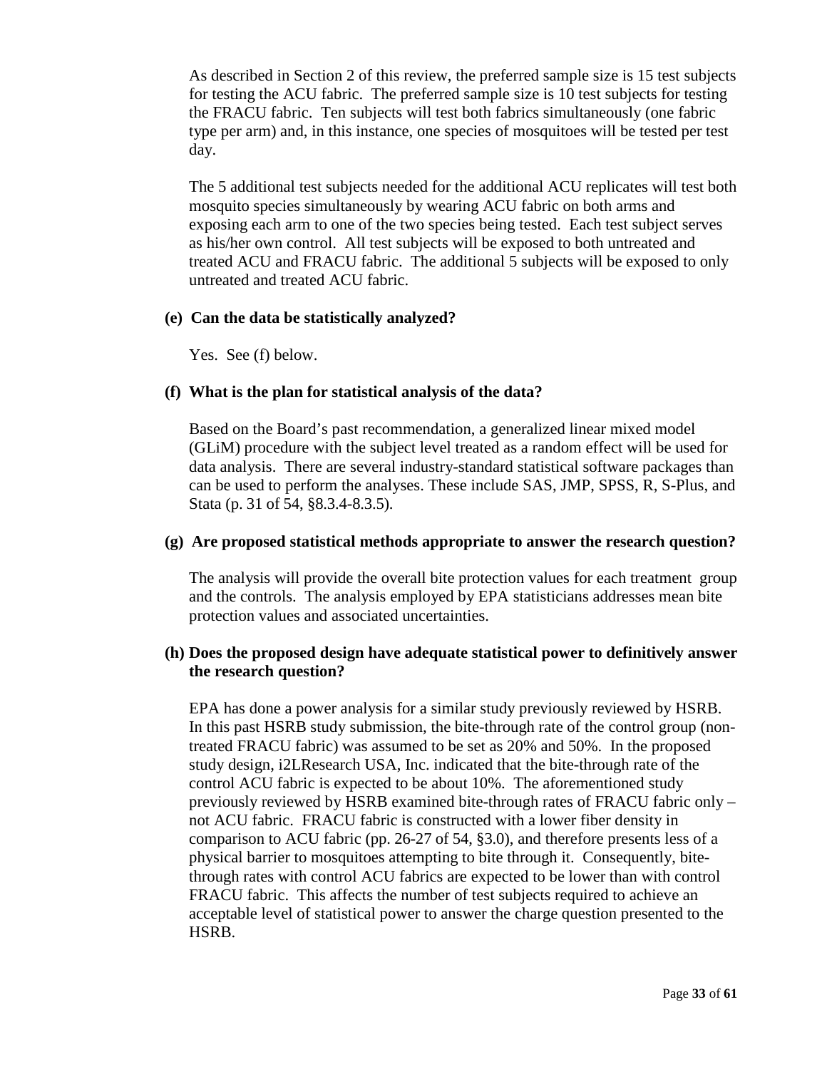As described in Section 2 of this review, the preferred sample size is 15 test subjects for testing the ACU fabric. The preferred sample size is 10 test subjects for testing the FRACU fabric. Ten subjects will test both fabrics simultaneously (one fabric type per arm) and, in this instance, one species of mosquitoes will be tested per test day.

The 5 additional test subjects needed for the additional ACU replicates will test both mosquito species simultaneously by wearing ACU fabric on both arms and exposing each arm to one of the two species being tested. Each test subject serves as his/her own control. All test subjects will be exposed to both untreated and treated ACU and FRACU fabric. The additional 5 subjects will be exposed to only untreated and treated ACU fabric.

**(e) Can the data be statistically analyzed?**

Yes. See (f) below.

**(f) What is the plan for statistical analysis of the data?**

Based on the Board's past recommendation, a generalized linear mixed model (GLiM) procedure with the subject level treated as a random effect will be used for data analysis. There are several industry-standard statistical software packages than can be used to perform the analyses. These include SAS, JMP, SPSS, R, S-Plus, and Stata (p. 31 of 54, §8.3.4-8.3.5).

**(g) Are proposed statistical methods appropriate to answer the research question?**

The analysis will provide the overall bite protection values for each treatment group and the controls. The analysis employed by EPA statisticians addresses mean bite protection values and associated uncertainties.

**(h) Does the proposed design have adequate statistical power to definitively answer the research question?**

EPA has done a power analysis for a similar study previously reviewed by HSRB. In this past HSRB study submission, the bite-through rate of the control group (non-treated FRACU fabric) was assumed to be set as 20% and 50%. In the proposed study design, i2LResearch USA, Inc. indicated that the bite-through rate of the control ACU fabric is expected to be about 10%. The aforementioned study previously reviewed by HSRB examined bite-through rates of FRACU fabric only – not ACU fabric. FRACU fabric is constructed with a lower fiber density in comparison to ACU fabric (pp. 26-27 of 54, §3.0), and therefore presents less of a physical barrier to mosquitoes attempting to bite through it. Consequently, bite-through rates with control ACU fabrics are expected to be lower than with control FRACU fabric. This affects the number of test subjects required to achieve an acceptable level of statistical power to answer the charge question presented to the HSRB.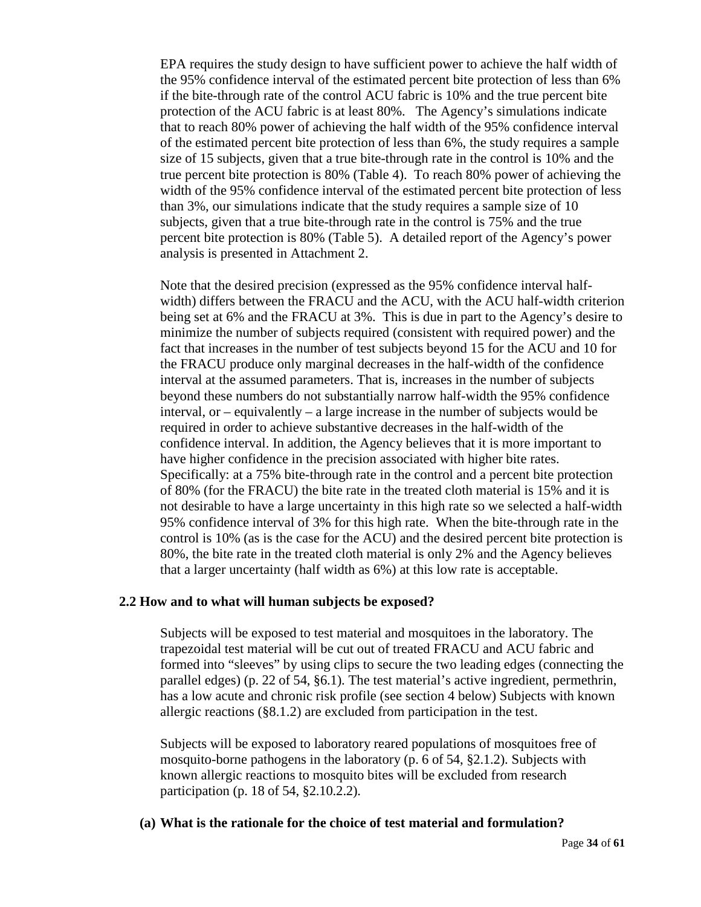EPA requires the study design to have sufficient power to achieve the half width of the 95% confidence interval of the estimated percent bite protection of less than 6% if the bite-through rate of the control ACU fabric is 10% and the true percent bite protection of the ACU fabric is at least 80%. The Agency's simulations indicate that to reach 80% power of achieving the half width of the 95% confidence interval of the estimated percent bite protection of less than 6%, the study requires a sample size of 15 subjects, given that a true bite-through rate in the control is 10% and the true percent bite protection is 80% (Table 4). To reach 80% power of achieving the width of the 95% confidence interval of the estimated percent bite protection of less than 3%, our simulations indicate that the study requires a sample size of 10 subjects, given that a true bite-through rate in the control is 75% and the true percent bite protection is 80% (Table 5). A detailed report of the Agency's power analysis is presented in Attachment 2.

Note that the desired precision (expressed as the 95% confidence interval half-width) differs between the FRACU and the ACU, with the ACU half-width criterion being set at 6% and the FRACU at 3%. This is due in part to the Agency's desire to minimize the number of subjects required (consistent with required power) and the fact that increases in the number of test subjects beyond 15 for the ACU and 10 for the FRACU produce only marginal decreases in the half-width of the confidence interval at the assumed parameters. That is, increases in the number of subjects beyond these numbers do not substantially narrow half-width the 95% confidence interval, or – equivalently – a large increase in the number of subjects would be required in order to achieve substantive decreases in the half-width of the confidence interval. In addition, the Agency believes that it is more important to have higher confidence in the precision associated with higher bite rates. Specifically: at a 75% bite-through rate in the control and a percent bite protection of 80% (for the FRACU) the bite rate in the treated cloth material is 15% and it is not desirable to have a large uncertainty in this high rate so we selected a half-width 95% confidence interval of 3% for this high rate. When the bite-through rate in the control is 10% (as is the case for the ACU) and the desired percent bite protection is 80%, the bite rate in the treated cloth material is only 2% and the Agency believes that a larger uncertainty (half width as 6%) at this low rate is acceptable.

### 2.2 How and to what will human subjects be exposed?

Subjects will be exposed to test material and mosquitoes in the laboratory. The trapezoidal test material will be cut out of treated FRACU and ACU fabric and formed into "sleeves" by using clips to secure the two leading edges (connecting the parallel edges) (p. 22 of 54, §6.1). The test material's active ingredient, permethrin, has a low acute and chronic risk profile (see section 4 below) Subjects with known allergic reactions (§8.1.2) are excluded from participation in the test.

Subjects will be exposed to laboratory reared populations of mosquitoes free of mosquito-borne pathogens in the laboratory (p. 6 of 54, §2.1.2). Subjects with known allergic reactions to mosquito bites will be excluded from research participation (p. 18 of 54, §2.10.2.2).

#### (a) What is the rationale for the choice of test material and formulation?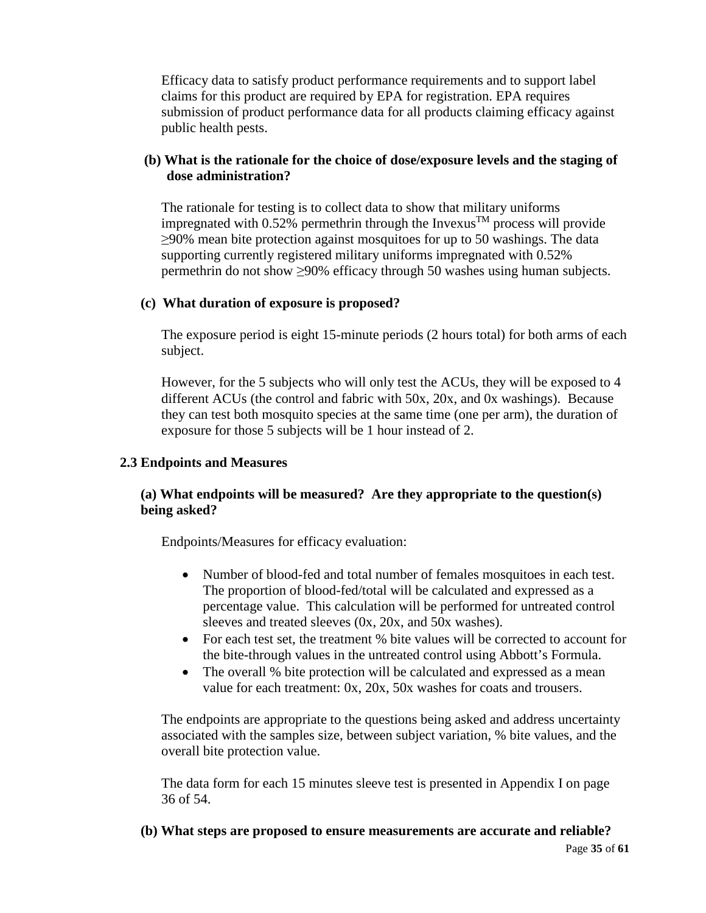Efficacy data to satisfy product performance requirements and to support label claims for this product are required by EPA for registration. EPA requires submission of product performance data for all products claiming efficacy against public health pests.

**(b) What is the rationale for the choice of dose/exposure levels and the staging of dose administration?**

The rationale for testing is to collect data to show that military uniforms impregnated with 0.52% permethrin through the Invexus™ process will provide ≥90% mean bite protection against mosquitoes for up to 50 washings. The data supporting currently registered military uniforms impregnated with 0.52% permethrin do not show ≥90% efficacy through 50 washes using human subjects.

**(c) What duration of exposure is proposed?**

The exposure period is eight 15-minute periods (2 hours total) for both arms of each subject.

However, for the 5 subjects who will only test the ACUs, they will be exposed to 4 different ACUs (the control and fabric with 50x, 20x, and 0x washings). Because they can test both mosquito species at the same time (one per arm), the duration of exposure for those 5 subjects will be 1 hour instead of 2.

### 2.3 Endpoints and Measures

**(a) What endpoints will be measured? Are they appropriate to the question(s) being asked?**

Endpoints/Measures for efficacy evaluation:

- Number of blood-fed and total number of females mosquitoes in each test. The proportion of blood-fed/total will be calculated and expressed as a percentage value. This calculation will be performed for untreated control sleeves and treated sleeves (0x, 20x, and 50x washes).
- For each test set, the treatment % bite values will be corrected to account for the bite-through values in the untreated control using Abbott's Formula.
- The overall % bite protection will be calculated and expressed as a mean value for each treatment: 0x, 20x, 50x washes for coats and trousers.

The endpoints are appropriate to the questions being asked and address uncertainty associated with the samples size, between subject variation, % bite values, and the overall bite protection value.

The data form for each 15 minutes sleeve test is presented in Appendix I on page 36 of 54.

**(b) What steps are proposed to ensure measurements are accurate and reliable?**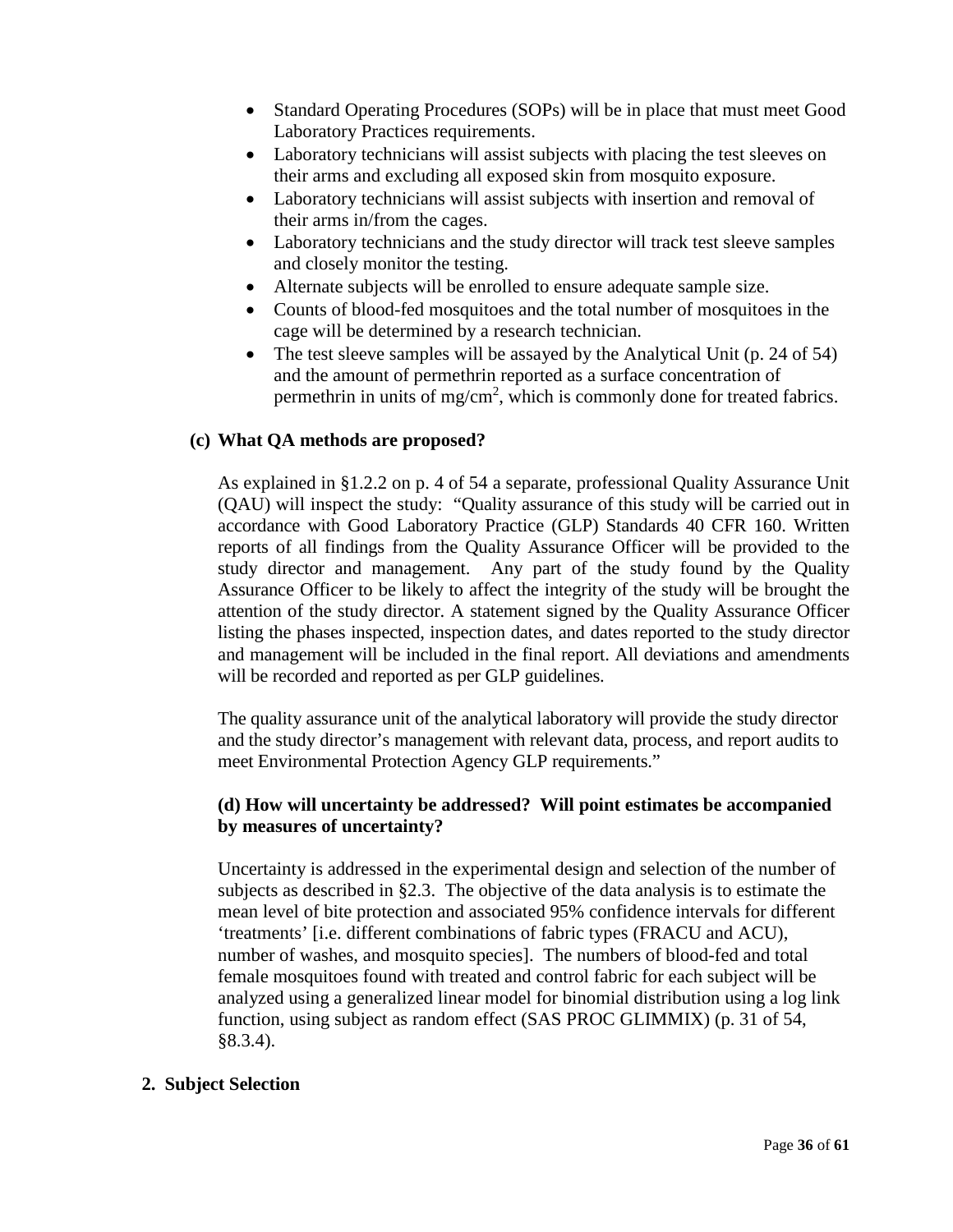- Standard Operating Procedures (SOPs) will be in place that must meet Good Laboratory Practices requirements.
- Laboratory technicians will assist subjects with placing the test sleeves on their arms and excluding all exposed skin from mosquito exposure.
- Laboratory technicians will assist subjects with insertion and removal of their arms in/from the cages.
- Laboratory technicians and the study director will track test sleeve samples and closely monitor the testing.
- Alternate subjects will be enrolled to ensure adequate sample size.
- Counts of blood-fed mosquitoes and the total number of mosquitoes in the cage will be determined by a research technician.
- The test sleeve samples will be assayed by the Analytical Unit (p. 24 of 54) and the amount of permethrin reported as a surface concentration of permethrin in units of $mg/cm^2$, which is commonly done for treated fabrics.

**(c) What QA methods are proposed?**

As explained in §1.2.2 on p. 4 of 54 a separate, professional Quality Assurance Unit (QAU) will inspect the study: "Quality assurance of this study will be carried out in accordance with Good Laboratory Practice (GLP) Standards 40 CFR 160. Written reports of all findings from the Quality Assurance Officer will be provided to the study director and management. Any part of the study found by the Quality Assurance Officer to be likely to affect the integrity of the study will be brought the attention of the study director. A statement signed by the Quality Assurance Officer listing the phases inspected, inspection dates, and dates reported to the study director and management will be included in the final report. All deviations and amendments will be recorded and reported as per GLP guidelines.

The quality assurance unit of the analytical laboratory will provide the study director and the study director's management with relevant data, process, and report audits to meet Environmental Protection Agency GLP requirements."

**(d) How will uncertainty be addressed? Will point estimates be accompanied by measures of uncertainty?**

Uncertainty is addressed in the experimental design and selection of the number of subjects as described in §2.3. The objective of the data analysis is to estimate the mean level of bite protection and associated 95% confidence intervals for different 'treatments' [i.e. different combinations of fabric types (FRACU and ACU), number of washes, and mosquito species]. The numbers of blood-fed and total female mosquitoes found with treated and control fabric for each subject will be analyzed using a generalized linear model for binomial distribution using a log link function, using subject as random effect (SAS PROC GLIMMIX) (p. 31 of 54, §8.3.4).

**2. Subject Selection**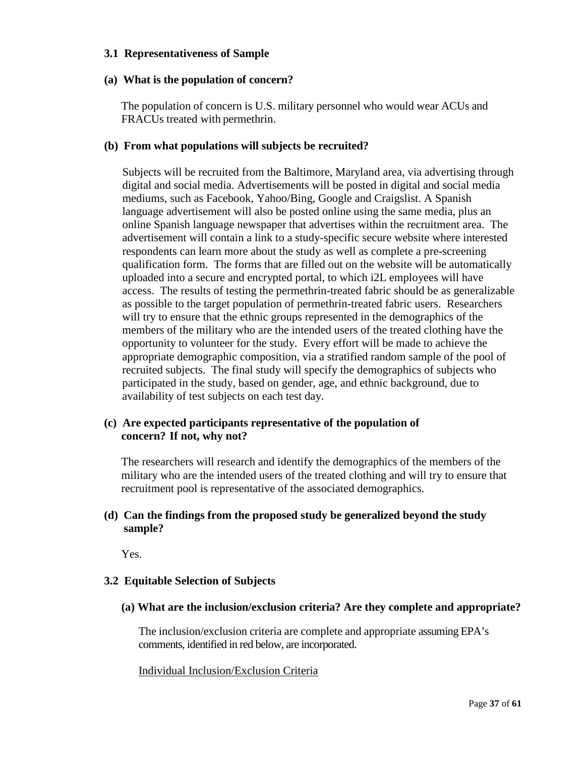### 3.1 Representativeness of Sample

**(a) What is the population of concern?**

The population of concern is U.S. military personnel who would wear ACUs and FRACUs treated with permethrin.

**(b) From what populations will subjects be recruited?**

Subjects will be recruited from the Baltimore, Maryland area, via advertising through digital and social media. Advertisements will be posted in digital and social media mediums, such as Facebook, Yahoo/Bing, Google and Craigslist. A Spanish language advertisement will also be posted online using the same media, plus an online Spanish language newspaper that advertises within the recruitment area. The advertisement will contain a link to a study-specific secure website where interested respondents can learn more about the study as well as complete a pre-screening qualification form. The forms that are filled out on the website will be automatically uploaded into a secure and encrypted portal, to which i2L employees will have access. The results of testing the permethrin-treated fabric should be as generalizable as possible to the target population of permethrin-treated fabric users. Researchers will try to ensure that the ethnic groups represented in the demographics of the members of the military who are the intended users of the treated clothing have the opportunity to volunteer for the study. Every effort will be made to achieve the appropriate demographic composition, via a stratified random sample of the pool of recruited subjects. The final study will specify the demographics of subjects who participated in the study, based on gender, age, and ethnic background, due to availability of test subjects on each test day.

**(c) Are expected participants representative of the population of concern? If not, why not?**

The researchers will research and identify the demographics of the members of the military who are the intended users of the treated clothing and will try to ensure that recruitment pool is representative of the associated demographics.

**(d) Can the findings from the proposed study be generalized beyond the study sample?**

Yes.

### 3.2 Equitable Selection of Subjects

**(a) What are the inclusion/exclusion criteria? Are they complete and appropriate?**

The inclusion/exclusion criteria are complete and appropriate assuming EPA's comments, identified in red below, are incorporated.

<u>Individual Inclusion/Exclusion Criteria</u>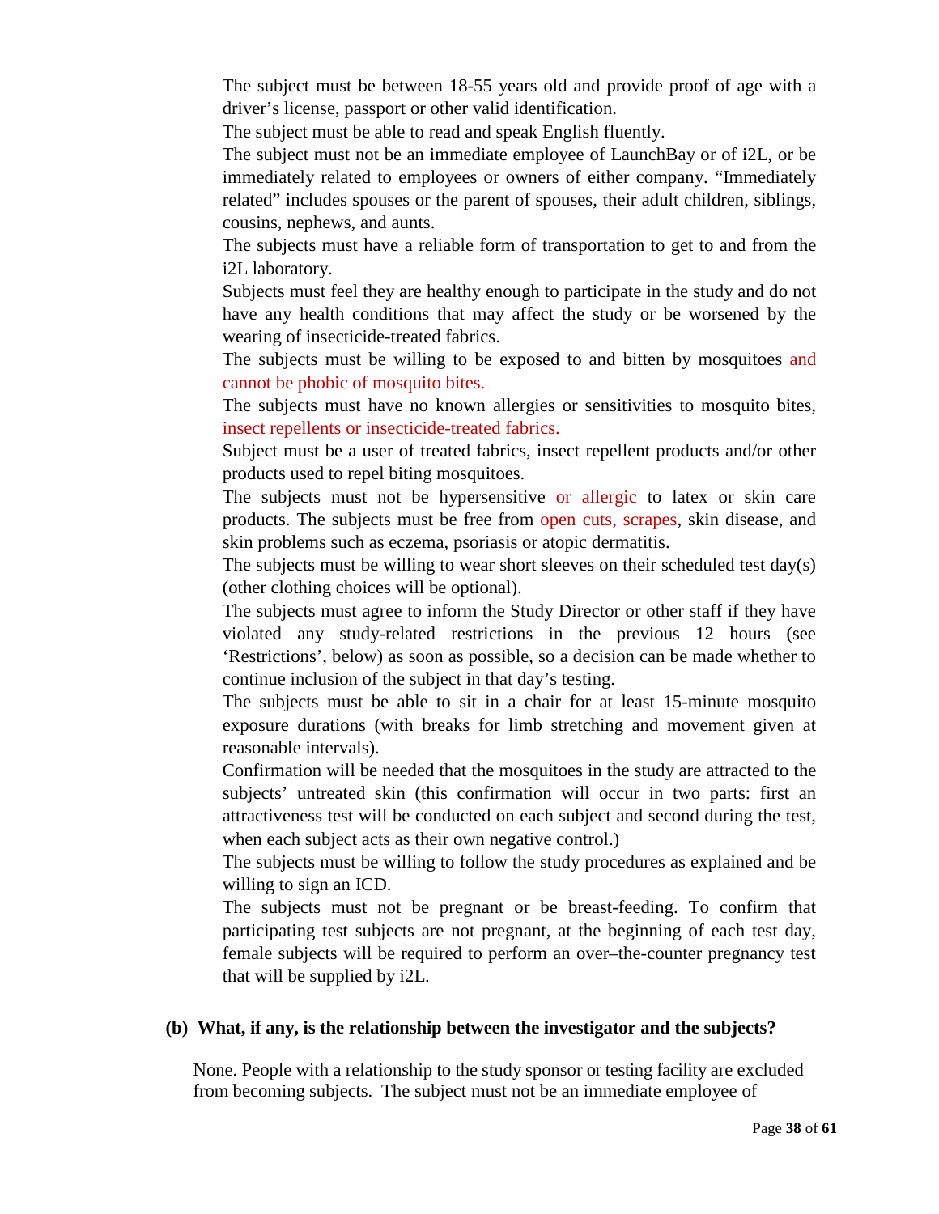The subject must be between 18-55 years old and provide proof of age with a driver's license, passport or other valid identification.

The subject must be able to read and speak English fluently.

The subject must not be an immediate employee of LaunchBay or of i2L, or be immediately related to employees or owners of either company. "Immediately related" includes spouses or the parent of spouses, their adult children, siblings, cousins, nephews, and aunts.

The subjects must have a reliable form of transportation to get to and from the i2L laboratory.

Subjects must feel they are healthy enough to participate in the study and do not have any health conditions that may affect the study or be worsened by the wearing of insecticide-treated fabrics.

The subjects must be willing to be exposed to and bitten by mosquitoes and cannot be phobic of mosquito bites.

The subjects must have no known allergies or sensitivities to mosquito bites, insect repellents or insecticide-treated fabrics.

Subject must be a user of treated fabrics, insect repellent products and/or other products used to repel biting mosquitoes.

The subjects must not be hypersensitive or allergic to latex or skin care products. The subjects must be free from open cuts, scrapes, skin disease, and skin problems such as eczema, psoriasis or atopic dermatitis.

The subjects must be willing to wear short sleeves on their scheduled test day(s) (other clothing choices will be optional).

The subjects must agree to inform the Study Director or other staff if they have violated any study-related restrictions in the previous 12 hours (see 'Restrictions', below) as soon as possible, so a decision can be made whether to continue inclusion of the subject in that day's testing.

The subjects must be able to sit in a chair for at least 15-minute mosquito exposure durations (with breaks for limb stretching and movement given at reasonable intervals).

Confirmation will be needed that the mosquitoes in the study are attracted to the subjects' untreated skin (this confirmation will occur in two parts: first an attractiveness test will be conducted on each subject and second during the test, when each subject acts as their own negative control.)

The subjects must be willing to follow the study procedures as explained and be willing to sign an ICD.

The subjects must not be pregnant or be breast-feeding. To confirm that participating test subjects are not pregnant, at the beginning of each test day, female subjects will be required to perform an over–the-counter pregnancy test that will be supplied by i2L.

**(b) What, if any, is the relationship between the investigator and the subjects?**

None. People with a relationship to the study sponsor or testing facility are excluded from becoming subjects. The subject must not be an immediate employee of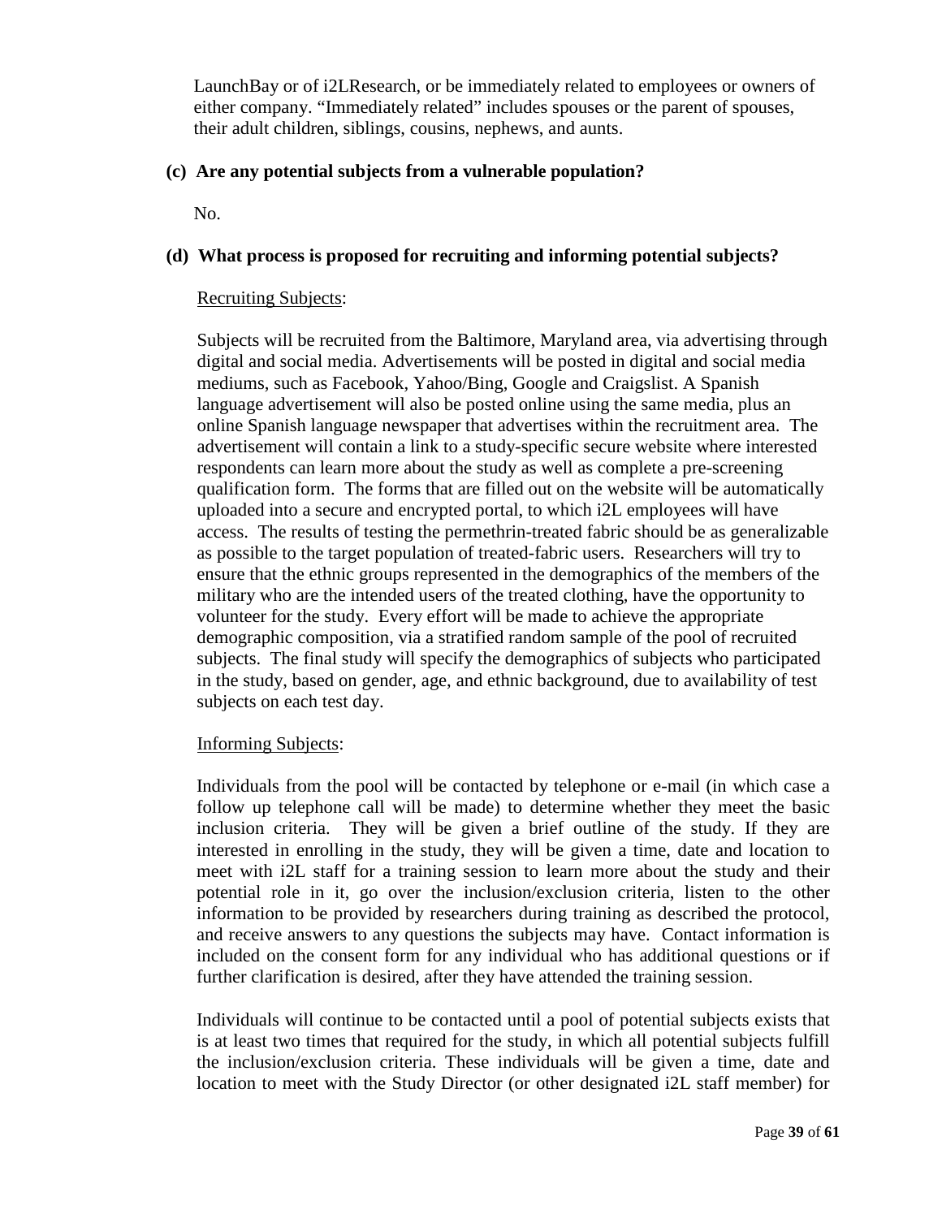LaunchBay or of i2LResearch, or be immediately related to employees or owners of either company. "Immediately related" includes spouses or the parent of spouses, their adult children, siblings, cousins, nephews, and aunts.

**(c) Are any potential subjects from a vulnerable population?**

No.

**(d) What process is proposed for recruiting and informing potential subjects?**

Recruiting Subjects:

Subjects will be recruited from the Baltimore, Maryland area, via advertising through digital and social media. Advertisements will be posted in digital and social media mediums, such as Facebook, Yahoo/Bing, Google and Craigslist. A Spanish language advertisement will also be posted online using the same media, plus an online Spanish language newspaper that advertises within the recruitment area. The advertisement will contain a link to a study-specific secure website where interested respondents can learn more about the study as well as complete a pre-screening qualification form. The forms that are filled out on the website will be automatically uploaded into a secure and encrypted portal, to which i2L employees will have access. The results of testing the permethrin-treated fabric should be as generalizable as possible to the target population of treated-fabric users. Researchers will try to ensure that the ethnic groups represented in the demographics of the members of the military who are the intended users of the treated clothing, have the opportunity to volunteer for the study. Every effort will be made to achieve the appropriate demographic composition, via a stratified random sample of the pool of recruited subjects. The final study will specify the demographics of subjects who participated in the study, based on gender, age, and ethnic background, due to availability of test subjects on each test day.

Informing Subjects:

Individuals from the pool will be contacted by telephone or e-mail (in which case a follow up telephone call will be made) to determine whether they meet the basic inclusion criteria. They will be given a brief outline of the study. If they are interested in enrolling in the study, they will be given a time, date and location to meet with i2L staff for a training session to learn more about the study and their potential role in it, go over the inclusion/exclusion criteria, listen to the other information to be provided by researchers during training as described the protocol, and receive answers to any questions the subjects may have. Contact information is included on the consent form for any individual who has additional questions or if further clarification is desired, after they have attended the training session.

Individuals will continue to be contacted until a pool of potential subjects exists that is at least two times that required for the study, in which all potential subjects fulfill the inclusion/exclusion criteria. These individuals will be given a time, date and location to meet with the Study Director (or other designated i2L staff member) for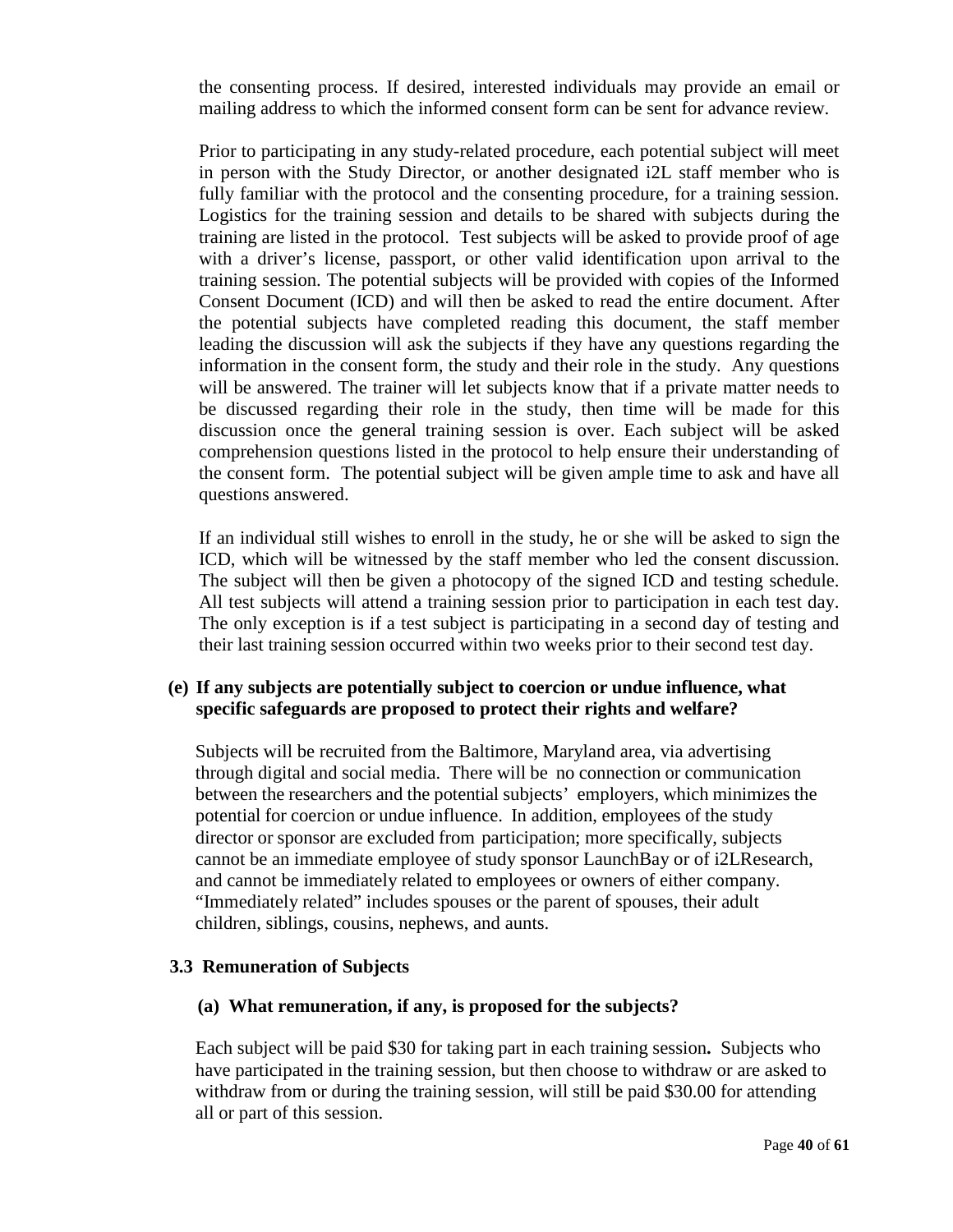the consenting process. If desired, interested individuals may provide an email or mailing address to which the informed consent form can be sent for advance review.

Prior to participating in any study-related procedure, each potential subject will meet in person with the Study Director, or another designated i2L staff member who is fully familiar with the protocol and the consenting procedure, for a training session. Logistics for the training session and details to be shared with subjects during the training are listed in the protocol. Test subjects will be asked to provide proof of age with a driver's license, passport, or other valid identification upon arrival to the training session. The potential subjects will be provided with copies of the Informed Consent Document (ICD) and will then be asked to read the entire document. After the potential subjects have completed reading this document, the staff member leading the discussion will ask the subjects if they have any questions regarding the information in the consent form, the study and their role in the study. Any questions will be answered. The trainer will let subjects know that if a private matter needs to be discussed regarding their role in the study, then time will be made for this discussion once the general training session is over. Each subject will be asked comprehension questions listed in the protocol to help ensure their understanding of the consent form. The potential subject will be given ample time to ask and have all questions answered.

If an individual still wishes to enroll in the study, he or she will be asked to sign the ICD, which will be witnessed by the staff member who led the consent discussion. The subject will then be given a photocopy of the signed ICD and testing schedule. All test subjects will attend a training session prior to participation in each test day. The only exception is if a test subject is participating in a second day of testing and their last training session occurred within two weeks prior to their second test day.

**(e) If any subjects are potentially subject to coercion or undue influence, what specific safeguards are proposed to protect their rights and welfare?**

Subjects will be recruited from the Baltimore, Maryland area, via advertising through digital and social media. There will be no connection or communication between the researchers and the potential subjects' employers, which minimizes the potential for coercion or undue influence. In addition, employees of the study director or sponsor are excluded from participation; more specifically, subjects cannot be an immediate employee of study sponsor LaunchBay or of i2LResearch, and cannot be immediately related to employees or owners of either company. "Immediately related" includes spouses or the parent of spouses, their adult children, siblings, cousins, nephews, and aunts.

### 3.3 Remuneration of Subjects

**(a) What remuneration, if any, is proposed for the subjects?**

Each subject will be paid $30 for taking part in each training session**.** Subjects who have participated in the training session, but then choose to withdraw or are asked to withdraw from or during the training session, will still be paid $30.00 for attending all or part of this session.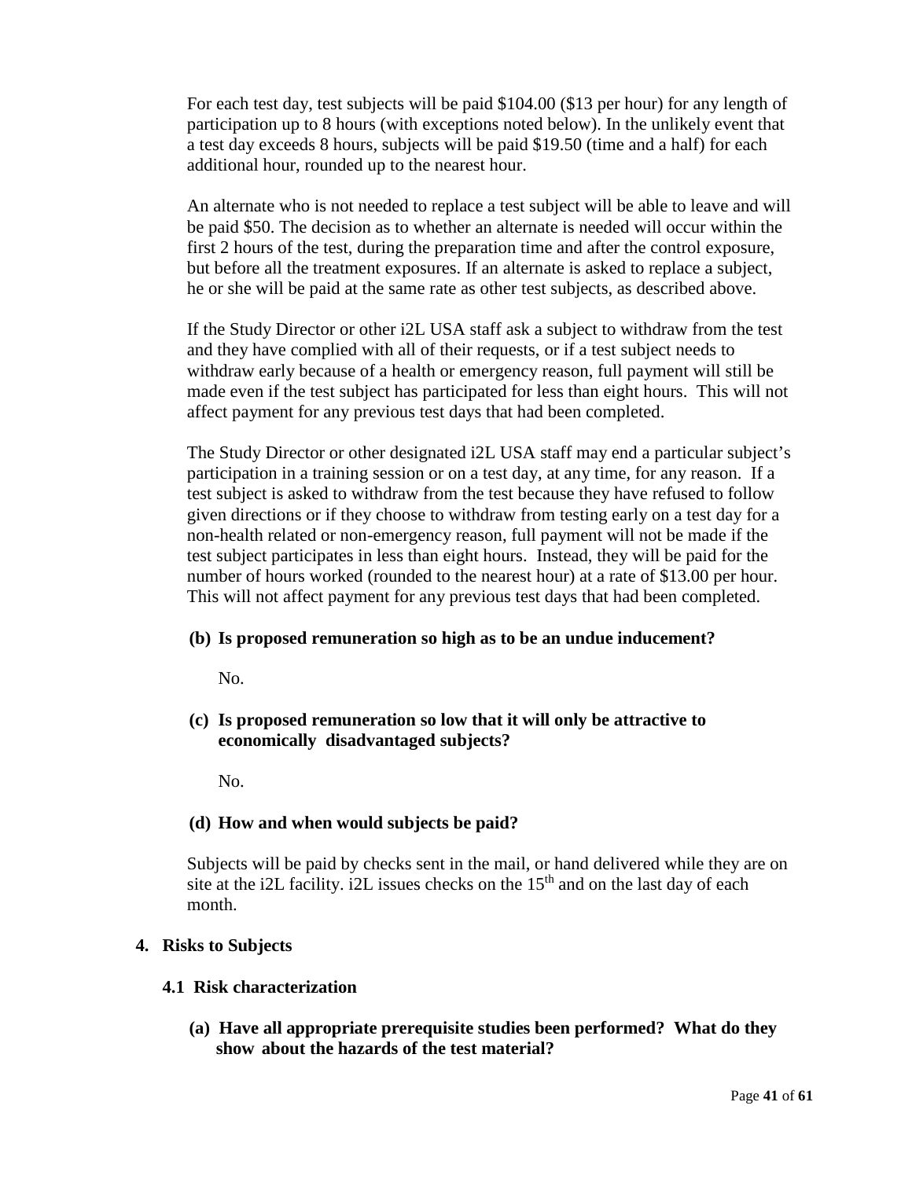For each test day, test subjects will be paid $104.00 ($13 per hour) for any length of participation up to 8 hours (with exceptions noted below). In the unlikely event that a test day exceeds 8 hours, subjects will be paid $19.50 (time and a half) for each additional hour, rounded up to the nearest hour.

An alternate who is not needed to replace a test subject will be able to leave and will be paid $50. The decision as to whether an alternate is needed will occur within the first 2 hours of the test, during the preparation time and after the control exposure, but before all the treatment exposures. If an alternate is asked to replace a subject, he or she will be paid at the same rate as other test subjects, as described above.

If the Study Director or other i2L USA staff ask a subject to withdraw from the test and they have complied with all of their requests, or if a test subject needs to withdraw early because of a health or emergency reason, full payment will still be made even if the test subject has participated for less than eight hours. This will not affect payment for any previous test days that had been completed.

The Study Director or other designated i2L USA staff may end a particular subject's participation in a training session or on a test day, at any time, for any reason. If a test subject is asked to withdraw from the test because they have refused to follow given directions or if they choose to withdraw from testing early on a test day for a non-health related or non-emergency reason, full payment will not be made if the test subject participates in less than eight hours. Instead, they will be paid for the number of hours worked (rounded to the nearest hour) at a rate of $13.00 per hour. This will not affect payment for any previous test days that had been completed.

**(b) Is proposed remuneration so high as to be an undue inducement?**

No.

**(c) Is proposed remuneration so low that it will only be attractive to economically disadvantaged subjects?**

No.

**(d) How and when would subjects be paid?**

Subjects will be paid by checks sent in the mail, or hand delivered while they are on site at the i2L facility. i2L issues checks on the 15th and on the last day of each month.

## 4. Risks to Subjects

### 4.1 Risk characterization

**(a) Have all appropriate prerequisite studies been performed? What do they show about the hazards of the test material?**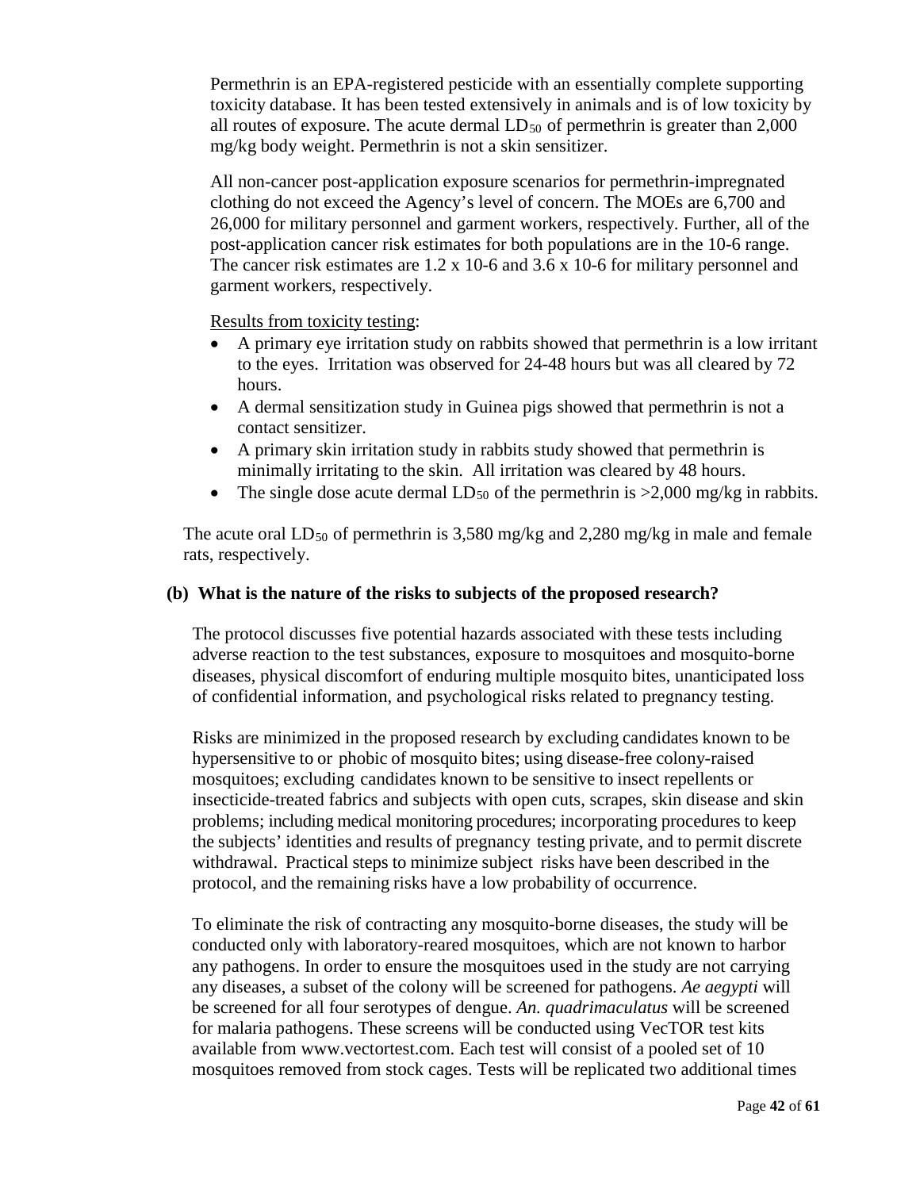Permethrin is an EPA-registered pesticide with an essentially complete supporting toxicity database. It has been tested extensively in animals and is of low toxicity by all routes of exposure. The acute dermal $LD_{50}$ of permethrin is greater than 2,000 mg/kg body weight. Permethrin is not a skin sensitizer.

All non-cancer post-application exposure scenarios for permethrin-impregnated clothing do not exceed the Agency's level of concern. The MOEs are 6,700 and 26,000 for military personnel and garment workers, respectively. Further, all of the post-application cancer risk estimates for both populations are in the 10-6 range. The cancer risk estimates are 1.2 x 10-6 and 3.6 x 10-6 for military personnel and garment workers, respectively.

Results from toxicity testing:

- A primary eye irritation study on rabbits showed that permethrin is a low irritant to the eyes. Irritation was observed for 24-48 hours but was all cleared by 72 hours.
- A dermal sensitization study in Guinea pigs showed that permethrin is not a contact sensitizer.
- A primary skin irritation study in rabbits study showed that permethrin is minimally irritating to the skin. All irritation was cleared by 48 hours.
- The single dose acute dermal $LD_{50}$ of the permethrin is >2,000 mg/kg in rabbits.

The acute oral $LD_{50}$ of permethrin is 3,580 mg/kg and 2,280 mg/kg in male and female rats, respectively.

**(b) What is the nature of the risks to subjects of the proposed research?**

The protocol discusses five potential hazards associated with these tests including adverse reaction to the test substances, exposure to mosquitoes and mosquito-borne diseases, physical discomfort of enduring multiple mosquito bites, unanticipated loss of confidential information, and psychological risks related to pregnancy testing.

Risks are minimized in the proposed research by excluding candidates known to be hypersensitive to or phobic of mosquito bites; using disease-free colony-raised mosquitoes; excluding candidates known to be sensitive to insect repellents or insecticide-treated fabrics and subjects with open cuts, scrapes, skin disease and skin problems; including medical monitoring procedures; incorporating procedures to keep the subjects' identities and results of pregnancy testing private, and to permit discrete withdrawal. Practical steps to minimize subject risks have been described in the protocol, and the remaining risks have a low probability of occurrence.

To eliminate the risk of contracting any mosquito-borne diseases, the study will be conducted only with laboratory-reared mosquitoes, which are not known to harbor any pathogens. In order to ensure the mosquitoes used in the study are not carrying any diseases, a subset of the colony will be screened for pathogens. *Ae aegypti* will be screened for all four serotypes of dengue. *An. quadrimaculatus* will be screened for malaria pathogens. These screens will be conducted using VecTOR test kits available from www.vectortest.com. Each test will consist of a pooled set of 10 mosquitoes removed from stock cages. Tests will be replicated two additional times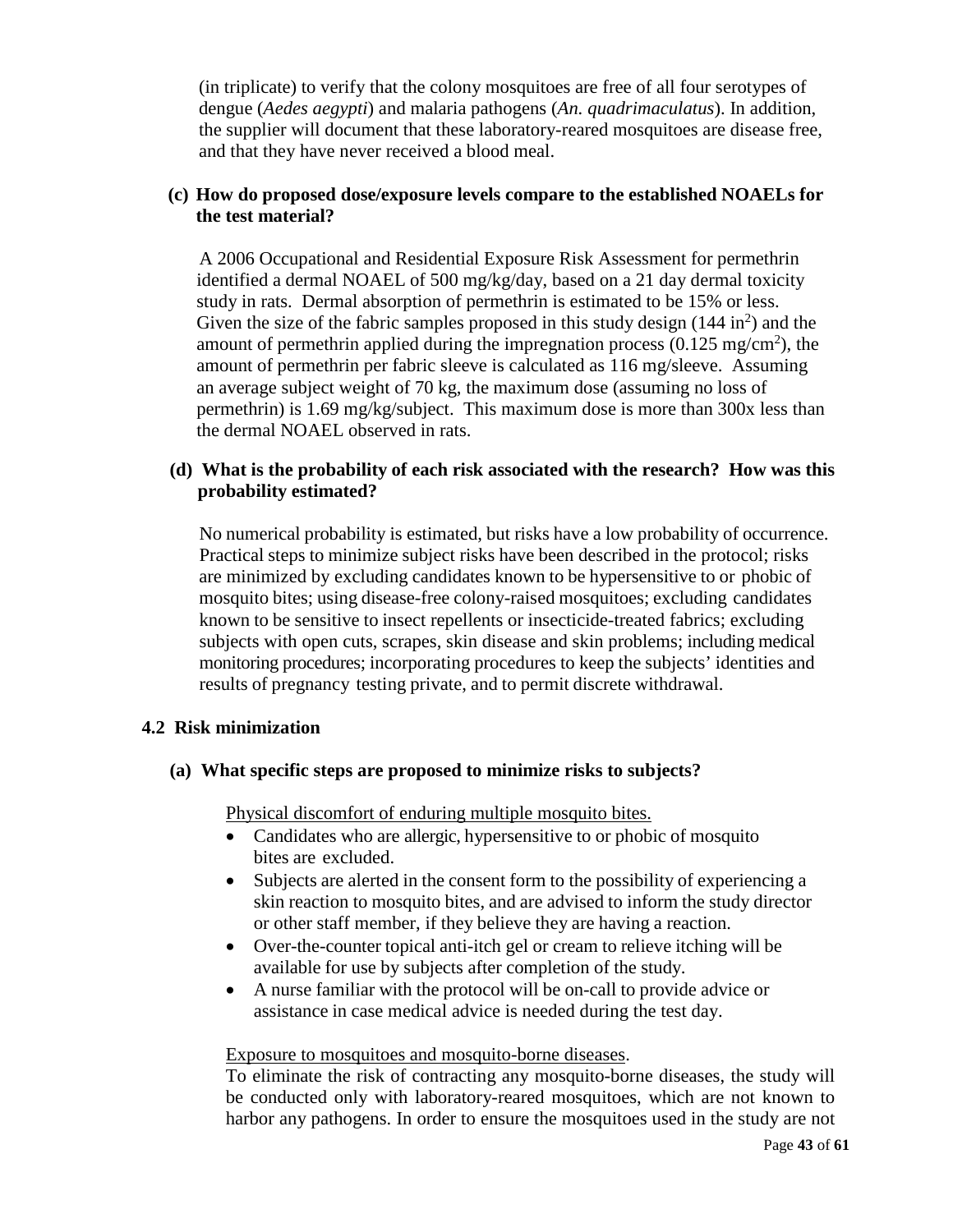(in triplicate) to verify that the colony mosquitoes are free of all four serotypes of dengue (*Aedes aegypti*) and malaria pathogens (*An. quadrimaculatus*). In addition, the supplier will document that these laboratory-reared mosquitoes are disease free, and that they have never received a blood meal.

**(c) How do proposed dose/exposure levels compare to the established NOAELs for the test material?**

A 2006 Occupational and Residential Exposure Risk Assessment for permethrin identified a dermal NOAEL of 500 mg/kg/day, based on a 21 day dermal toxicity study in rats. Dermal absorption of permethrin is estimated to be 15% or less. Given the size of the fabric samples proposed in this study design (144 $in^2$) and the amount of permethrin applied during the impregnation process (0.125 $mg/cm^2$), the amount of permethrin per fabric sleeve is calculated as 116 mg/sleeve. Assuming an average subject weight of 70 kg, the maximum dose (assuming no loss of permethrin) is 1.69 mg/kg/subject. This maximum dose is more than 300x less than the dermal NOAEL observed in rats.

**(d) What is the probability of each risk associated with the research? How was this probability estimated?**

No numerical probability is estimated, but risks have a low probability of occurrence. Practical steps to minimize subject risks have been described in the protocol; risks are minimized by excluding candidates known to be hypersensitive to or phobic of mosquito bites; using disease-free colony-raised mosquitoes; excluding candidates known to be sensitive to insect repellents or insecticide-treated fabrics; excluding subjects with open cuts, scrapes, skin disease and skin problems; including medical monitoring procedures; incorporating procedures to keep the subjects' identities and results of pregnancy testing private, and to permit discrete withdrawal.

## 4.2 Risk minimization

**(a) What specific steps are proposed to minimize risks to subjects?**

Physical discomfort of enduring multiple mosquito bites.

- Candidates who are allergic, hypersensitive to or phobic of mosquito bites are excluded.
- Subjects are alerted in the consent form to the possibility of experiencing a skin reaction to mosquito bites, and are advised to inform the study director or other staff member, if they believe they are having a reaction.
- Over-the-counter topical anti-itch gel or cream to relieve itching will be available for use by subjects after completion of the study.
- A nurse familiar with the protocol will be on-call to provide advice or assistance in case medical advice is needed during the test day.

Exposure to mosquitoes and mosquito-borne diseases.

To eliminate the risk of contracting any mosquito-borne diseases, the study will be conducted only with laboratory-reared mosquitoes, which are not known to harbor any pathogens. In order to ensure the mosquitoes used in the study are not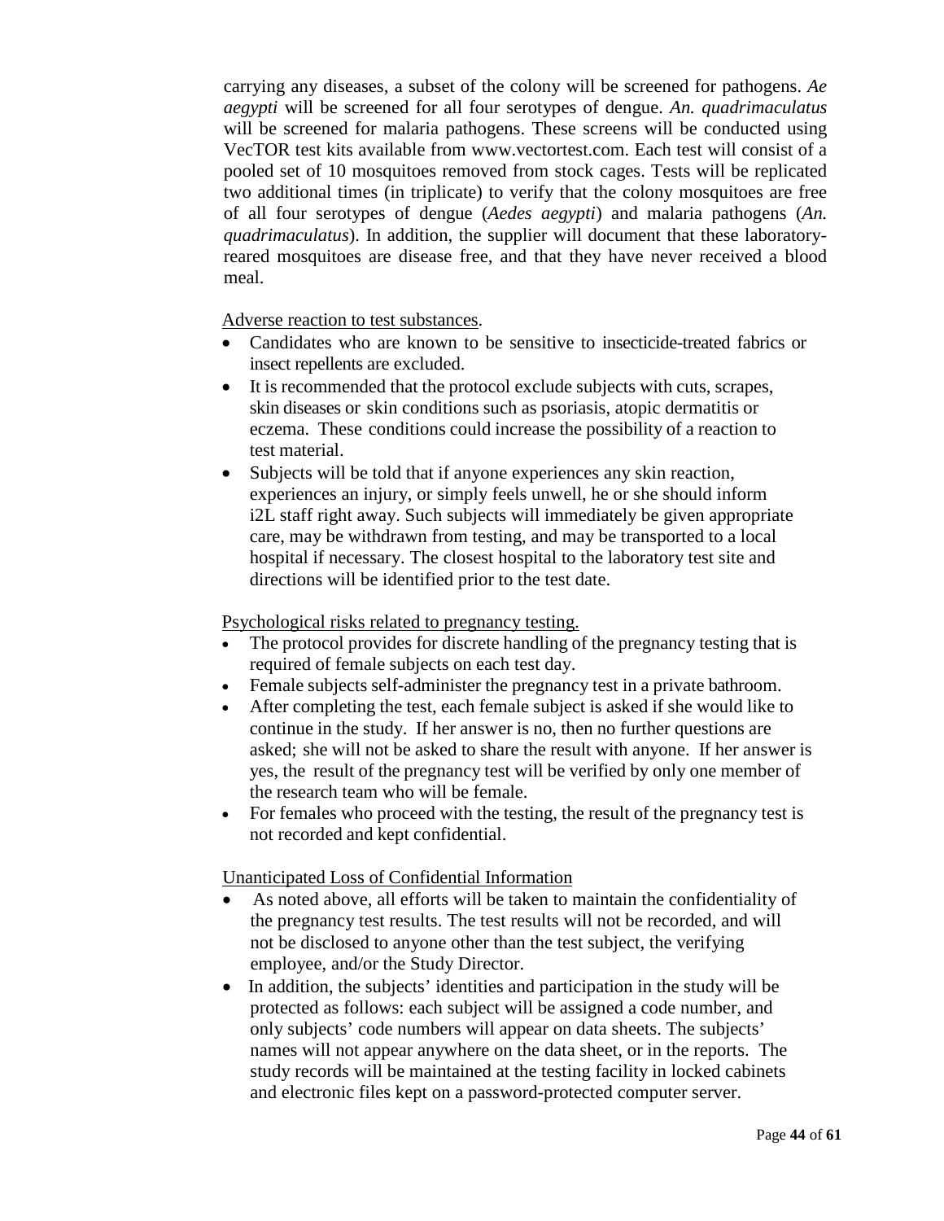carrying any diseases, a subset of the colony will be screened for pathogens. *Ae aegypti* will be screened for all four serotypes of dengue. *An. quadrimaculatus* will be screened for malaria pathogens. These screens will be conducted using VecTOR test kits available from www.vectortest.com. Each test will consist of a pooled set of 10 mosquitoes removed from stock cages. Tests will be replicated two additional times (in triplicate) to verify that the colony mosquitoes are free of all four serotypes of dengue (*Aedes aegypti*) and malaria pathogens (*An. quadrimaculatus*). In addition, the supplier will document that these laboratory-reared mosquitoes are disease free, and that they have never received a blood meal.

<u>Adverse reaction to test substances</u>.

- Candidates who are known to be sensitive to insecticide-treated fabrics or insect repellents are excluded.
- It is recommended that the protocol exclude subjects with cuts, scrapes, skin diseases or skin conditions such as psoriasis, atopic dermatitis or eczema. These conditions could increase the possibility of a reaction to test material.
- Subjects will be told that if anyone experiences any skin reaction, experiences an injury, or simply feels unwell, he or she should inform i2L staff right away. Such subjects will immediately be given appropriate care, may be withdrawn from testing, and may be transported to a local hospital if necessary. The closest hospital to the laboratory test site and directions will be identified prior to the test date.

<u>Psychological risks related to pregnancy testing.</u>

- The protocol provides for discrete handling of the pregnancy testing that is required of female subjects on each test day.
- Female subjects self-administer the pregnancy test in a private bathroom.
- After completing the test, each female subject is asked if she would like to continue in the study. If her answer is no, then no further questions are asked; she will not be asked to share the result with anyone. If her answer is yes, the result of the pregnancy test will be verified by only one member of the research team who will be female.
- For females who proceed with the testing, the result of the pregnancy test is not recorded and kept confidential.

<u>Unanticipated Loss of Confidential Information</u>

- As noted above, all efforts will be taken to maintain the confidentiality of the pregnancy test results. The test results will not be recorded, and will not be disclosed to anyone other than the test subject, the verifying employee, and/or the Study Director.
- In addition, the subjects' identities and participation in the study will be protected as follows: each subject will be assigned a code number, and only subjects' code numbers will appear on data sheets. The subjects' names will not appear anywhere on the data sheet, or in the reports. The study records will be maintained at the testing facility in locked cabinets and electronic files kept on a password-protected computer server.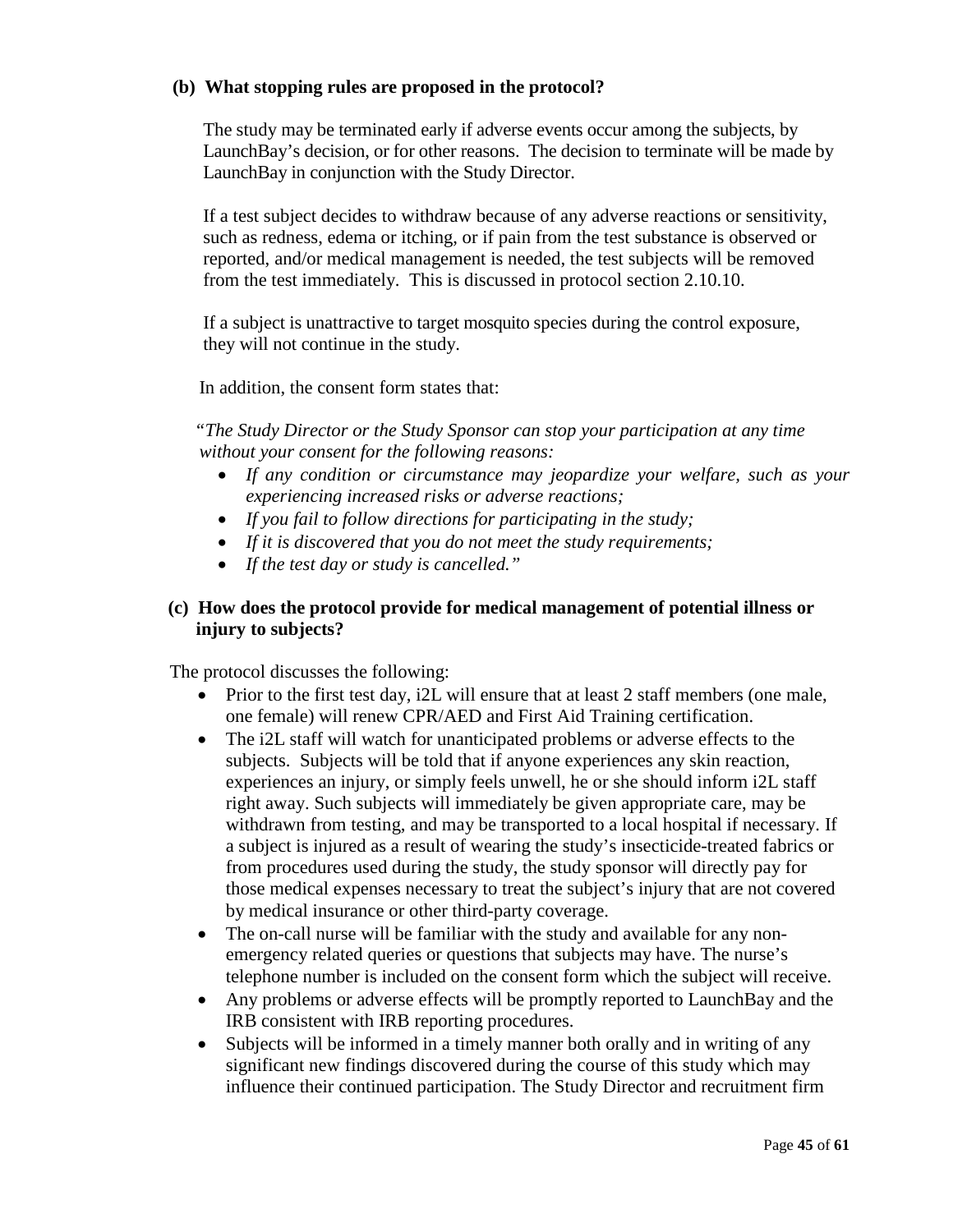**(b) What stopping rules are proposed in the protocol?**

The study may be terminated early if adverse events occur among the subjects, by LaunchBay's decision, or for other reasons. The decision to terminate will be made by LaunchBay in conjunction with the Study Director.

If a test subject decides to withdraw because of any adverse reactions or sensitivity, such as redness, edema or itching, or if pain from the test substance is observed or reported, and/or medical management is needed, the test subjects will be removed from the test immediately. This is discussed in protocol section 2.10.10.

If a subject is unattractive to target mosquito species during the control exposure, they will not continue in the study.

In addition, the consent form states that:

"*The Study Director or the Study Sponsor can stop your participation at any time without your consent for the following reasons:*

- *If any condition or circumstance may jeopardize your welfare, such as your experiencing increased risks or adverse reactions;*
- *If you fail to follow directions for participating in the study;*
- *If it is discovered that you do not meet the study requirements;*
- *If the test day or study is cancelled.*"

**(c) How does the protocol provide for medical management of potential illness or injury to subjects?**

The protocol discusses the following:

- Prior to the first test day, i2L will ensure that at least 2 staff members (one male, one female) will renew CPR/AED and First Aid Training certification.
- The i2L staff will watch for unanticipated problems or adverse effects to the subjects. Subjects will be told that if anyone experiences any skin reaction, experiences an injury, or simply feels unwell, he or she should inform i2L staff right away. Such subjects will immediately be given appropriate care, may be withdrawn from testing, and may be transported to a local hospital if necessary. If a subject is injured as a result of wearing the study's insecticide-treated fabrics or from procedures used during the study, the study sponsor will directly pay for those medical expenses necessary to treat the subject's injury that are not covered by medical insurance or other third-party coverage.
- The on-call nurse will be familiar with the study and available for any non-emergency related queries or questions that subjects may have. The nurse's telephone number is included on the consent form which the subject will receive.
- Any problems or adverse effects will be promptly reported to LaunchBay and the IRB consistent with IRB reporting procedures.
- Subjects will be informed in a timely manner both orally and in writing of any significant new findings discovered during the course of this study which may influence their continued participation. The Study Director and recruitment firm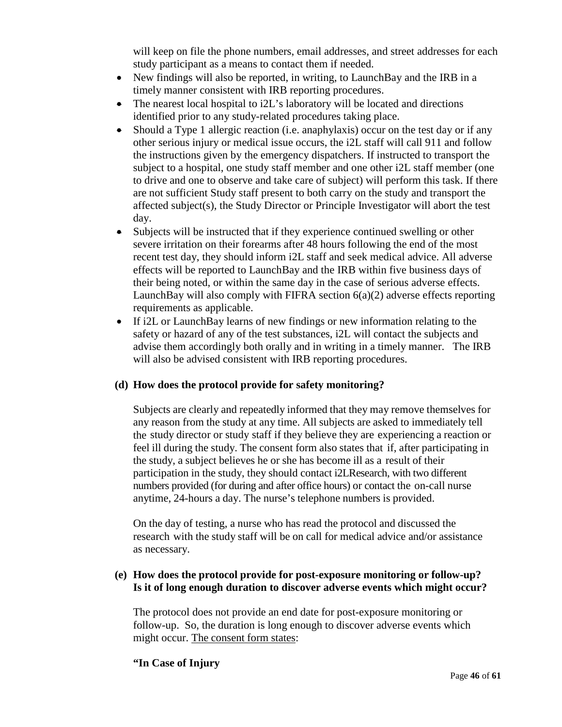will keep on file the phone numbers, email addresses, and street addresses for each study participant as a means to contact them if needed.

- New findings will also be reported, in writing, to LaunchBay and the IRB in a timely manner consistent with IRB reporting procedures.
- The nearest local hospital to i2L's laboratory will be located and directions identified prior to any study-related procedures taking place.
- Should a Type 1 allergic reaction (i.e. anaphylaxis) occur on the test day or if any other serious injury or medical issue occurs, the i2L staff will call 911 and follow the instructions given by the emergency dispatchers. If instructed to transport the subject to a hospital, one study staff member and one other i2L staff member (one to drive and one to observe and take care of subject) will perform this task. If there are not sufficient Study staff present to both carry on the study and transport the affected subject(s), the Study Director or Principle Investigator will abort the test day.
- Subjects will be instructed that if they experience continued swelling or other severe irritation on their forearms after 48 hours following the end of the most recent test day, they should inform i2L staff and seek medical advice. All adverse effects will be reported to LaunchBay and the IRB within five business days of their being noted, or within the same day in the case of serious adverse effects. LaunchBay will also comply with FIFRA section 6(a)(2) adverse effects reporting requirements as applicable.
- If i2L or LaunchBay learns of new findings or new information relating to the safety or hazard of any of the test substances, i2L will contact the subjects and advise them accordingly both orally and in writing in a timely manner. The IRB will also be advised consistent with IRB reporting procedures.

**(d) How does the protocol provide for safety monitoring?**

Subjects are clearly and repeatedly informed that they may remove themselves for any reason from the study at any time. All subjects are asked to immediately tell the study director or study staff if they believe they are experiencing a reaction or feel ill during the study. The consent form also states that if, after participating in the study, a subject believes he or she has become ill as a result of their participation in the study, they should contact i2LResearch, with two different numbers provided (for during and after office hours) or contact the on-call nurse anytime, 24-hours a day. The nurse's telephone numbers is provided.

On the day of testing, a nurse who has read the protocol and discussed the research with the study staff will be on call for medical advice and/or assistance as necessary.

**(e) How does the protocol provide for post-exposure monitoring or follow-up? Is it of long enough duration to discover adverse events which might occur?**

The protocol does not provide an end date for post-exposure monitoring or follow-up. So, the duration is long enough to discover adverse events which might occur. The consent form states:

**"In Case of Injury**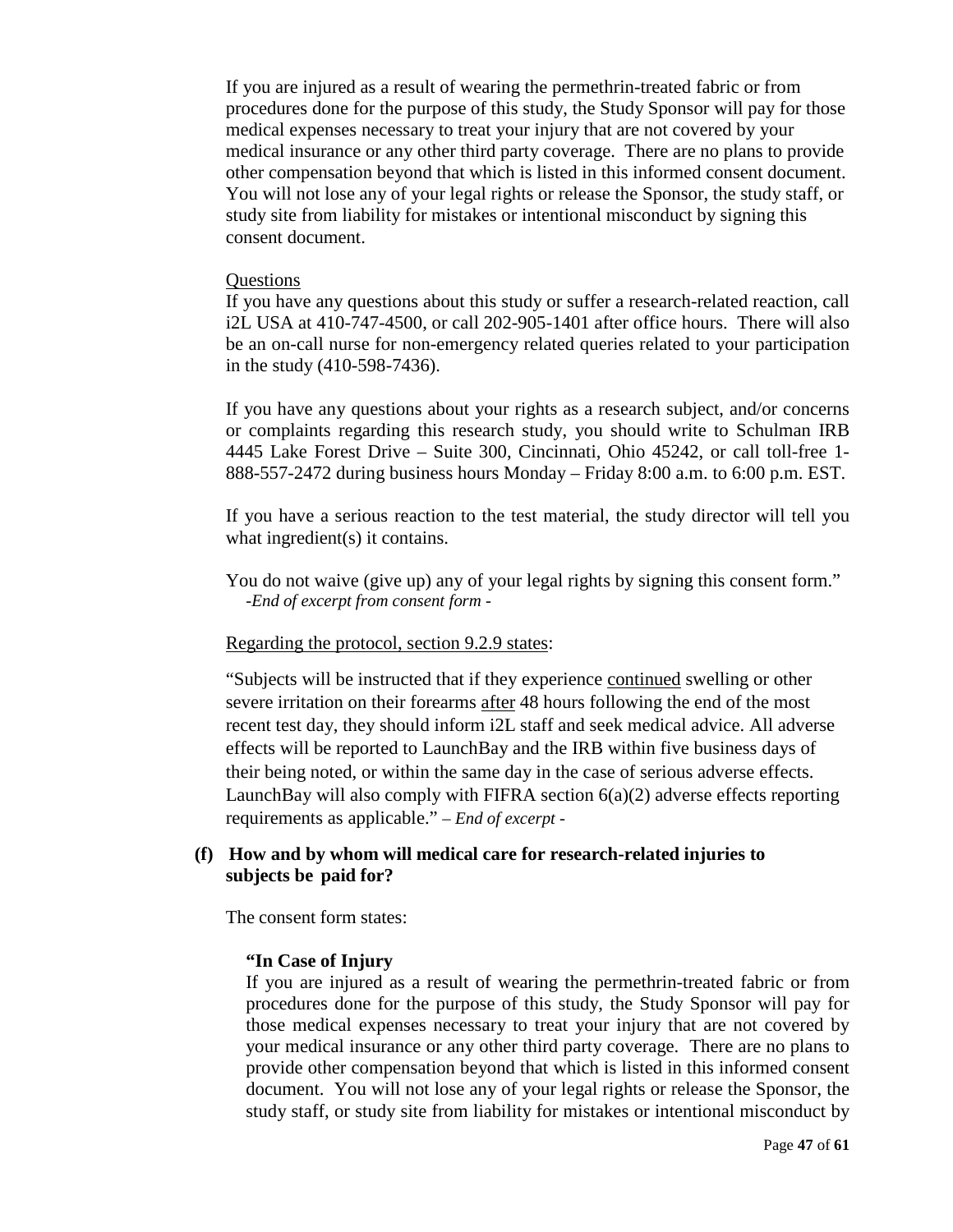If you are injured as a result of wearing the permethrin-treated fabric or from procedures done for the purpose of this study, the Study Sponsor will pay for those medical expenses necessary to treat your injury that are not covered by your medical insurance or any other third party coverage. There are no plans to provide other compensation beyond that which is listed in this informed consent document. You will not lose any of your legal rights or release the Sponsor, the study staff, or study site from liability for mistakes or intentional misconduct by signing this consent document.

<u>Questions</u>
If you have any questions about this study or suffer a research-related reaction, call i2L USA at 410-747-4500, or call 202-905-1401 after office hours. There will also be an on-call nurse for non-emergency related queries related to your participation in the study (410-598-7436).

If you have any questions about your rights as a research subject, and/or concerns or complaints regarding this research study, you should write to Schulman IRB 4445 Lake Forest Drive – Suite 300, Cincinnati, Ohio 45242, or call toll-free 1-888-557-2472 during business hours Monday – Friday 8:00 a.m. to 6:00 p.m. EST.

If you have a serious reaction to the test material, the study director will tell you what ingredient(s) it contains.

You do not waive (give up) any of your legal rights by signing this consent form."
*-End of excerpt from consent form -*

<u>Regarding the protocol, section 9.2.9 states</u>:

"Subjects will be instructed that if they experience <u>continued</u> swelling or other severe irritation on their forearms <u>after</u> 48 hours following the end of the most recent test day, they should inform i2L staff and seek medical advice. All adverse effects will be reported to LaunchBay and the IRB within five business days of their being noted, or within the same day in the case of serious adverse effects. LaunchBay will also comply with FIFRA section 6(a)(2) adverse effects reporting requirements as applicable." *– End of excerpt -*

**(f) How and by whom will medical care for research-related injuries to subjects be paid for?**

The consent form states:

**"In Case of Injury**
If you are injured as a result of wearing the permethrin-treated fabric or from procedures done for the purpose of this study, the Study Sponsor will pay for those medical expenses necessary to treat your injury that are not covered by your medical insurance or any other third party coverage. There are no plans to provide other compensation beyond that which is listed in this informed consent document. You will not lose any of your legal rights or release the Sponsor, the study staff, or study site from liability for mistakes or intentional misconduct by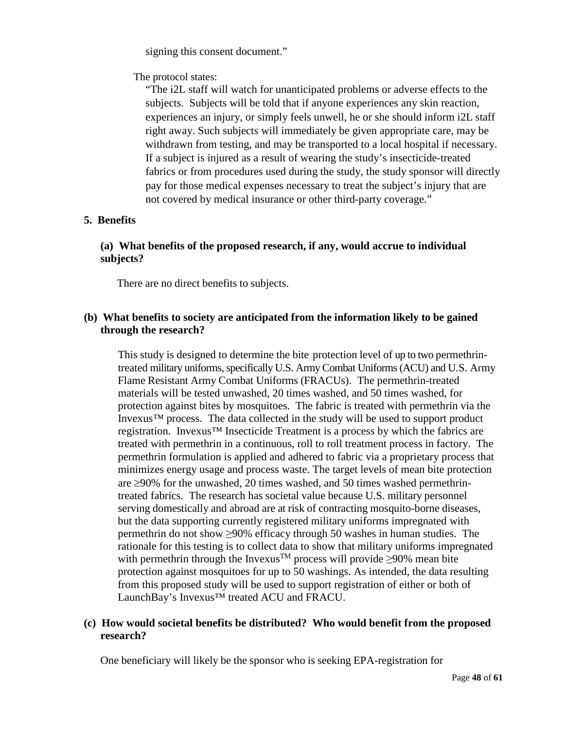signing this consent document."

The protocol states:

"The i2L staff will watch for unanticipated problems or adverse effects to the subjects. Subjects will be told that if anyone experiences any skin reaction, experiences an injury, or simply feels unwell, he or she should inform i2L staff right away. Such subjects will immediately be given appropriate care, may be withdrawn from testing, and may be transported to a local hospital if necessary. If a subject is injured as a result of wearing the study's insecticide-treated fabrics or from procedures used during the study, the study sponsor will directly pay for those medical expenses necessary to treat the subject's injury that are not covered by medical insurance or other third-party coverage."

**5. Benefits**

**(a) What benefits of the proposed research, if any, would accrue to individual subjects?**

There are no direct benefits to subjects.

**(b) What benefits to society are anticipated from the information likely to be gained through the research?**

This study is designed to determine the bite protection level of up to two permethrin-treated military uniforms, specifically U.S. Army Combat Uniforms (ACU) and U.S. Army Flame Resistant Army Combat Uniforms (FRACUs). The permethrin-treated materials will be tested unwashed, 20 times washed, and 50 times washed, for protection against bites by mosquitoes. The fabric is treated with permethrin via the Invexus™ process. The data collected in the study will be used to support product registration. Invexus™ Insecticide Treatment is a process by which the fabrics are treated with permethrin in a continuous, roll to roll treatment process in factory. The permethrin formulation is applied and adhered to fabric via a proprietary process that minimizes energy usage and process waste. The target levels of mean bite protection are ≥90% for the unwashed, 20 times washed, and 50 times washed permethrin-treated fabrics. The research has societal value because U.S. military personnel serving domestically and abroad are at risk of contracting mosquito-borne diseases, but the data supporting currently registered military uniforms impregnated with permethrin do not show ≥90% efficacy through 50 washes in human studies. The rationale for this testing is to collect data to show that military uniforms impregnated with permethrin through the Invexus™ process will provide ≥90% mean bite protection against mosquitoes for up to 50 washings. As intended, the data resulting from this proposed study will be used to support registration of either or both of LaunchBay's Invexus™ treated ACU and FRACU.

**(c) How would societal benefits be distributed? Who would benefit from the proposed research?**

One beneficiary will likely be the sponsor who is seeking EPA-registration for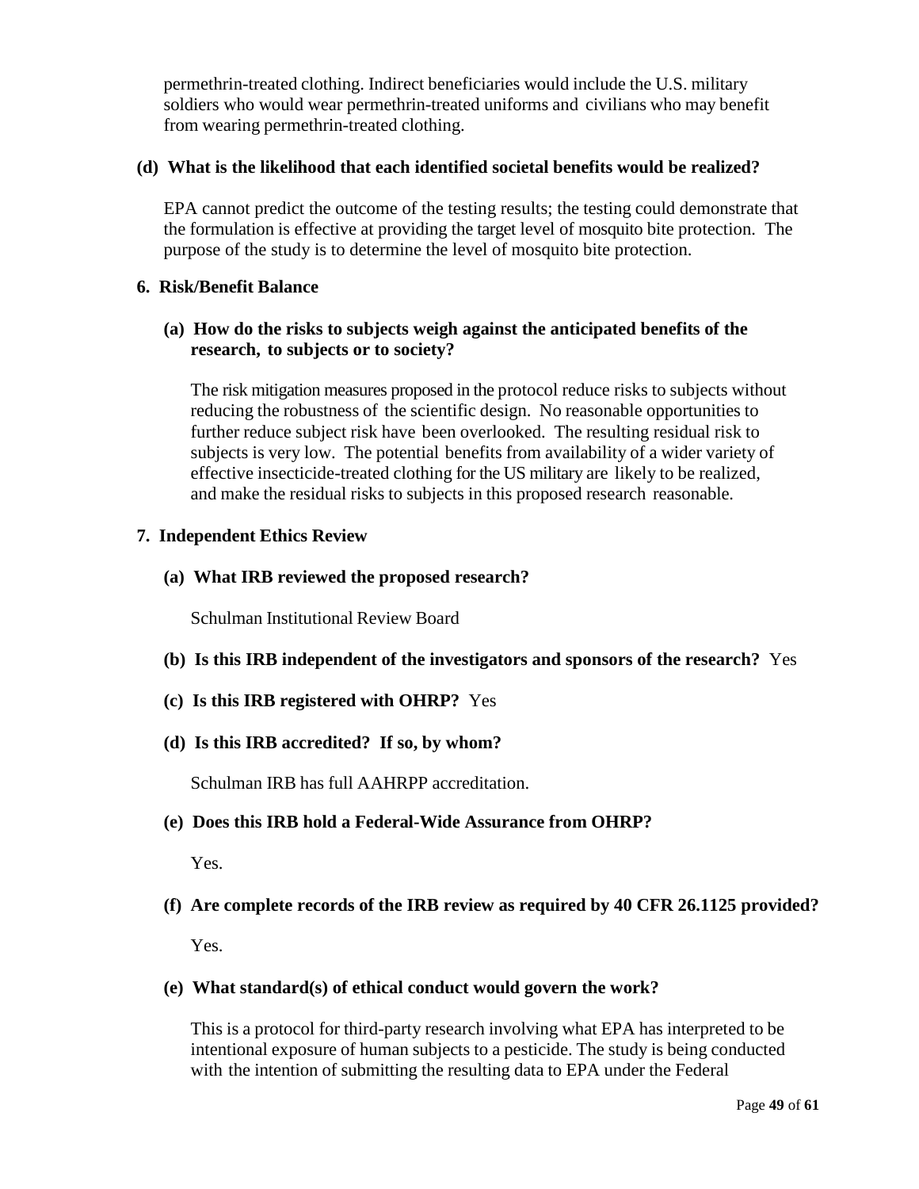permethrin-treated clothing. Indirect beneficiaries would include the U.S. military soldiers who would wear permethrin-treated uniforms and civilians who may benefit from wearing permethrin-treated clothing.

**(d) What is the likelihood that each identified societal benefits would be realized?**

EPA cannot predict the outcome of the testing results; the testing could demonstrate that the formulation is effective at providing the target level of mosquito bite protection. The purpose of the study is to determine the level of mosquito bite protection.

**6. Risk/Benefit Balance**

**(a) How do the risks to subjects weigh against the anticipated benefits of the research, to subjects or to society?**

The risk mitigation measures proposed in the protocol reduce risks to subjects without reducing the robustness of the scientific design. No reasonable opportunities to further reduce subject risk have been overlooked. The resulting residual risk to subjects is very low. The potential benefits from availability of a wider variety of effective insecticide-treated clothing for the US military are likely to be realized, and make the residual risks to subjects in this proposed research reasonable.

**7. Independent Ethics Review**

**(a) What IRB reviewed the proposed research?**

Schulman Institutional Review Board

**(b) Is this IRB independent of the investigators and sponsors of the research?** Yes

**(c) Is this IRB registered with OHRP?** Yes

**(d) Is this IRB accredited? If so, by whom?**

Schulman IRB has full AAHRPP accreditation.

**(e) Does this IRB hold a Federal-Wide Assurance from OHRP?**

Yes.

**(f) Are complete records of the IRB review as required by 40 CFR 26.1125 provided?**

Yes.

**(e) What standard(s) of ethical conduct would govern the work?**

This is a protocol for third-party research involving what EPA has interpreted to be intentional exposure of human subjects to a pesticide. The study is being conducted with the intention of submitting the resulting data to EPA under the Federal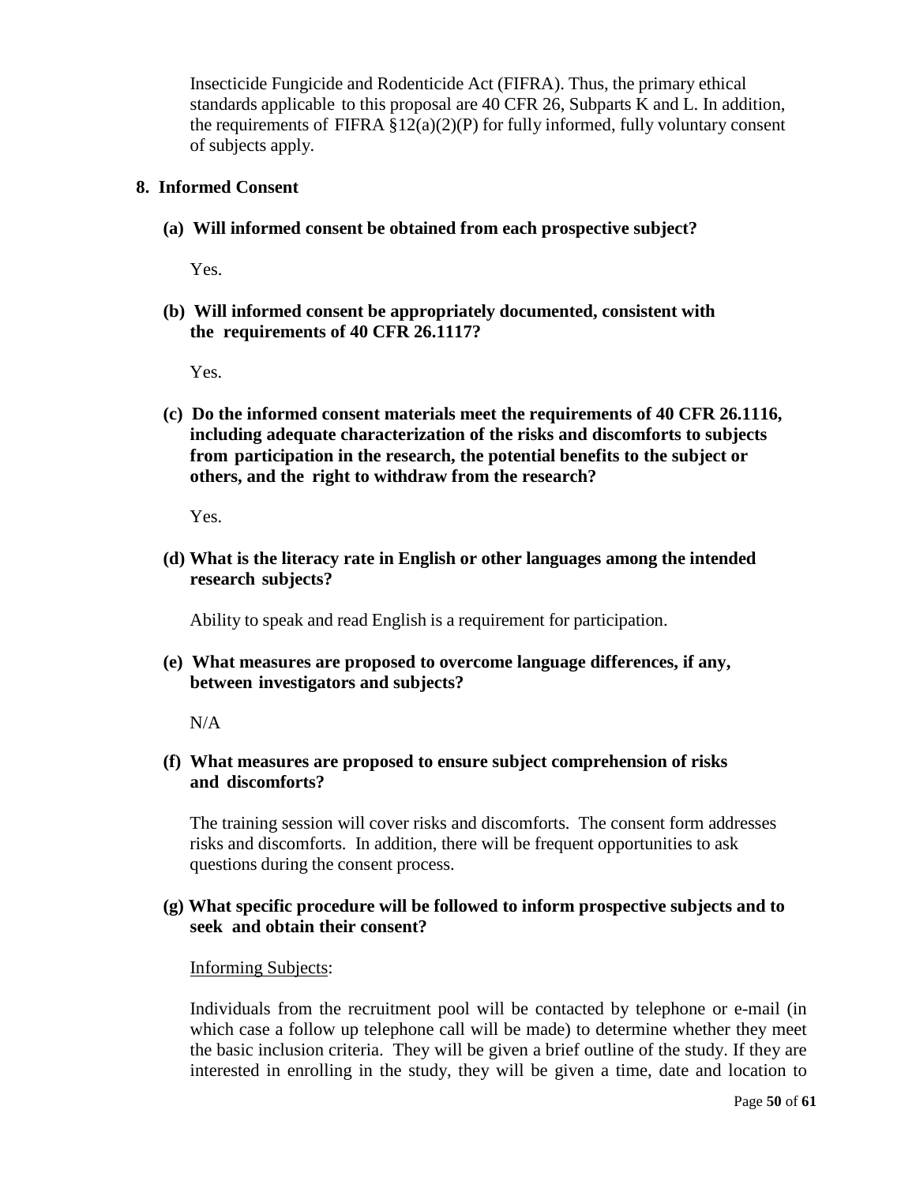Insecticide Fungicide and Rodenticide Act (FIFRA). Thus, the primary ethical standards applicable to this proposal are 40 CFR 26, Subparts K and L. In addition, the requirements of FIFRA §12(a)(2)(P) for fully informed, fully voluntary consent of subjects apply.

## 8. Informed Consent

**(a) Will informed consent be obtained from each prospective subject?**

Yes.

**(b) Will informed consent be appropriately documented, consistent with the requirements of 40 CFR 26.1117?**

Yes.

**(c) Do the informed consent materials meet the requirements of 40 CFR 26.1116, including adequate characterization of the risks and discomforts to subjects from participation in the research, the potential benefits to the subject or others, and the right to withdraw from the research?**

Yes.

**(d) What is the literacy rate in English or other languages among the intended research subjects?**

Ability to speak and read English is a requirement for participation.

**(e) What measures are proposed to overcome language differences, if any, between investigators and subjects?**

N/A

**(f) What measures are proposed to ensure subject comprehension of risks and discomforts?**

The training session will cover risks and discomforts. The consent form addresses risks and discomforts. In addition, there will be frequent opportunities to ask questions during the consent process.

**(g) What specific procedure will be followed to inform prospective subjects and to seek and obtain their consent?**

<u>Informing Subjects</u>:

Individuals from the recruitment pool will be contacted by telephone or e-mail (in which case a follow up telephone call will be made) to determine whether they meet the basic inclusion criteria. They will be given a brief outline of the study. If they are interested in enrolling in the study, they will be given a time, date and location to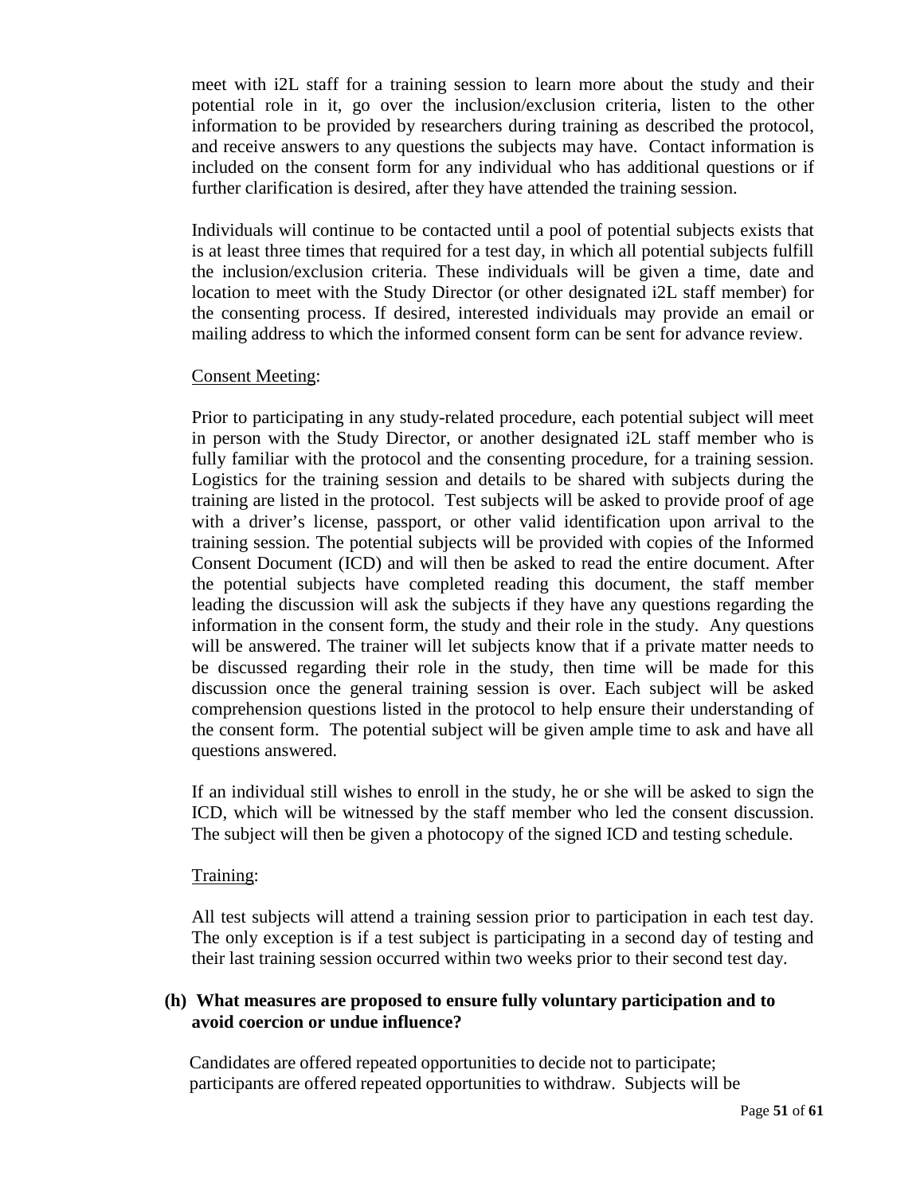meet with i2L staff for a training session to learn more about the study and their potential role in it, go over the inclusion/exclusion criteria, listen to the other information to be provided by researchers during training as described the protocol, and receive answers to any questions the subjects may have. Contact information is included on the consent form for any individual who has additional questions or if further clarification is desired, after they have attended the training session.

Individuals will continue to be contacted until a pool of potential subjects exists that is at least three times that required for a test day, in which all potential subjects fulfill the inclusion/exclusion criteria. These individuals will be given a time, date and location to meet with the Study Director (or other designated i2L staff member) for the consenting process. If desired, interested individuals may provide an email or mailing address to which the informed consent form can be sent for advance review.

<u>Consent Meeting</u>:

Prior to participating in any study-related procedure, each potential subject will meet in person with the Study Director, or another designated i2L staff member who is fully familiar with the protocol and the consenting procedure, for a training session. Logistics for the training session and details to be shared with subjects during the training are listed in the protocol. Test subjects will be asked to provide proof of age with a driver's license, passport, or other valid identification upon arrival to the training session. The potential subjects will be provided with copies of the Informed Consent Document (ICD) and will then be asked to read the entire document. After the potential subjects have completed reading this document, the staff member leading the discussion will ask the subjects if they have any questions regarding the information in the consent form, the study and their role in the study. Any questions will be answered. The trainer will let subjects know that if a private matter needs to be discussed regarding their role in the study, then time will be made for this discussion once the general training session is over. Each subject will be asked comprehension questions listed in the protocol to help ensure their understanding of the consent form. The potential subject will be given ample time to ask and have all questions answered.

If an individual still wishes to enroll in the study, he or she will be asked to sign the ICD, which will be witnessed by the staff member who led the consent discussion. The subject will then be given a photocopy of the signed ICD and testing schedule.

<u>Training</u>:

All test subjects will attend a training session prior to participation in each test day. The only exception is if a test subject is participating in a second day of testing and their last training session occurred within two weeks prior to their second test day.

**(h) What measures are proposed to ensure fully voluntary participation and to avoid coercion or undue influence?**

Candidates are offered repeated opportunities to decide not to participate; participants are offered repeated opportunities to withdraw. Subjects will be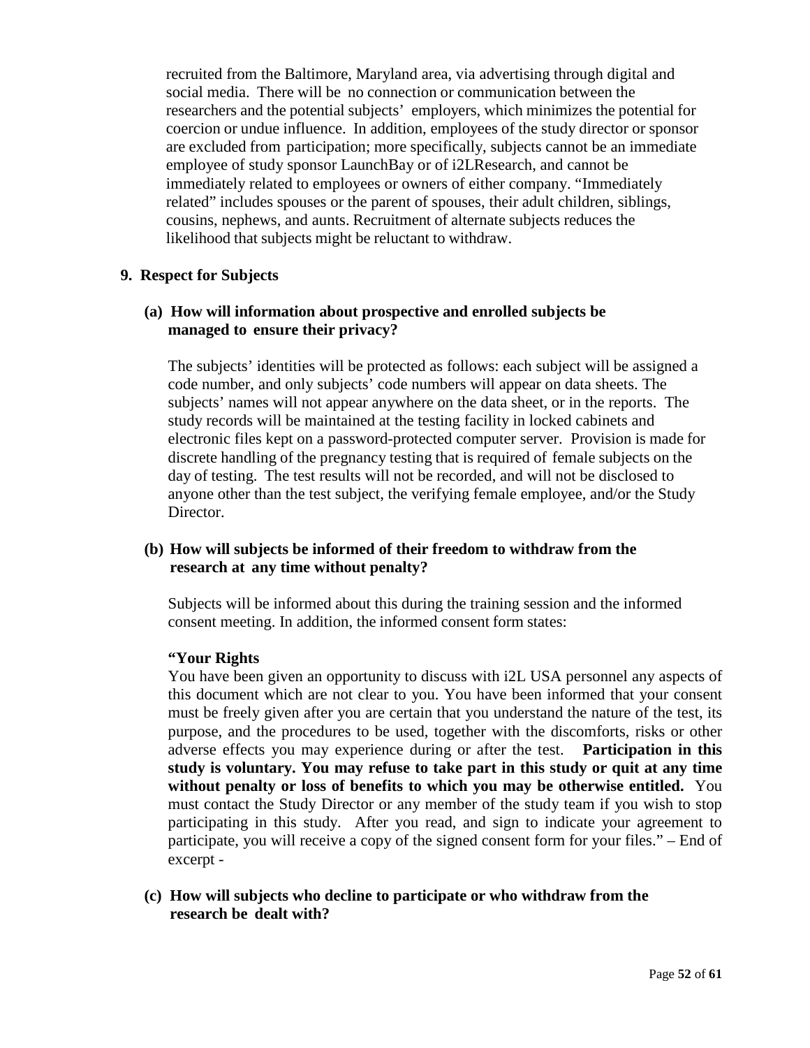recruited from the Baltimore, Maryland area, via advertising through digital and social media. There will be no connection or communication between the researchers and the potential subjects' employers, which minimizes the potential for coercion or undue influence. In addition, employees of the study director or sponsor are excluded from participation; more specifically, subjects cannot be an immediate employee of study sponsor LaunchBay or of i2LResearch, and cannot be immediately related to employees or owners of either company. "Immediately related" includes spouses or the parent of spouses, their adult children, siblings, cousins, nephews, and aunts. Recruitment of alternate subjects reduces the likelihood that subjects might be reluctant to withdraw.

## 9. Respect for Subjects

### (a) How will information about prospective and enrolled subjects be managed to ensure their privacy?

The subjects' identities will be protected as follows: each subject will be assigned a code number, and only subjects' code numbers will appear on data sheets. The subjects' names will not appear anywhere on the data sheet, or in the reports. The study records will be maintained at the testing facility in locked cabinets and electronic files kept on a password-protected computer server. Provision is made for discrete handling of the pregnancy testing that is required of female subjects on the day of testing. The test results will not be recorded, and will not be disclosed to anyone other than the test subject, the verifying female employee, and/or the Study Director.

### (b) How will subjects be informed of their freedom to withdraw from the research at any time without penalty?

Subjects will be informed about this during the training session and the informed consent meeting. In addition, the informed consent form states:

**"Your Rights**
You have been given an opportunity to discuss with i2L USA personnel any aspects of this document which are not clear to you. You have been informed that your consent must be freely given after you are certain that you understand the nature of the test, its purpose, and the procedures to be used, together with the discomforts, risks or other adverse effects you may experience during or after the test. **Participation in this study is voluntary. You may refuse to take part in this study or quit at any time without penalty or loss of benefits to which you may be otherwise entitled.** You must contact the Study Director or any member of the study team if you wish to stop participating in this study. After you read, and sign to indicate your agreement to participate, you will receive a copy of the signed consent form for your files." – End of excerpt -

### (c) How will subjects who decline to participate or who withdraw from the research be dealt with?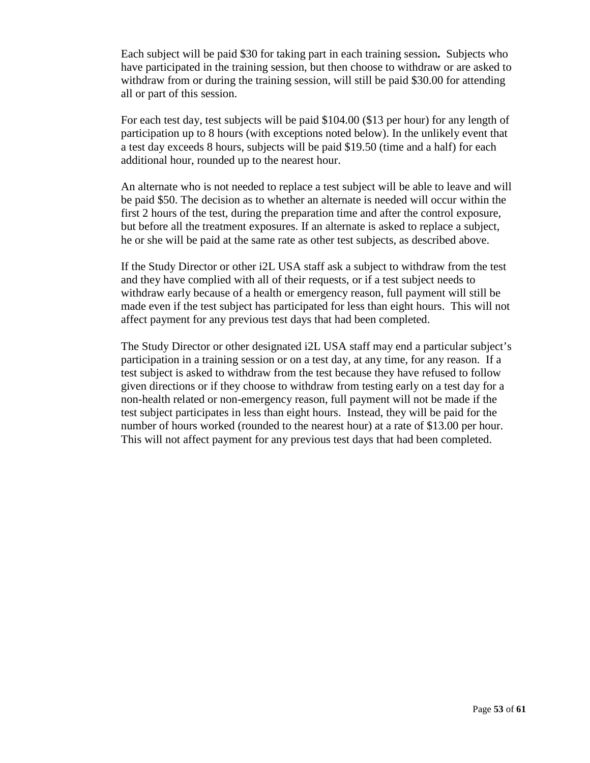Each subject will be paid $30 for taking part in each training session**.** Subjects who have participated in the training session, but then choose to withdraw or are asked to withdraw from or during the training session, will still be paid $30.00 for attending all or part of this session.

For each test day, test subjects will be paid $104.00 ($13 per hour) for any length of participation up to 8 hours (with exceptions noted below). In the unlikely event that a test day exceeds 8 hours, subjects will be paid $19.50 (time and a half) for each additional hour, rounded up to the nearest hour.

An alternate who is not needed to replace a test subject will be able to leave and will be paid $50. The decision as to whether an alternate is needed will occur within the first 2 hours of the test, during the preparation time and after the control exposure, but before all the treatment exposures. If an alternate is asked to replace a subject, he or she will be paid at the same rate as other test subjects, as described above.

If the Study Director or other i2L USA staff ask a subject to withdraw from the test and they have complied with all of their requests, or if a test subject needs to withdraw early because of a health or emergency reason, full payment will still be made even if the test subject has participated for less than eight hours. This will not affect payment for any previous test days that had been completed.

The Study Director or other designated i2L USA staff may end a particular subject's participation in a training session or on a test day, at any time, for any reason. If a test subject is asked to withdraw from the test because they have refused to follow given directions or if they choose to withdraw from testing early on a test day for a non-health related or non-emergency reason, full payment will not be made if the test subject participates in less than eight hours. Instead, they will be paid for the number of hours worked (rounded to the nearest hour) at a rate of $13.00 per hour. This will not affect payment for any previous test days that had been completed.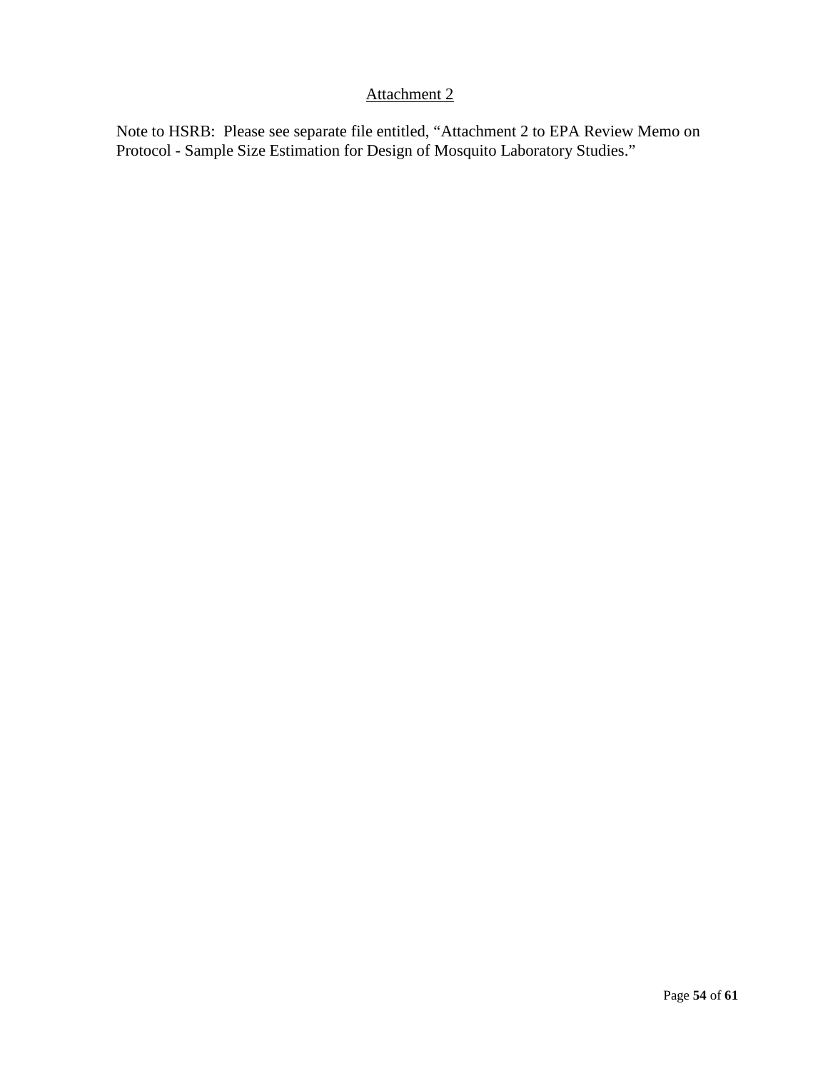## Attachment 2

Note to HSRB: Please see separate file entitled, "Attachment 2 to EPA Review Memo on Protocol - Sample Size Estimation for Design of Mosquito Laboratory Studies."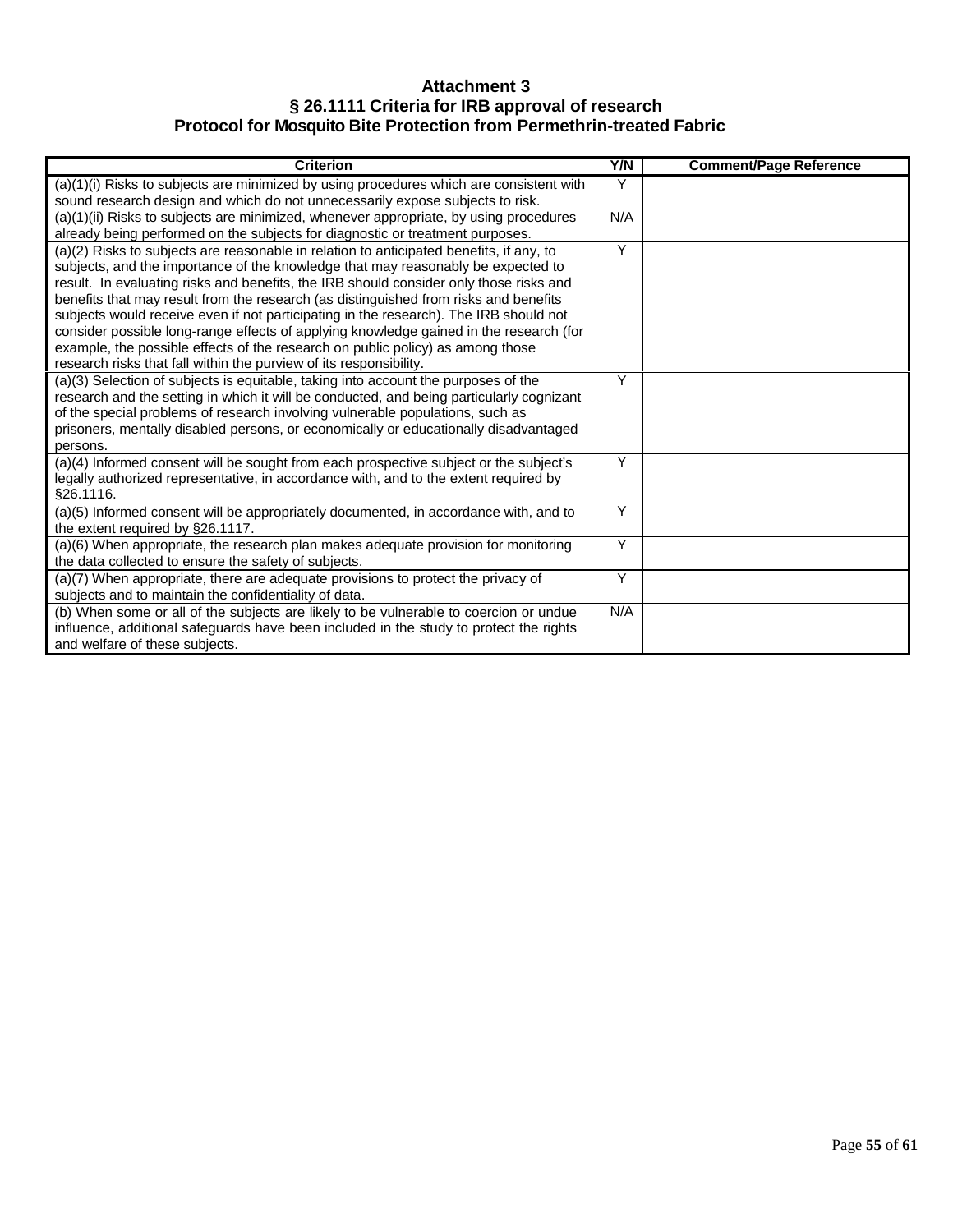# Attachment 3
## § 26.1111 Criteria for IRB approval of research
## Protocol for Mosquito Bite Protection from Permethrin-treated Fabric

| Criterion | Y/N | Comment/Page Reference |
|---|---|---|
| (a)(1)(i) Risks to subjects are minimized by using procedures which are consistent with sound research design and which do not unnecessarily expose subjects to risk. | Y | |
| (a)(1)(ii) Risks to subjects are minimized, whenever appropriate, by using procedures already being performed on the subjects for diagnostic or treatment purposes. | N/A | |
| (a)(2) Risks to subjects are reasonable in relation to anticipated benefits, if any, to subjects, and the importance of the knowledge that may reasonably be expected to result. In evaluating risks and benefits, the IRB should consider only those risks and benefits that may result from the research (as distinguished from risks and benefits subjects would receive even if not participating in the research). The IRB should not consider possible long-range effects of applying knowledge gained in the research (for example, the possible effects of the research on public policy) as among those research risks that fall within the purview of its responsibility. | Y | |
| (a)(3) Selection of subjects is equitable, taking into account the purposes of the research and the setting in which it will be conducted, and being particularly cognizant of the special problems of research involving vulnerable populations, such as prisoners, mentally disabled persons, or economically or educationally disadvantaged persons. | Y | |
| (a)(4) Informed consent will be sought from each prospective subject or the subject's legally authorized representative, in accordance with, and to the extent required by §26.1116. | Y | |
| (a)(5) Informed consent will be appropriately documented, in accordance with, and to the extent required by §26.1117. | Y | |
| (a)(6) When appropriate, the research plan makes adequate provision for monitoring the data collected to ensure the safety of subjects. | Y | |
| (a)(7) When appropriate, there are adequate provisions to protect the privacy of subjects and to maintain the confidentiality of data. | Y | |
| (b) When some or all of the subjects are likely to be vulnerable to coercion or undue influence, additional safeguards have been included in the study to protect the rights and welfare of these subjects. | N/A | |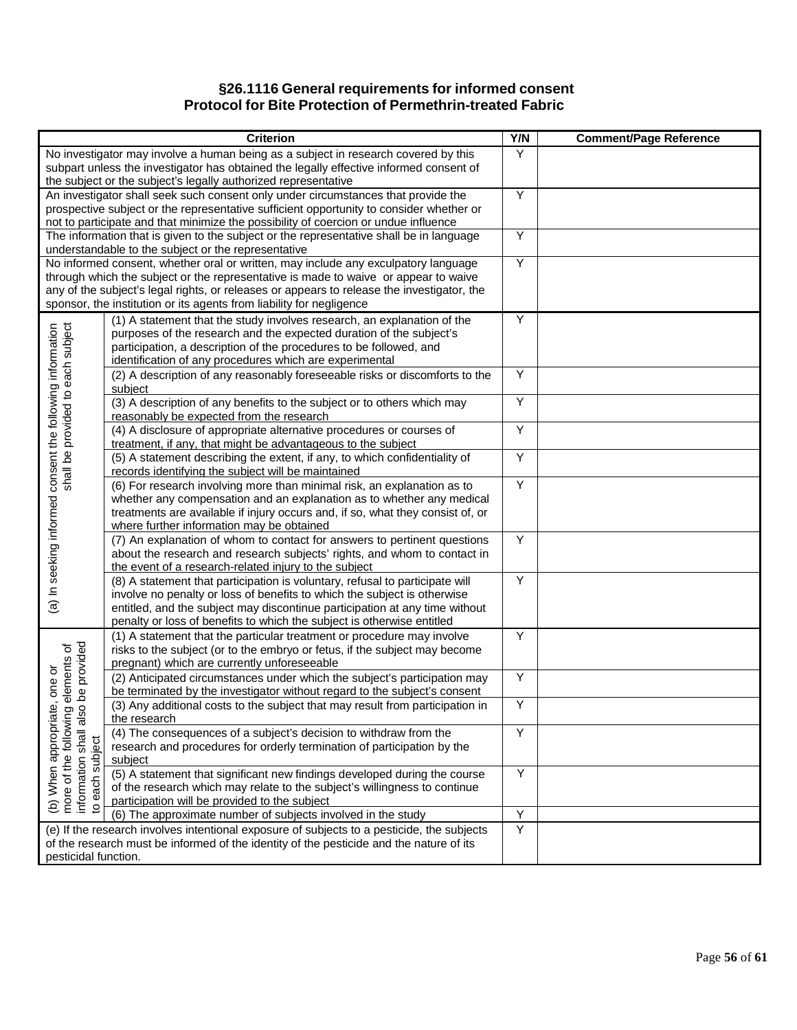### §26.1116 General requirements for informed consent
### Protocol for Bite Protection of Permethrin-treated Fabric

| Criterion | | Y/N | Comment/Page Reference |
|---|---|---|---|
| No investigator may involve a human being as a subject in research covered by this subpart unless the investigator has obtained the legally effective informed consent of the subject or the subject's legally authorized representative | | Y | |
| An investigator shall seek such consent only under circumstances that provide the prospective subject or the representative sufficient opportunity to consider whether or not to participate and that minimize the possibility of coercion or undue influence | | Y | |
| The information that is given to the subject or the representative shall be in language understandable to the subject or the representative | | Y | |
| No informed consent, whether oral or written, may include any exculpatory language through which the subject or the representative is made to waive or appear to waive any of the subject's legal rights, or releases or appears to release the investigator, the sponsor, the institution or its agents from liability for negligence | | Y | |
| (a) In seeking informed consent the following information shall be provided to each subject | (1) A statement that the study involves research, an explanation of the purposes of the research and the expected duration of the subject's participation, a description of the procedures to be followed, and identification of any procedures which are experimental | Y | |
| | (2) A description of any reasonably foreseeable risks or discomforts to the subject | Y | |
| | (3) A description of any benefits to the subject or to others which may reasonably be expected from the research | Y | |
| | (4) A disclosure of appropriate alternative procedures or courses of treatment, if any, that might be advantageous to the subject | Y | |
| | (5) A statement describing the extent, if any, to which confidentiality of records identifying the subject will be maintained | Y | |
| | (6) For research involving more than minimal risk, an explanation as to whether any compensation and an explanation as to whether any medical treatments are available if injury occurs and, if so, what they consist of, or where further information may be obtained | Y | |
| | (7) An explanation of whom to contact for answers to pertinent questions about the research and research subjects' rights, and whom to contact in the event of a research-related injury to the subject | Y | |
| | (8) A statement that participation is voluntary, refusal to participate will involve no penalty or loss of benefits to which the subject is otherwise entitled, and the subject may discontinue participation at any time without penalty or loss of benefits to which the subject is otherwise entitled | Y | |
| (b) When appropriate, one or more of the following elements of information shall also be provided to each subject | (1) A statement that the particular treatment or procedure may involve risks to the subject (or to the embryo or fetus, if the subject may become pregnant) which are currently unforeseeable | Y | |
| | (2) Anticipated circumstances under which the subject's participation may be terminated by the investigator without regard to the subject's consent | Y | |
| | (3) Any additional costs to the subject that may result from participation in the research | Y | |
| | (4) The consequences of a subject's decision to withdraw from the research and procedures for orderly termination of participation by the subject | Y | |
| | (5) A statement that significant new findings developed during the course of the research which may relate to the subject's willingness to continue participation will be provided to the subject | Y | |
| | (6) The approximate number of subjects involved in the study | Y | |
| (e) If the research involves intentional exposure of subjects to a pesticide, the subjects of the research must be informed of the identity of the pesticide and the nature of its pesticidal function. | | Y | |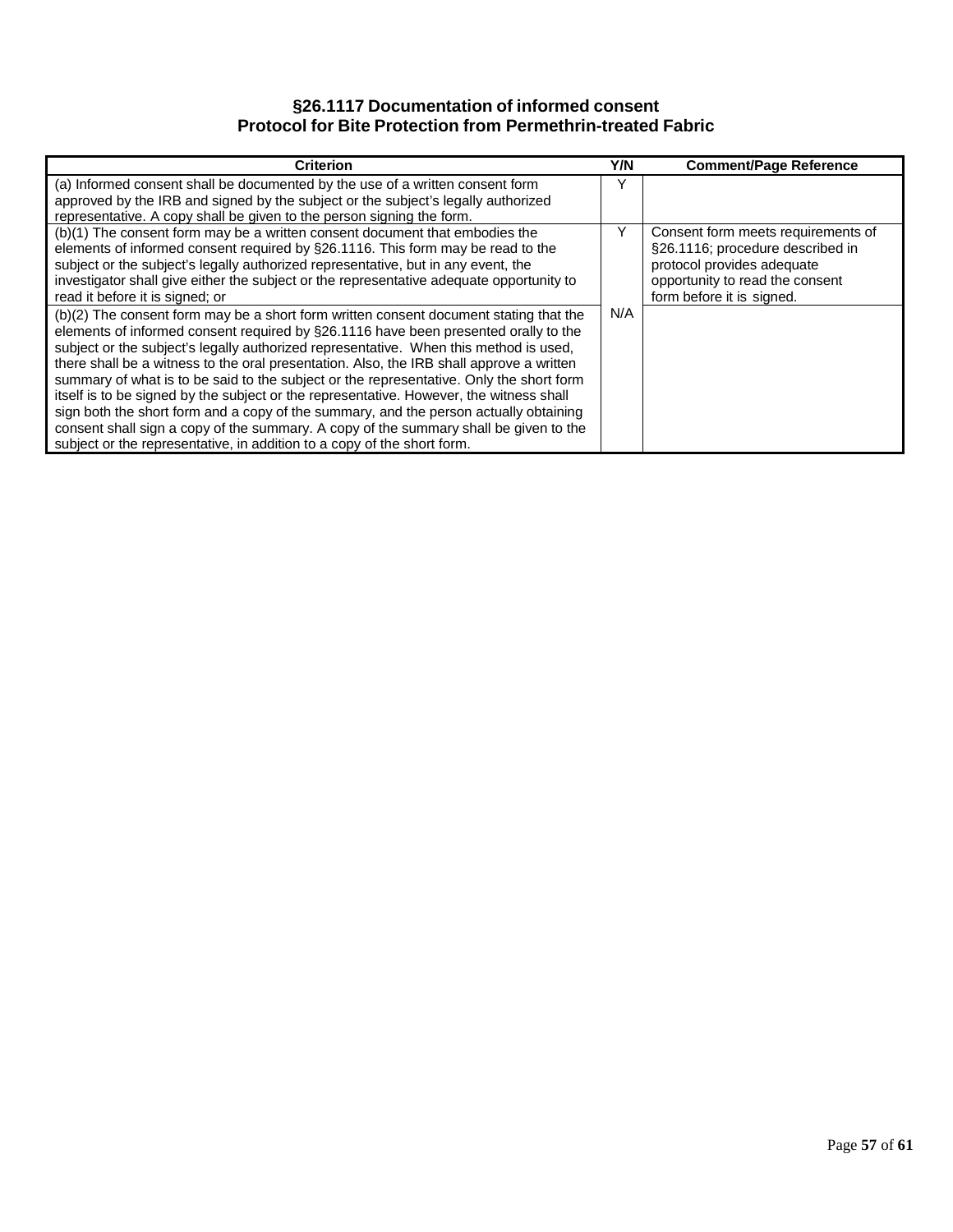### §26.1117 Documentation of informed consent
### Protocol for Bite Protection from Permethrin-treated Fabric

| Criterion | Y/N | Comment/Page Reference |
|---|---|---|
| (a) Informed consent shall be documented by the use of a written consent form approved by the IRB and signed by the subject or the subject's legally authorized representative. A copy shall be given to the person signing the form. | Y | |
| (b)(1) The consent form may be a written consent document that embodies the elements of informed consent required by §26.1116. This form may be read to the subject or the subject's legally authorized representative, but in any event, the investigator shall give either the subject or the representative adequate opportunity to read it before it is signed; or | Y | Consent form meets requirements of §26.1116; procedure described in protocol provides adequate opportunity to read the consent form before it is signed. |
| (b)(2) The consent form may be a short form written consent document stating that the elements of informed consent required by §26.1116 have been presented orally to the subject or the subject's legally authorized representative. When this method is used, there shall be a witness to the oral presentation. Also, the IRB shall approve a written summary of what is to be said to the subject or the representative. Only the short form itself is to be signed by the subject or the representative. However, the witness shall sign both the short form and a copy of the summary, and the person actually obtaining consent shall sign a copy of the summary. A copy of the summary shall be given to the subject or the representative, in addition to a copy of the short form. | N/A | |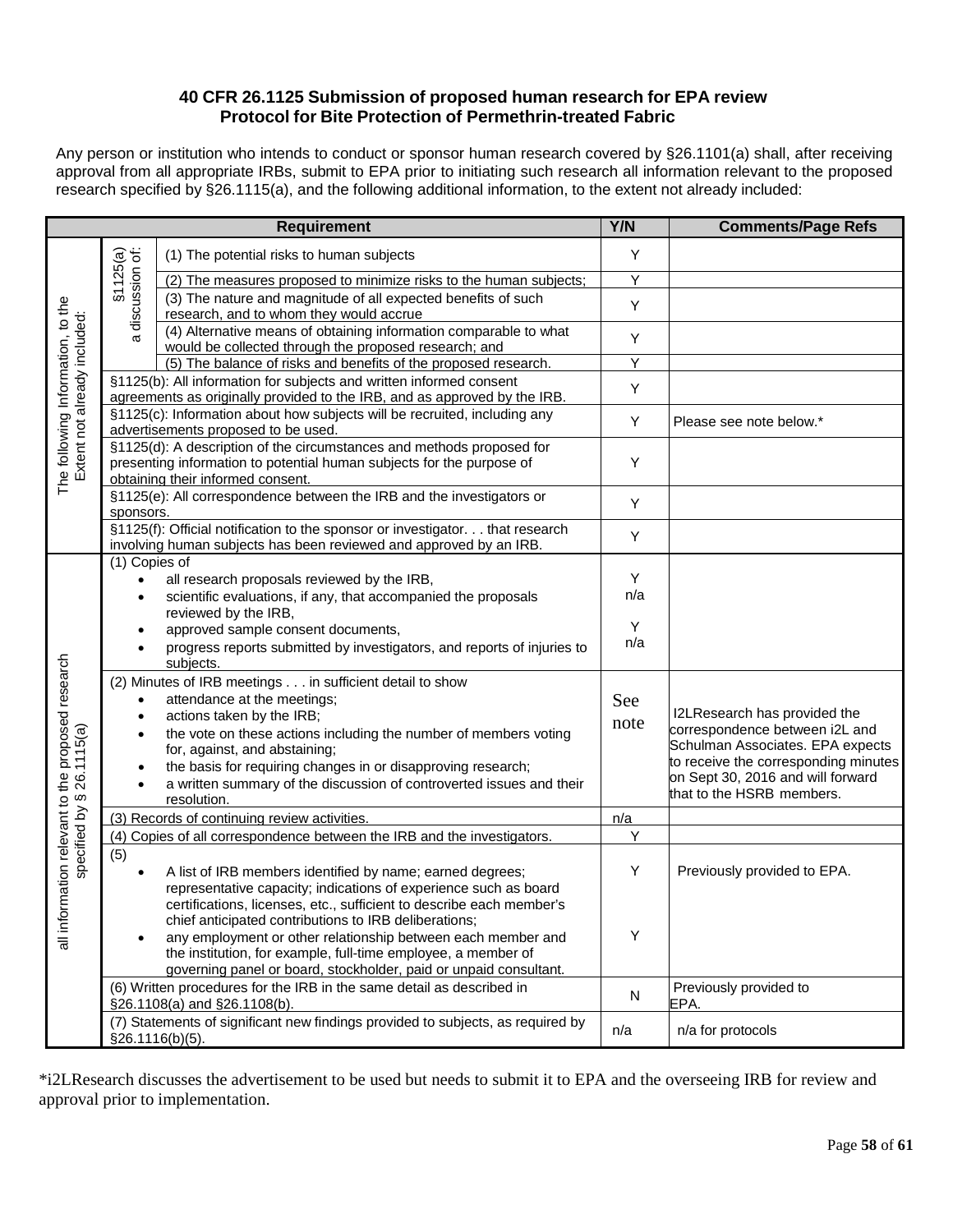**40 CFR 26.1125 Submission of proposed human research for EPA review**
**Protocol for Bite Protection of Permethrin-treated Fabric**

Any person or institution who intends to conduct or sponsor human research covered by §26.1101(a) shall, after receiving approval from all appropriate IRBs, submit to EPA prior to initiating such research all information relevant to the proposed research specified by §26.1115(a), and the following additional information, to the extent not already included:

| Requirement | | | Y/N | Comments/Page Refs |
|---|---|---|---|---|
| The following Information, to the Extent not already included: | §1125(a) a discussion of: | (1) The potential risks to human subjects | Y | |
| | | (2) The measures proposed to minimize risks to the human subjects; | Y | |
| | | (3) The nature and magnitude of all expected benefits of such research, and to whom they would accrue | Y | |
| | | (4) Alternative means of obtaining information comparable to what would be collected through the proposed research; and | Y | |
| | | (5) The balance of risks and benefits of the proposed research. | Y | |
| | §1125(b): All information for subjects and written informed consent agreements as originally provided to the IRB, and as approved by the IRB. | | Y | |
| | §1125(c): Information about how subjects will be recruited, including any advertisements proposed to be used. | | Y | Please see note below.* |
| | §1125(d): A description of the circumstances and methods proposed for presenting information to potential human subjects for the purpose of obtaining their informed consent. | | Y | |
| | §1125(e): All correspondence between the IRB and the investigators or sponsors. | | Y | |
| | §1125(f): Official notification to the sponsor or investigator. . . that research involving human subjects has been reviewed and approved by an IRB. | | Y | |
| all information relevant to the proposed research specified by § 26.1115(a) | (1) Copies of<br>• all research proposals reviewed by the IRB,<br>• scientific evaluations, if any, that accompanied the proposals reviewed by the IRB,<br>• approved sample consent documents,<br>• progress reports submitted by investigators, and reports of injuries to subjects. | | Y<br>n/a<br>Y<br>n/a | |
| | (2) Minutes of IRB meetings . . . in sufficient detail to show<br>• attendance at the meetings;<br>• actions taken by the IRB;<br>• the vote on these actions including the number of members voting for, against, and abstaining;<br>• the basis for requiring changes in or disapproving research;<br>• a written summary of the discussion of controverted issues and their resolution. | | See note | I2LResearch has provided the correspondence between i2L and Schulman Associates. EPA expects to receive the corresponding minutes on Sept 30, 2016 and will forward that to the HSRB members. |
| | (3) Records of continuing review activities. | | n/a | |
| | (4) Copies of all correspondence between the IRB and the investigators. | | Y | |
| | (5)<br>• A list of IRB members identified by name; earned degrees; representative capacity; indications of experience such as board certifications, licenses, etc., sufficient to describe each member's chief anticipated contributions to IRB deliberations;<br>• any employment or other relationship between each member and the institution, for example, full-time employee, a member of governing panel or board, stockholder, paid or unpaid consultant. | | Y<br>Y | Previously provided to EPA. |
| | (6) Written procedures for the IRB in the same detail as described in §26.1108(a) and §26.1108(b). | | N | Previously provided to EPA. |
| | (7) Statements of significant new findings provided to subjects, as required by §26.1116(b)(5). | | n/a | n/a for protocols |

*i2LResearch discusses the advertisement to be used but needs to submit it to EPA and the overseeing IRB for review and approval prior to implementation.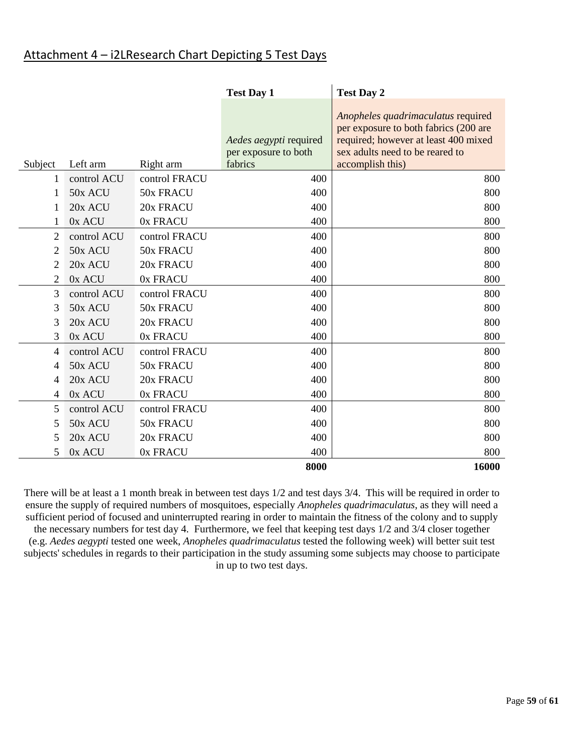## Attachment 4 – i2LResearch Chart Depicting 5 Test Days

| Subject | Left arm | Right arm | **Test Day 1**<br>*Aedes aegypti* required per exposure to both fabrics | **Test Day 2**<br>*Anopheles quadrimaculatus* required per exposure to both fabrics (200 are required; however at least 400 mixed sex adults need to be reared to accomplish this) |
|---|---|---|---|---|
| 1 | control ACU | control FRACU | 400 | 800 |
| 1 | 50x ACU | 50x FRACU | 400 | 800 |
| 1 | 20x ACU | 20x FRACU | 400 | 800 |
| 1 | 0x ACU | 0x FRACU | 400 | 800 |
| 2 | control ACU | control FRACU | 400 | 800 |
| 2 | 50x ACU | 50x FRACU | 400 | 800 |
| 2 | 20x ACU | 20x FRACU | 400 | 800 |
| 2 | 0x ACU | 0x FRACU | 400 | 800 |
| 3 | control ACU | control FRACU | 400 | 800 |
| 3 | 50x ACU | 50x FRACU | 400 | 800 |
| 3 | 20x ACU | 20x FRACU | 400 | 800 |
| 3 | 0x ACU | 0x FRACU | 400 | 800 |
| 4 | control ACU | control FRACU | 400 | 800 |
| 4 | 50x ACU | 50x FRACU | 400 | 800 |
| 4 | 20x ACU | 20x FRACU | 400 | 800 |
| 4 | 0x ACU | 0x FRACU | 400 | 800 |
| 5 | control ACU | control FRACU | 400 | 800 |
| 5 | 50x ACU | 50x FRACU | 400 | 800 |
| 5 | 20x ACU | 20x FRACU | 400 | 800 |
| 5 | 0x ACU | 0x FRACU | 400 | 800 |
| | | | **8000** | **16000** |

There will be at least a 1 month break in between test days 1/2 and test days 3/4. This will be required in order to ensure the supply of required numbers of mosquitoes, especially *Anopheles quadrimaculatus*, as they will need a sufficient period of focused and uninterrupted rearing in order to maintain the fitness of the colony and to supply the necessary numbers for test day 4. Furthermore, we feel that keeping test days 1/2 and 3/4 closer together (e.g. *Aedes aegypti* tested one week, *Anopheles quadrimaculatus* tested the following week) will better suit test subjects' schedules in regards to their participation in the study assuming some subjects may choose to participate in up to two test days.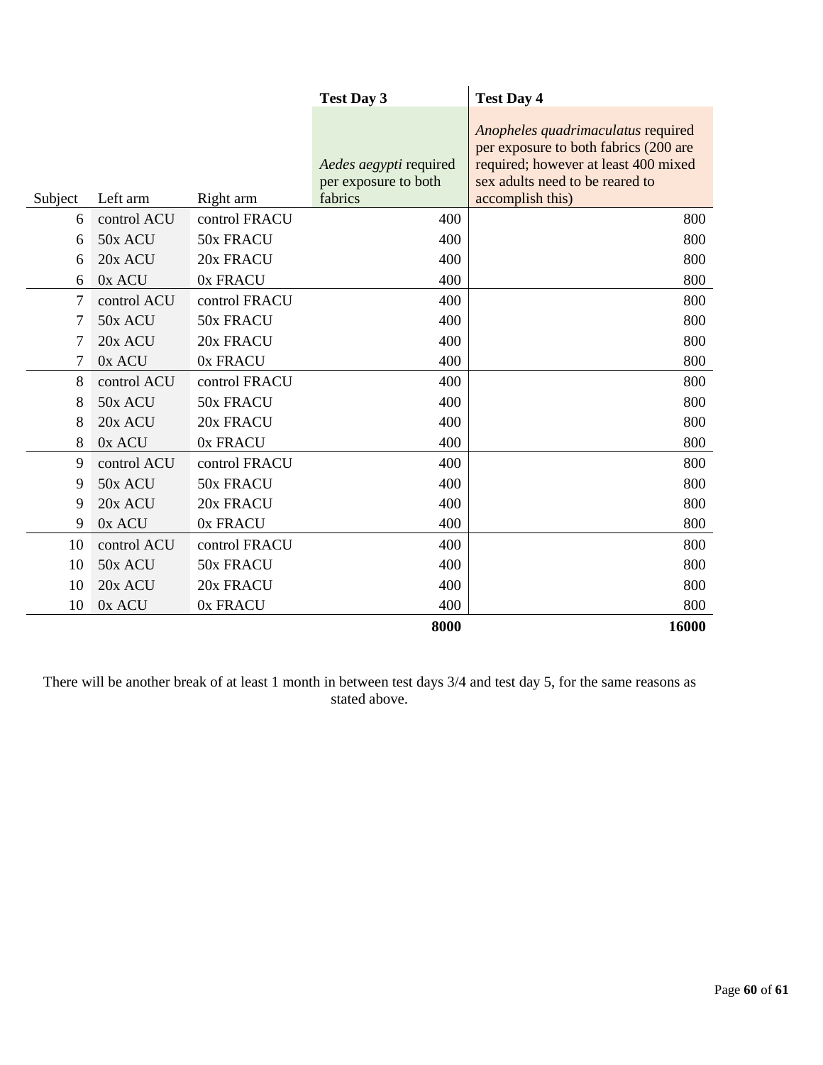| Subject | Left arm | Right arm | **Test Day 3**<br>*Aedes aegypti* required per exposure to both fabrics | **Test Day 4**<br>*Anopheles quadrimaculatus* required per exposure to both fabrics (200 are required; however at least 400 mixed sex adults need to be reared to accomplish this) |
|---|---|---|---|---|
| 6 | control ACU | control FRACU | 400 | 800 |
| 6 | 50x ACU | 50x FRACU | 400 | 800 |
| 6 | 20x ACU | 20x FRACU | 400 | 800 |
| 6 | 0x ACU | 0x FRACU | 400 | 800 |
| 7 | control ACU | control FRACU | 400 | 800 |
| 7 | 50x ACU | 50x FRACU | 400 | 800 |
| 7 | 20x ACU | 20x FRACU | 400 | 800 |
| 7 | 0x ACU | 0x FRACU | 400 | 800 |
| 8 | control ACU | control FRACU | 400 | 800 |
| 8 | 50x ACU | 50x FRACU | 400 | 800 |
| 8 | 20x ACU | 20x FRACU | 400 | 800 |
| 8 | 0x ACU | 0x FRACU | 400 | 800 |
| 9 | control ACU | control FRACU | 400 | 800 |
| 9 | 50x ACU | 50x FRACU | 400 | 800 |
| 9 | 20x ACU | 20x FRACU | 400 | 800 |
| 9 | 0x ACU | 0x FRACU | 400 | 800 |
| 10 | control ACU | control FRACU | 400 | 800 |
| 10 | 50x ACU | 50x FRACU | 400 | 800 |
| 10 | 20x ACU | 20x FRACU | 400 | 800 |
| 10 | 0x ACU | 0x FRACU | 400 | 800 |
| | | | **8000** | **16000** |

There will be another break of at least 1 month in between test days 3/4 and test day 5, for the same reasons as stated above.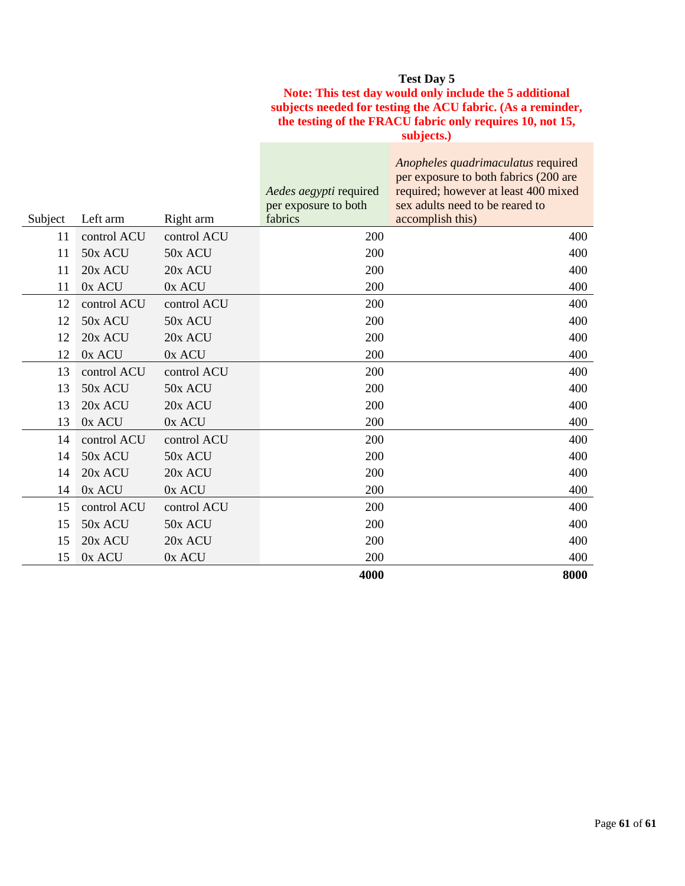**Test Day 5**

**Note: This test day would only include the 5 additional subjects needed for testing the ACU fabric. (As a reminder, the testing of the FRACU fabric only requires 10, not 15, subjects.)**

| Subject | Left arm | Right arm | *Aedes aegypti* required per exposure to both fabrics | *Anopheles quadrimaculatus* required per exposure to both fabrics (200 are required; however at least 400 mixed sex adults need to be reared to accomplish this) |
|---|---|---|---|---|
| 11 | control ACU | control ACU | 200 | 400 |
| 11 | 50x ACU | 50x ACU | 200 | 400 |
| 11 | 20x ACU | 20x ACU | 200 | 400 |
| 11 | 0x ACU | 0x ACU | 200 | 400 |
| 12 | control ACU | control ACU | 200 | 400 |
| 12 | 50x ACU | 50x ACU | 200 | 400 |
| 12 | 20x ACU | 20x ACU | 200 | 400 |
| 12 | 0x ACU | 0x ACU | 200 | 400 |
| 13 | control ACU | control ACU | 200 | 400 |
| 13 | 50x ACU | 50x ACU | 200 | 400 |
| 13 | 20x ACU | 20x ACU | 200 | 400 |
| 13 | 0x ACU | 0x ACU | 200 | 400 |
| 14 | control ACU | control ACU | 200 | 400 |
| 14 | 50x ACU | 50x ACU | 200 | 400 |
| 14 | 20x ACU | 20x ACU | 200 | 400 |
| 14 | 0x ACU | 0x ACU | 200 | 400 |
| 15 | control ACU | control ACU | 200 | 400 |
| 15 | 50x ACU | 50x ACU | 200 | 400 |
| 15 | 20x ACU | 20x ACU | 200 | 400 |
| 15 | 0x ACU | 0x ACU | 200 | 400 |
| | | | **4000** | **8000** |